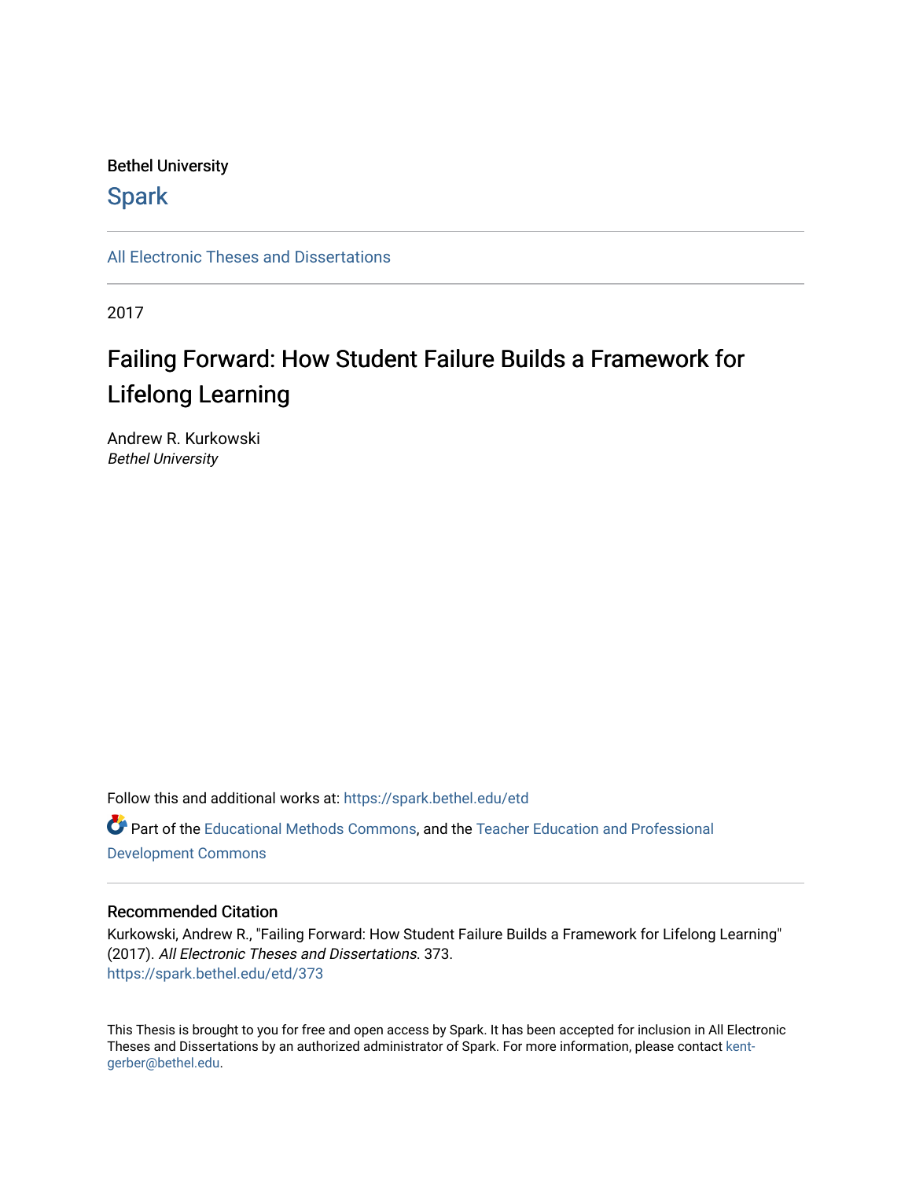Bethel University

Spark

All Electronic Theses and Dissertations

2017

# Failing Forward: How Student Failure Builds a Framework for Lifelong Learning

Andrew R. Kurkowski
*Bethel University*

Follow this and additional works at: https://spark.bethel.edu/etd

Part of the Educational Methods Commons, and the Teacher Education and Professional Development Commons

## Recommended Citation

Kurkowski, Andrew R., "Failing Forward: How Student Failure Builds a Framework for Lifelong Learning" (2017). *All Electronic Theses and Dissertations*. 373.
https://spark.bethel.edu/etd/373

This Thesis is brought to you for free and open access by Spark. It has been accepted for inclusion in All Electronic Theses and Dissertations by an authorized administrator of Spark. For more information, please contact kent-gerber@bethel.edu.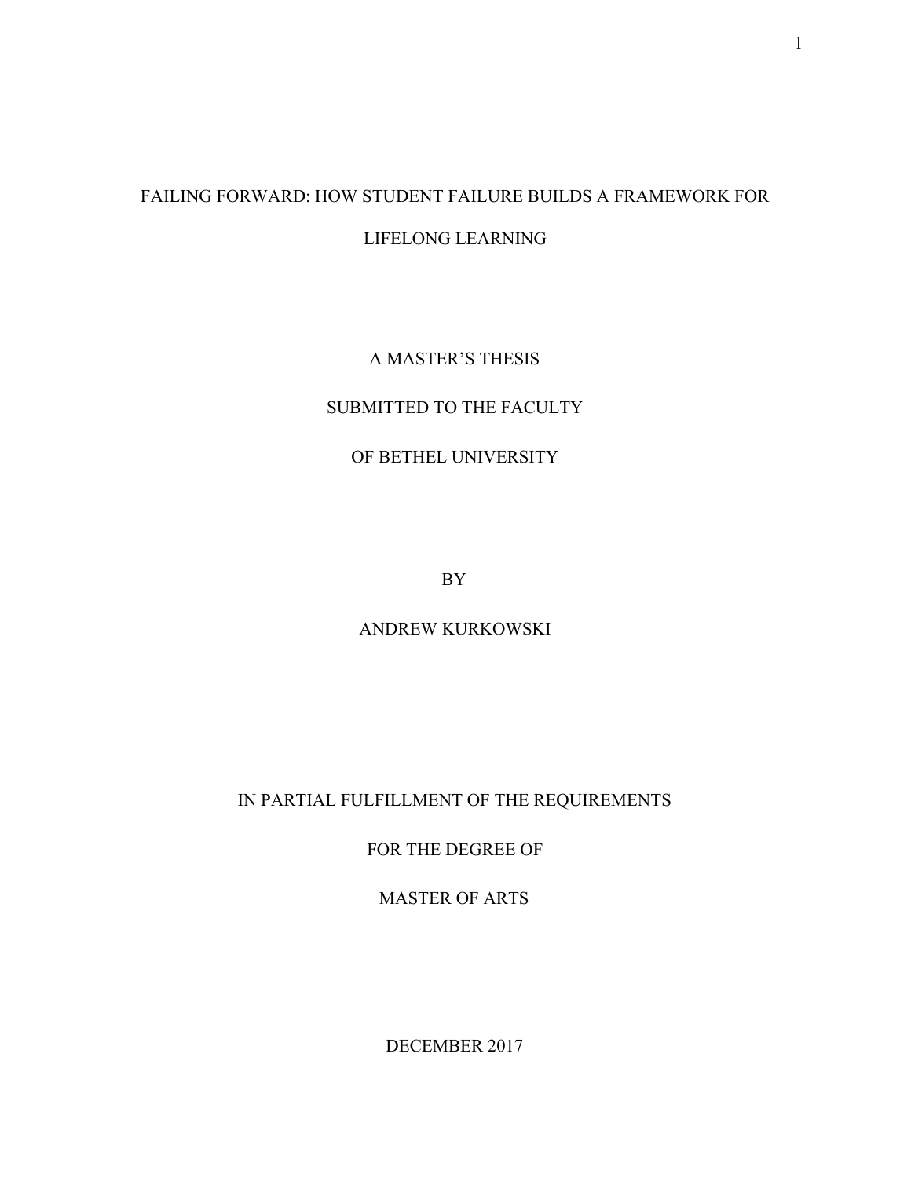# FAILING FORWARD: HOW STUDENT FAILURE BUILDS A FRAMEWORK FOR LIFELONG LEARNING

A MASTER'S THESIS

SUBMITTED TO THE FACULTY

OF BETHEL UNIVERSITY

BY

ANDREW KURKOWSKI

IN PARTIAL FULFILLMENT OF THE REQUIREMENTS

FOR THE DEGREE OF

MASTER OF ARTS

DECEMBER 2017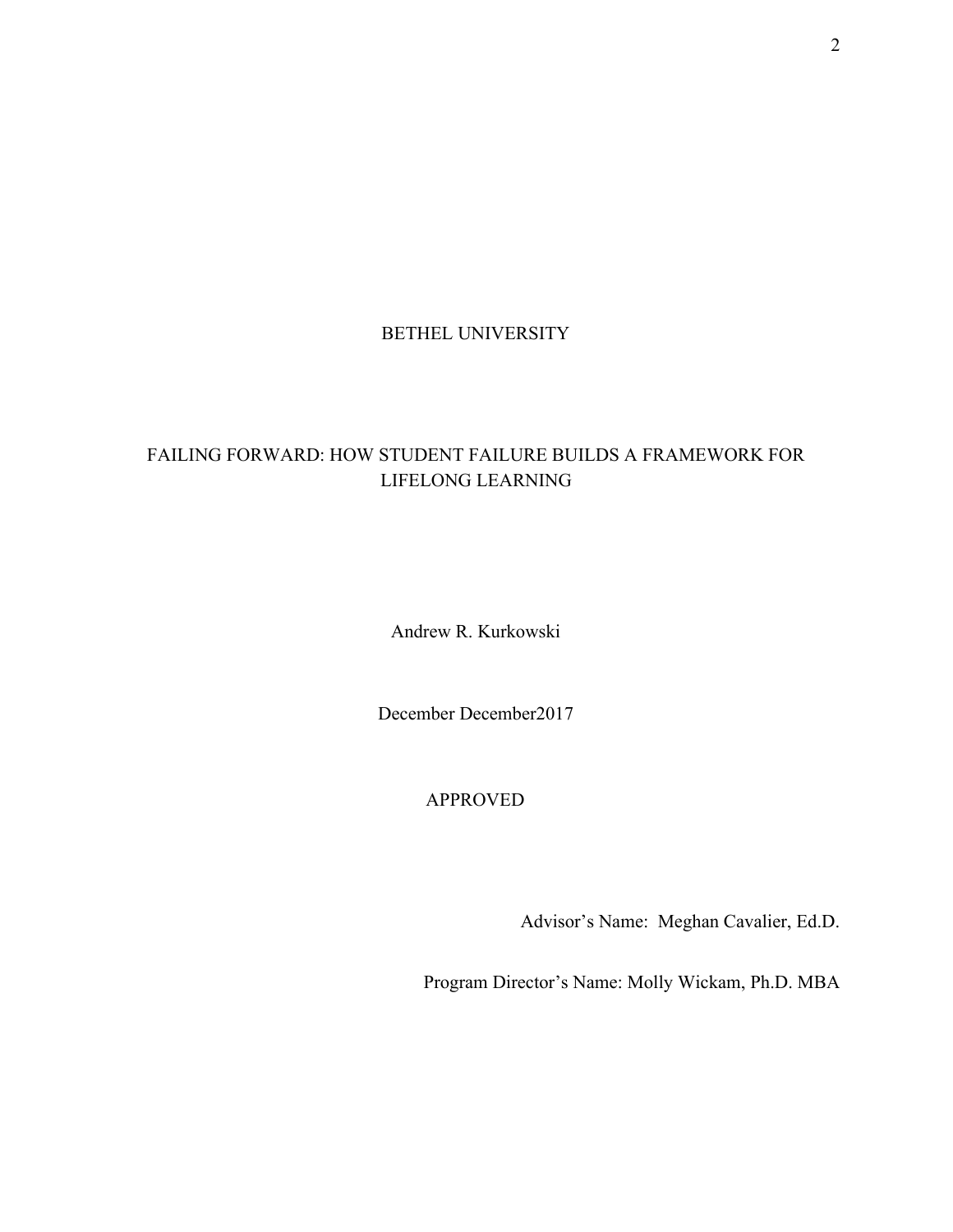BETHEL UNIVERSITY

FAILING FORWARD: HOW STUDENT FAILURE BUILDS A FRAMEWORK FOR LIFELONG LEARNING

Andrew R. Kurkowski

December December2017

APPROVED

Advisor's Name: Meghan Cavalier, Ed.D.

Program Director's Name: Molly Wickam, Ph.D. MBA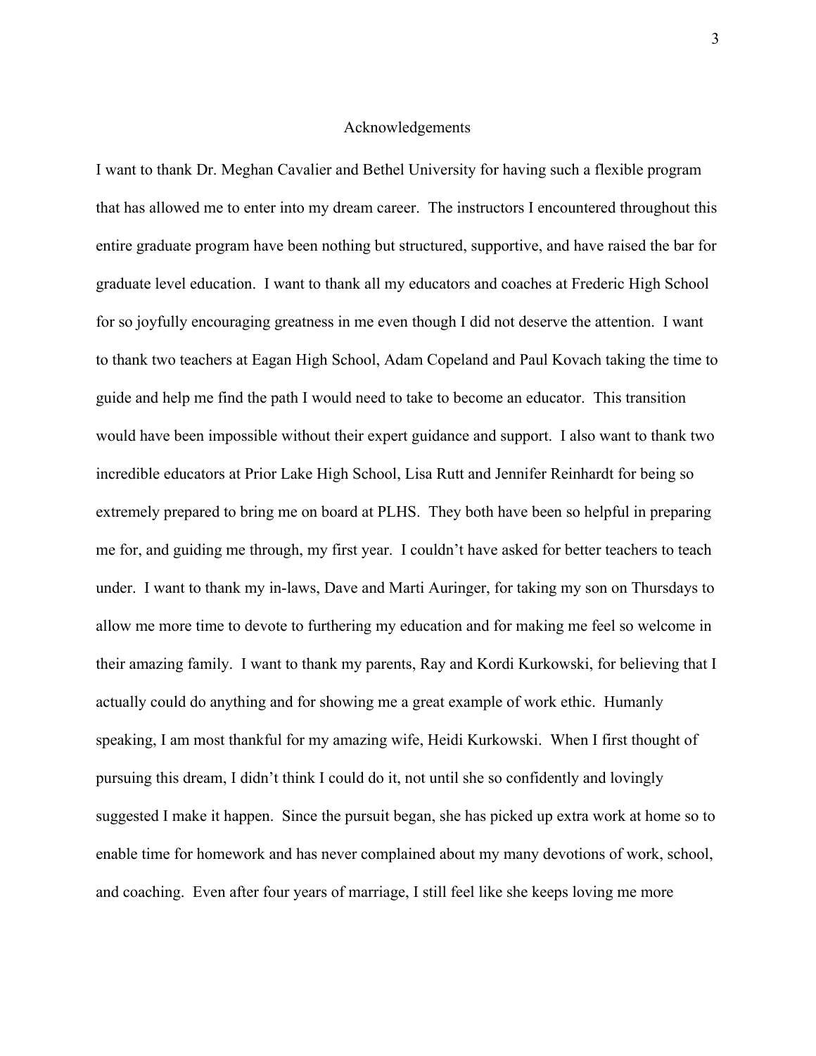# Acknowledgements

I want to thank Dr. Meghan Cavalier and Bethel University for having such a flexible program that has allowed me to enter into my dream career. The instructors I encountered throughout this entire graduate program have been nothing but structured, supportive, and have raised the bar for graduate level education. I want to thank all my educators and coaches at Frederic High School for so joyfully encouraging greatness in me even though I did not deserve the attention. I want to thank two teachers at Eagan High School, Adam Copeland and Paul Kovach taking the time to guide and help me find the path I would need to take to become an educator. This transition would have been impossible without their expert guidance and support. I also want to thank two incredible educators at Prior Lake High School, Lisa Rutt and Jennifer Reinhardt for being so extremely prepared to bring me on board at PLHS. They both have been so helpful in preparing me for, and guiding me through, my first year. I couldn't have asked for better teachers to teach under. I want to thank my in-laws, Dave and Marti Auringer, for taking my son on Thursdays to allow me more time to devote to furthering my education and for making me feel so welcome in their amazing family. I want to thank my parents, Ray and Kordi Kurkowski, for believing that I actually could do anything and for showing me a great example of work ethic. Humanly speaking, I am most thankful for my amazing wife, Heidi Kurkowski. When I first thought of pursuing this dream, I didn't think I could do it, not until she so confidently and lovingly suggested I make it happen. Since the pursuit began, she has picked up extra work at home so to enable time for homework and has never complained about my many devotions of work, school, and coaching. Even after four years of marriage, I still feel like she keeps loving me more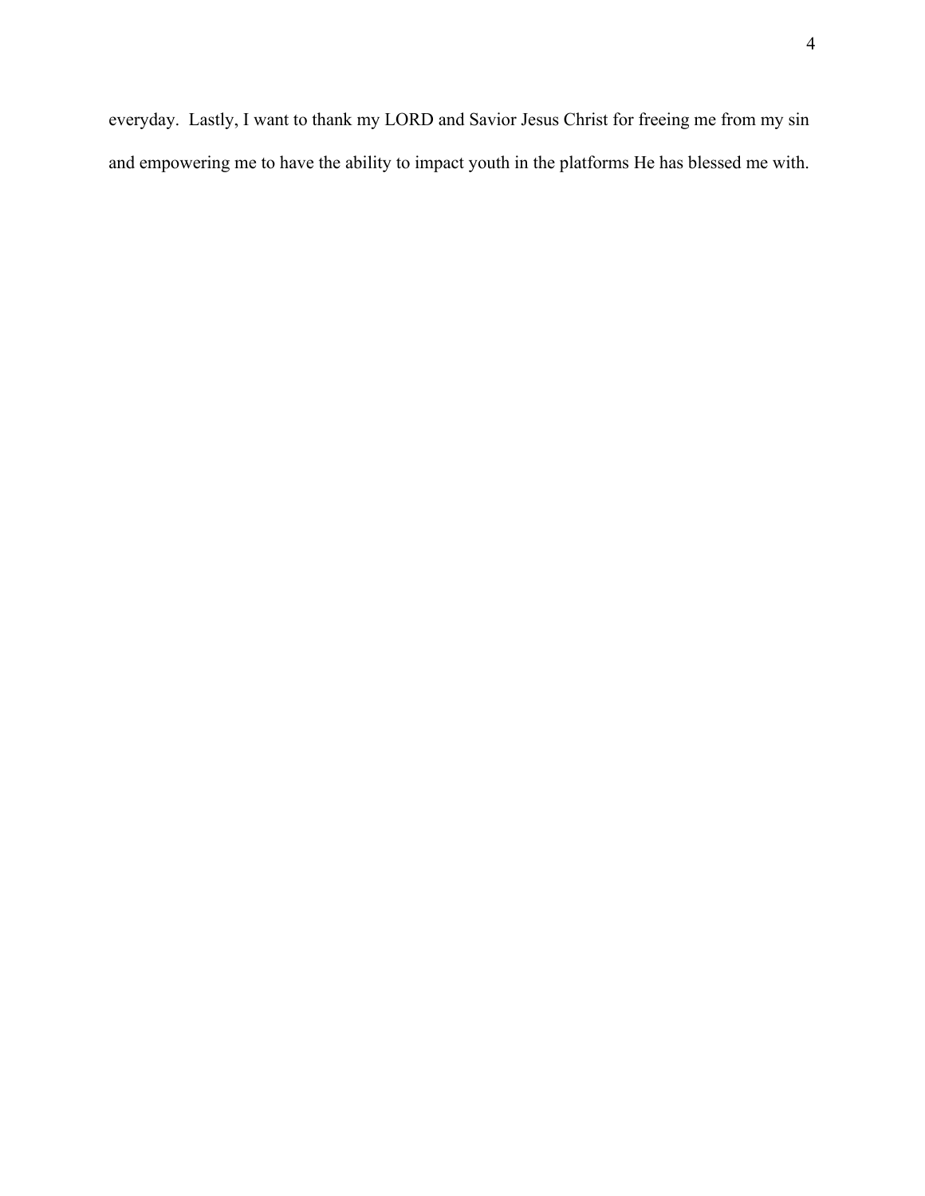everyday.  Lastly, I want to thank my LORD and Savior Jesus Christ for freeing me from my sin and empowering me to have the ability to impact youth in the platforms He has blessed me with.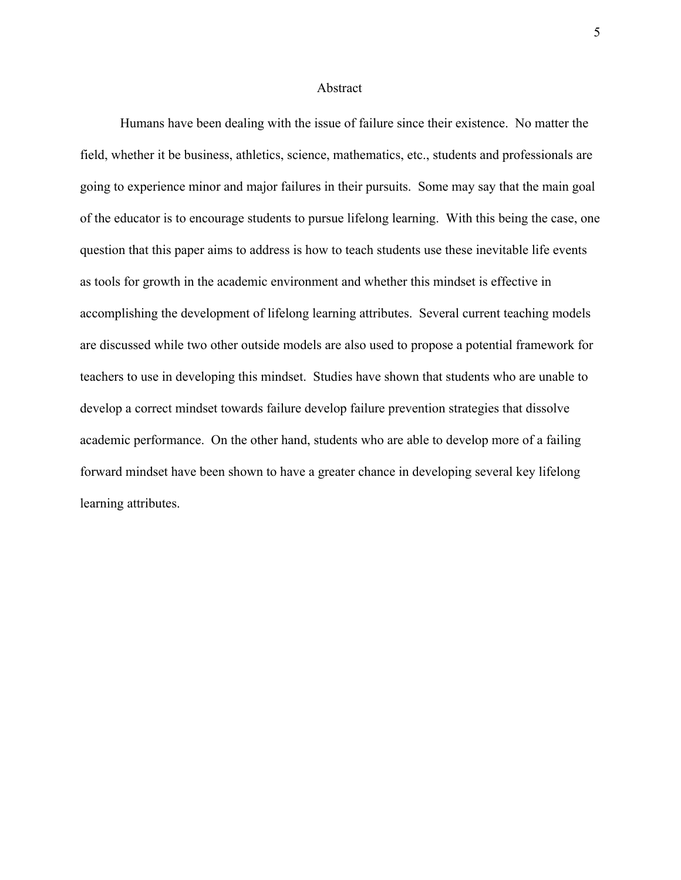# Abstract

Humans have been dealing with the issue of failure since their existence. No matter the field, whether it be business, athletics, science, mathematics, etc., students and professionals are going to experience minor and major failures in their pursuits. Some may say that the main goal of the educator is to encourage students to pursue lifelong learning. With this being the case, one question that this paper aims to address is how to teach students use these inevitable life events as tools for growth in the academic environment and whether this mindset is effective in accomplishing the development of lifelong learning attributes. Several current teaching models are discussed while two other outside models are also used to propose a potential framework for teachers to use in developing this mindset. Studies have shown that students who are unable to develop a correct mindset towards failure develop failure prevention strategies that dissolve academic performance. On the other hand, students who are able to develop more of a failing forward mindset have been shown to have a greater chance in developing several key lifelong learning attributes.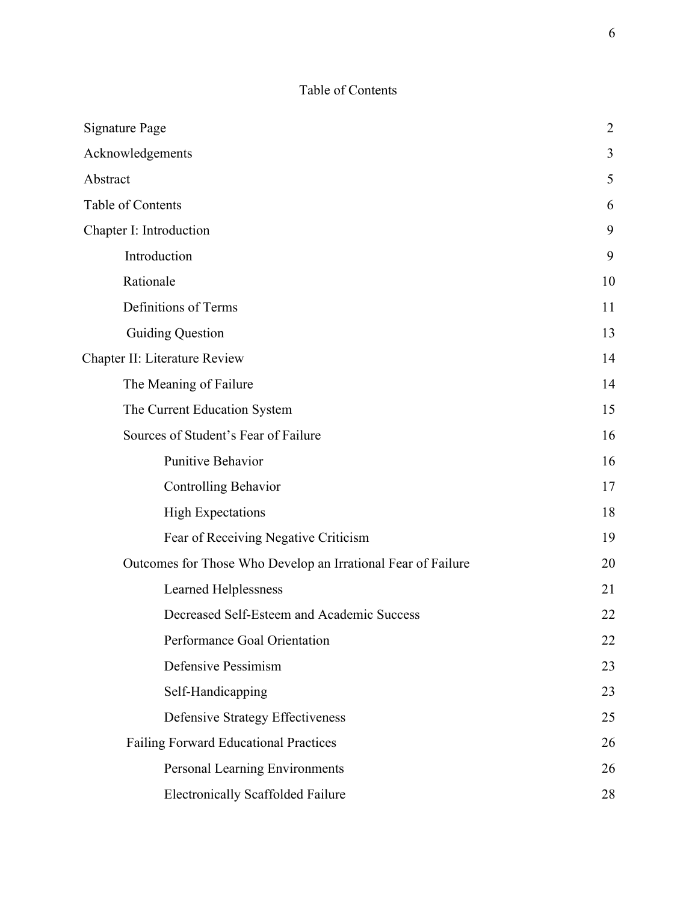## Table of Contents

| | |
|---|---|
| Signature Page | 2 |
| Acknowledgements | 3 |
| Abstract | 5 |
| Table of Contents | 6 |
| Chapter I: Introduction | 9 |
| Introduction | 9 |
| Rationale | 10 |
| Definitions of Terms | 11 |
| Guiding Question | 13 |
| Chapter II: Literature Review | 14 |
| The Meaning of Failure | 14 |
| The Current Education System | 15 |
| Sources of Student's Fear of Failure | 16 |
| Punitive Behavior | 16 |
| Controlling Behavior | 17 |
| High Expectations | 18 |
| Fear of Receiving Negative Criticism | 19 |
| Outcomes for Those Who Develop an Irrational Fear of Failure | 20 |
| Learned Helplessness | 21 |
| Decreased Self-Esteem and Academic Success | 22 |
| Performance Goal Orientation | 22 |
| Defensive Pessimism | 23 |
| Self-Handicapping | 23 |
| Defensive Strategy Effectiveness | 25 |
| Failing Forward Educational Practices | 26 |
| Personal Learning Environments | 26 |
| Electronically Scaffolded Failure | 28 |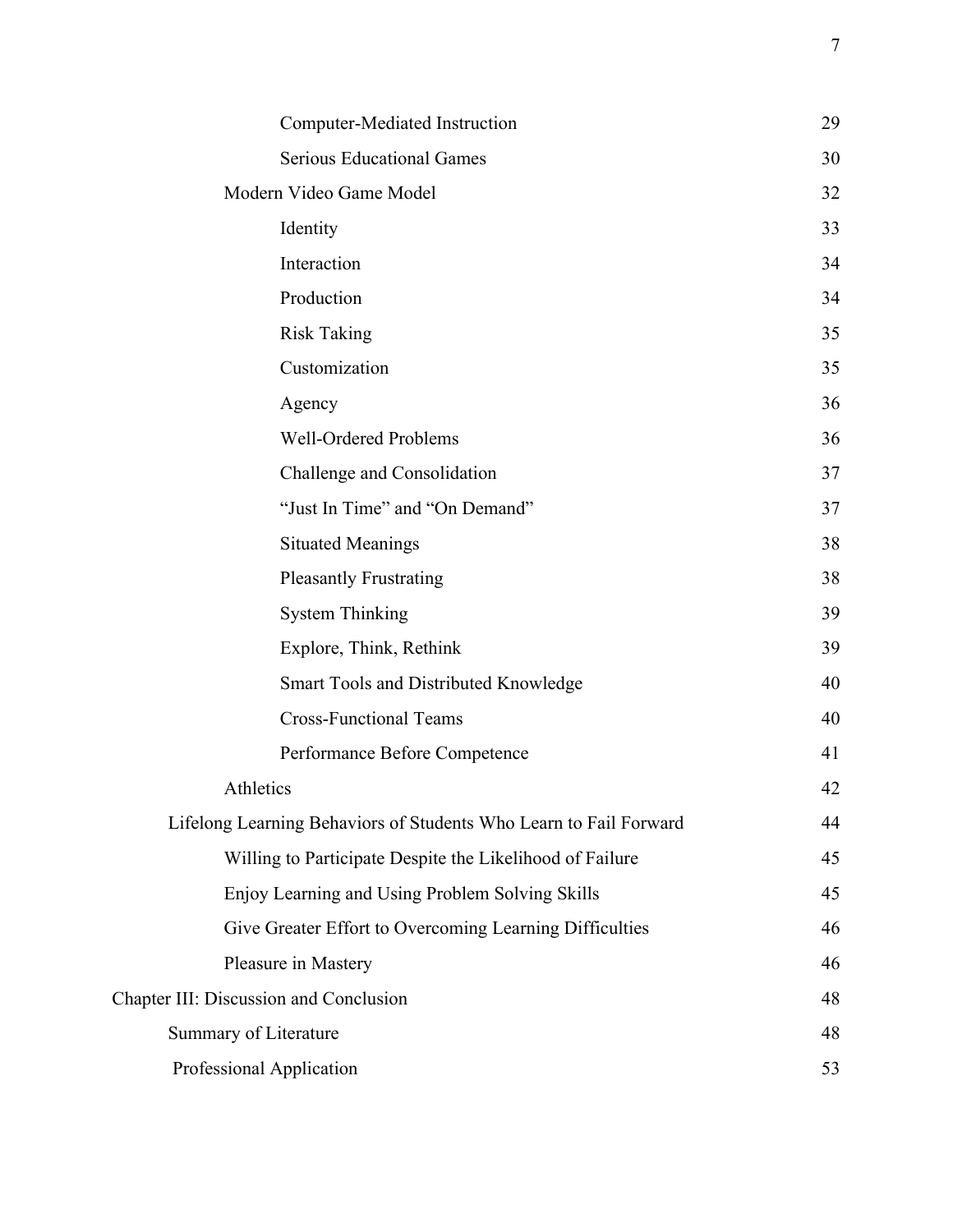| | |
|---|---|
| Computer-Mediated Instruction | 29 |
| Serious Educational Games | 30 |
| Modern Video Game Model | 32 |
| Identity | 33 |
| Interaction | 34 |
| Production | 34 |
| Risk Taking | 35 |
| Customization | 35 |
| Agency | 36 |
| Well-Ordered Problems | 36 |
| Challenge and Consolidation | 37 |
| “Just In Time” and “On Demand” | 37 |
| Situated Meanings | 38 |
| Pleasantly Frustrating | 38 |
| System Thinking | 39 |
| Explore, Think, Rethink | 39 |
| Smart Tools and Distributed Knowledge | 40 |
| Cross-Functional Teams | 40 |
| Performance Before Competence | 41 |
| Athletics | 42 |
| Lifelong Learning Behaviors of Students Who Learn to Fail Forward | 44 |
| Willing to Participate Despite the Likelihood of Failure | 45 |
| Enjoy Learning and Using Problem Solving Skills | 45 |
| Give Greater Effort to Overcoming Learning Difficulties | 46 |
| Pleasure in Mastery | 46 |
| Chapter III: Discussion and Conclusion | 48 |
| Summary of Literature | 48 |
| Professional Application | 53 |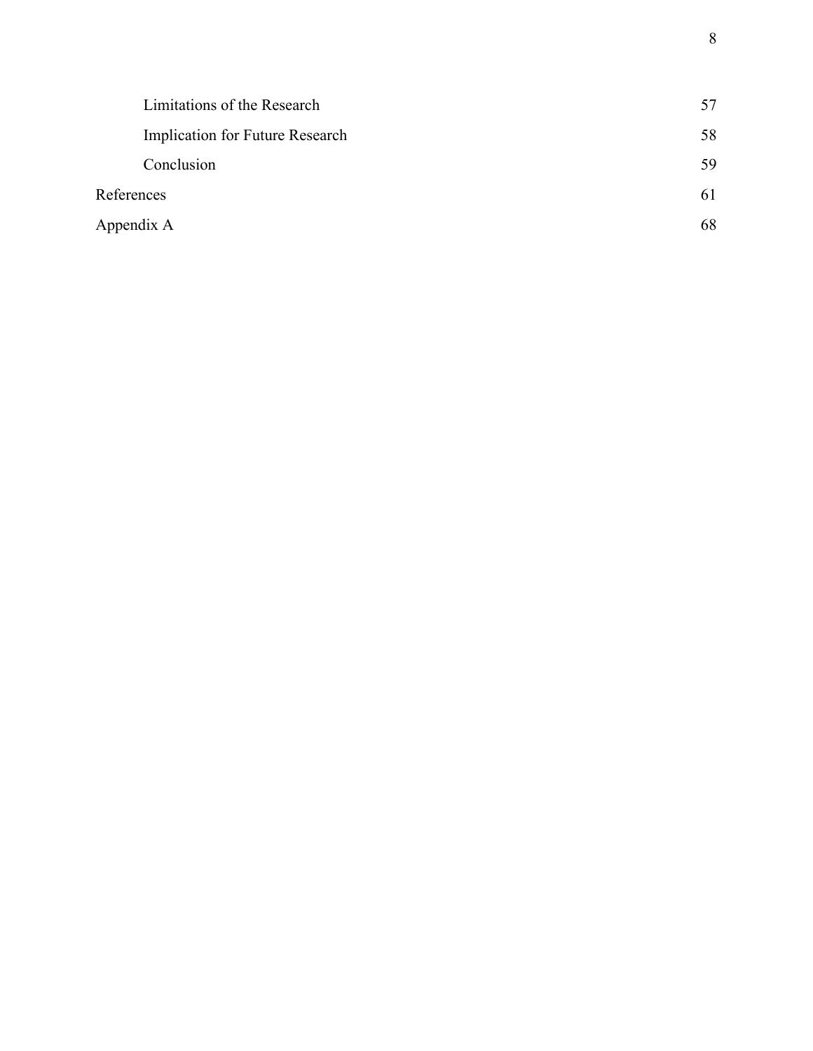| | |
|---|---|
| Limitations of the Research | 57 |
| Implication for Future Research | 58 |
| Conclusion | 59 |
| References | 61 |
| Appendix A | 68 |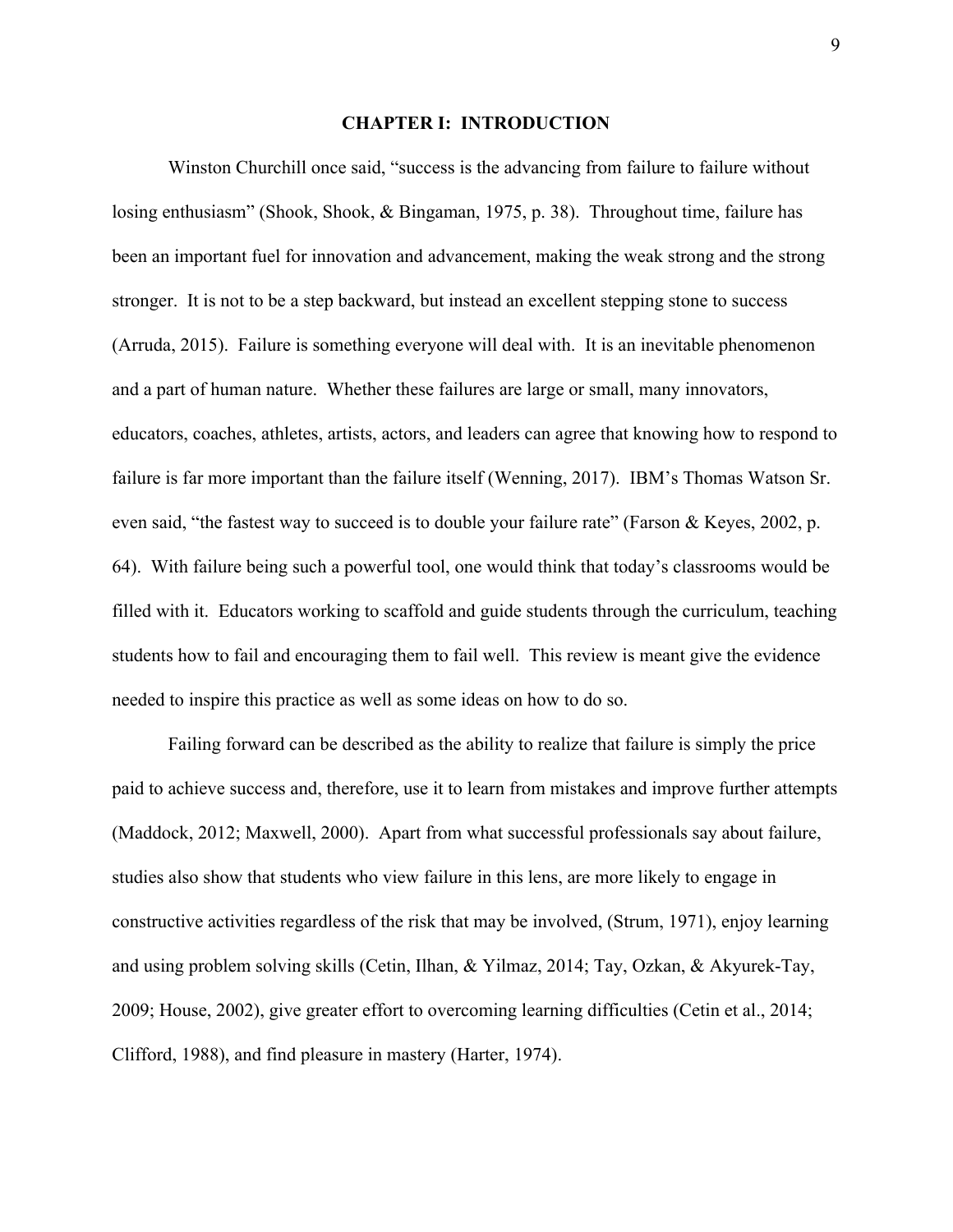# CHAPTER I: INTRODUCTION

Winston Churchill once said, "success is the advancing from failure to failure without losing enthusiasm" (Shook, Shook, & Bingaman, 1975, p. 38). Throughout time, failure has been an important fuel for innovation and advancement, making the weak strong and the strong stronger. It is not to be a step backward, but instead an excellent stepping stone to success (Arruda, 2015). Failure is something everyone will deal with. It is an inevitable phenomenon and a part of human nature. Whether these failures are large or small, many innovators, educators, coaches, athletes, artists, actors, and leaders can agree that knowing how to respond to failure is far more important than the failure itself (Wenning, 2017). IBM's Thomas Watson Sr. even said, "the fastest way to succeed is to double your failure rate" (Farson & Keyes, 2002, p. 64). With failure being such a powerful tool, one would think that today's classrooms would be filled with it. Educators working to scaffold and guide students through the curriculum, teaching students how to fail and encouraging them to fail well. This review is meant give the evidence needed to inspire this practice as well as some ideas on how to do so.

Failing forward can be described as the ability to realize that failure is simply the price paid to achieve success and, therefore, use it to learn from mistakes and improve further attempts (Maddock, 2012; Maxwell, 2000). Apart from what successful professionals say about failure, studies also show that students who view failure in this lens, are more likely to engage in constructive activities regardless of the risk that may be involved, (Strum, 1971), enjoy learning and using problem solving skills (Cetin, Ilhan, & Yilmaz, 2014; Tay, Ozkan, & Akyurek-Tay, 2009; House, 2002), give greater effort to overcoming learning difficulties (Cetin et al., 2014; Clifford, 1988), and find pleasure in mastery (Harter, 1974).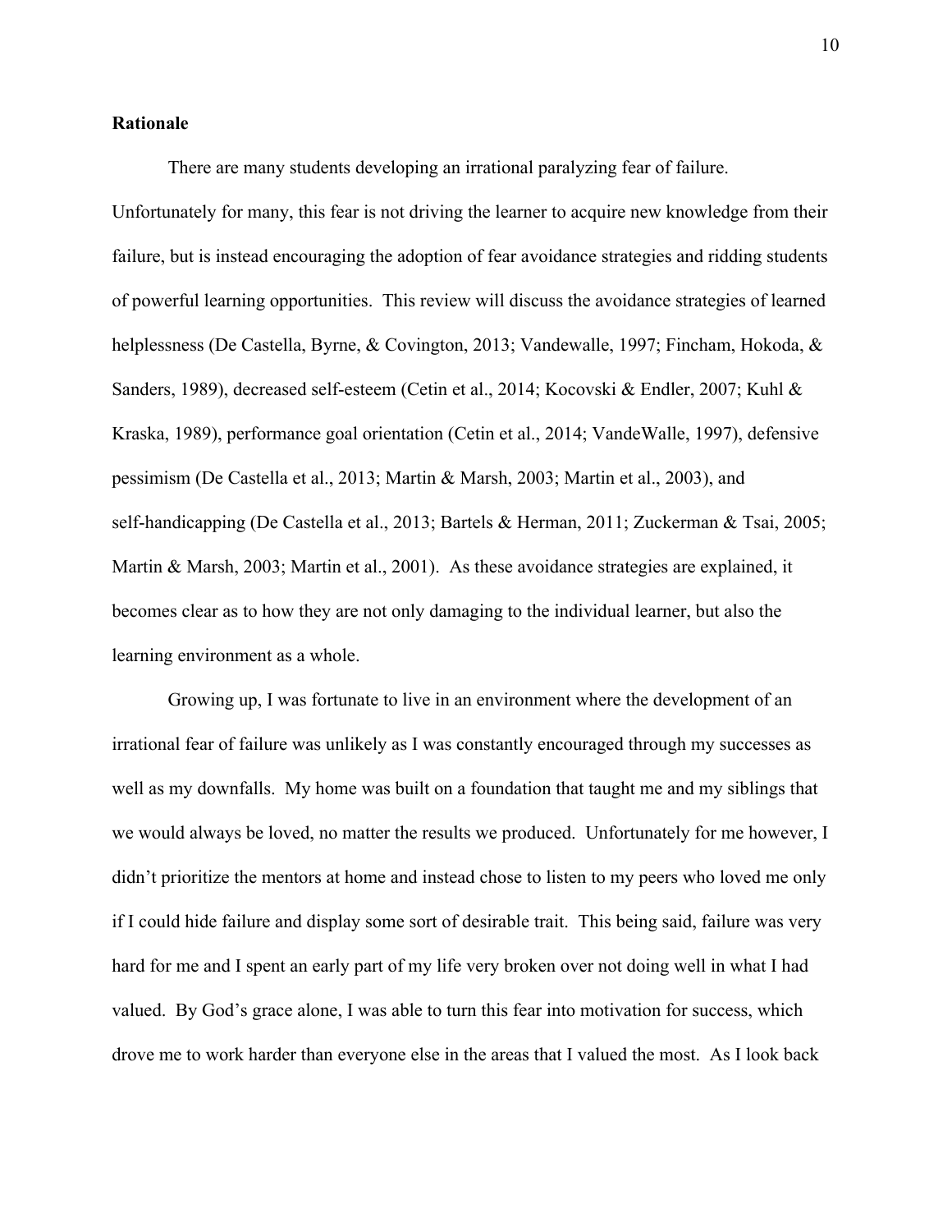**Rationale**

There are many students developing an irrational paralyzing fear of failure. Unfortunately for many, this fear is not driving the learner to acquire new knowledge from their failure, but is instead encouraging the adoption of fear avoidance strategies and ridding students of powerful learning opportunities. This review will discuss the avoidance strategies of learned helplessness (De Castella, Byrne, & Covington, 2013; Vandewalle, 1997; Fincham, Hokoda, & Sanders, 1989), decreased self-esteem (Cetin et al., 2014; Kocovski & Endler, 2007; Kuhl & Kraska, 1989), performance goal orientation (Cetin et al., 2014; VandeWalle, 1997), defensive pessimism (De Castella et al., 2013; Martin & Marsh, 2003; Martin et al., 2003), and self-handicapping (De Castella et al., 2013; Bartels & Herman, 2011; Zuckerman & Tsai, 2005; Martin & Marsh, 2003; Martin et al., 2001). As these avoidance strategies are explained, it becomes clear as to how they are not only damaging to the individual learner, but also the learning environment as a whole.

Growing up, I was fortunate to live in an environment where the development of an irrational fear of failure was unlikely as I was constantly encouraged through my successes as well as my downfalls. My home was built on a foundation that taught me and my siblings that we would always be loved, no matter the results we produced. Unfortunately for me however, I didn't prioritize the mentors at home and instead chose to listen to my peers who loved me only if I could hide failure and display some sort of desirable trait. This being said, failure was very hard for me and I spent an early part of my life very broken over not doing well in what I had valued. By God's grace alone, I was able to turn this fear into motivation for success, which drove me to work harder than everyone else in the areas that I valued the most. As I look back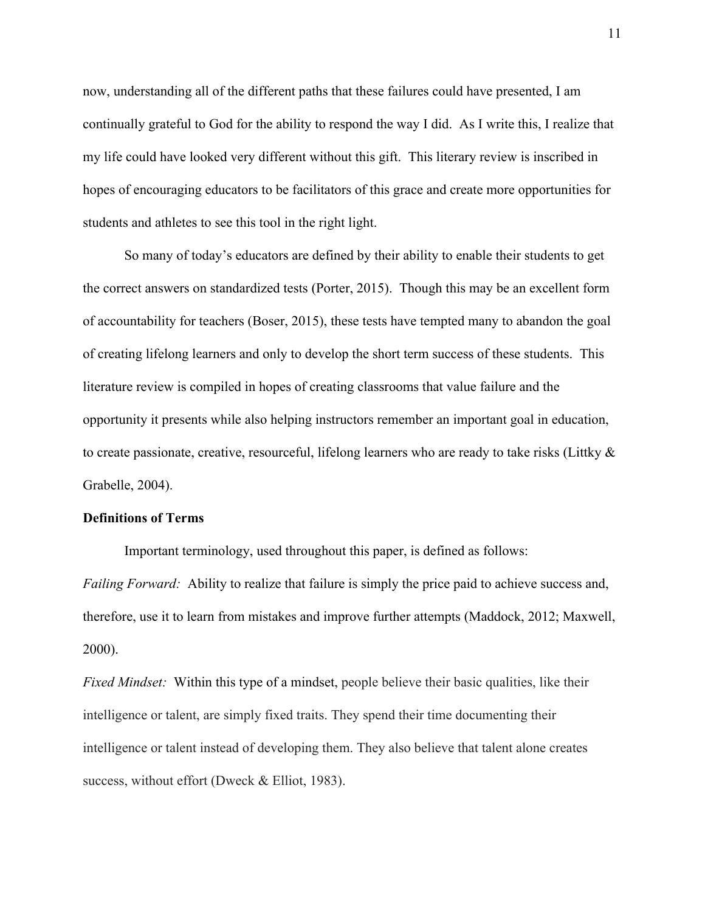now, understanding all of the different paths that these failures could have presented, I am continually grateful to God for the ability to respond the way I did. As I write this, I realize that my life could have looked very different without this gift. This literary review is inscribed in hopes of encouraging educators to be facilitators of this grace and create more opportunities for students and athletes to see this tool in the right light.

So many of today's educators are defined by their ability to enable their students to get the correct answers on standardized tests (Porter, 2015). Though this may be an excellent form of accountability for teachers (Boser, 2015), these tests have tempted many to abandon the goal of creating lifelong learners and only to develop the short term success of these students. This literature review is compiled in hopes of creating classrooms that value failure and the opportunity it presents while also helping instructors remember an important goal in education, to create passionate, creative, resourceful, lifelong learners who are ready to take risks (Littky & Grabelle, 2004).

**Definitions of Terms**

Important terminology, used throughout this paper, is defined as follows:

*Failing Forward:* Ability to realize that failure is simply the price paid to achieve success and, therefore, use it to learn from mistakes and improve further attempts (Maddock, 2012; Maxwell, 2000).

*Fixed Mindset:* Within this type of a mindset, people believe their basic qualities, like their intelligence or talent, are simply fixed traits. They spend their time documenting their intelligence or talent instead of developing them. They also believe that talent alone creates success, without effort (Dweck & Elliot, 1983).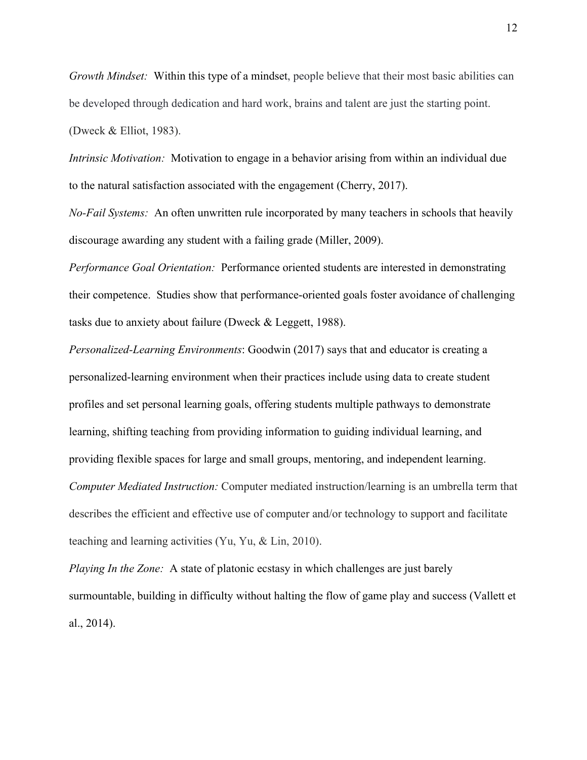*Growth Mindset:* Within this type of a mindset, people believe that their most basic abilities can be developed through dedication and hard work, brains and talent are just the starting point. (Dweck & Elliot, 1983).

*Intrinsic Motivation:* Motivation to engage in a behavior arising from within an individual due to the natural satisfaction associated with the engagement (Cherry, 2017).

*No-Fail Systems:* An often unwritten rule incorporated by many teachers in schools that heavily discourage awarding any student with a failing grade (Miller, 2009).

*Performance Goal Orientation:* Performance oriented students are interested in demonstrating their competence. Studies show that performance-oriented goals foster avoidance of challenging tasks due to anxiety about failure (Dweck & Leggett, 1988).

*Personalized-Learning Environments*: Goodwin (2017) says that and educator is creating a personalized-learning environment when their practices include using data to create student profiles and set personal learning goals, offering students multiple pathways to demonstrate learning, shifting teaching from providing information to guiding individual learning, and providing flexible spaces for large and small groups, mentoring, and independent learning.

*Computer Mediated Instruction:* Computer mediated instruction/learning is an umbrella term that describes the efficient and effective use of computer and/or technology to support and facilitate teaching and learning activities (Yu, Yu, & Lin, 2010).

*Playing In the Zone:* A state of platonic ecstasy in which challenges are just barely surmountable, building in difficulty without halting the flow of game play and success (Vallett et al., 2014).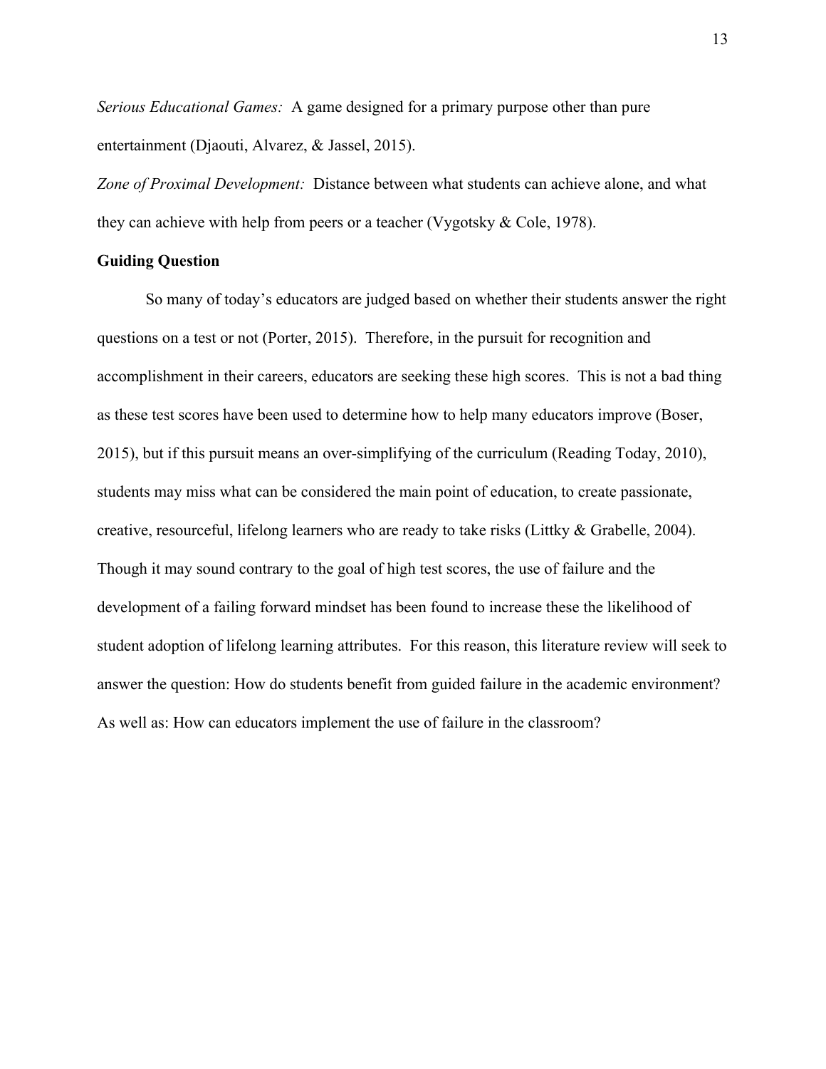*Serious Educational Games:* A game designed for a primary purpose other than pure entertainment (Djaouti, Alvarez, & Jassel, 2015).

*Zone of Proximal Development:* Distance between what students can achieve alone, and what they can achieve with help from peers or a teacher (Vygotsky & Cole, 1978).

**Guiding Question**

So many of today's educators are judged based on whether their students answer the right questions on a test or not (Porter, 2015). Therefore, in the pursuit for recognition and accomplishment in their careers, educators are seeking these high scores. This is not a bad thing as these test scores have been used to determine how to help many educators improve (Boser, 2015), but if this pursuit means an over-simplifying of the curriculum (Reading Today, 2010), students may miss what can be considered the main point of education, to create passionate, creative, resourceful, lifelong learners who are ready to take risks (Littky & Grabelle, 2004). Though it may sound contrary to the goal of high test scores, the use of failure and the development of a failing forward mindset has been found to increase these the likelihood of student adoption of lifelong learning attributes. For this reason, this literature review will seek to answer the question: How do students benefit from guided failure in the academic environment? As well as: How can educators implement the use of failure in the classroom?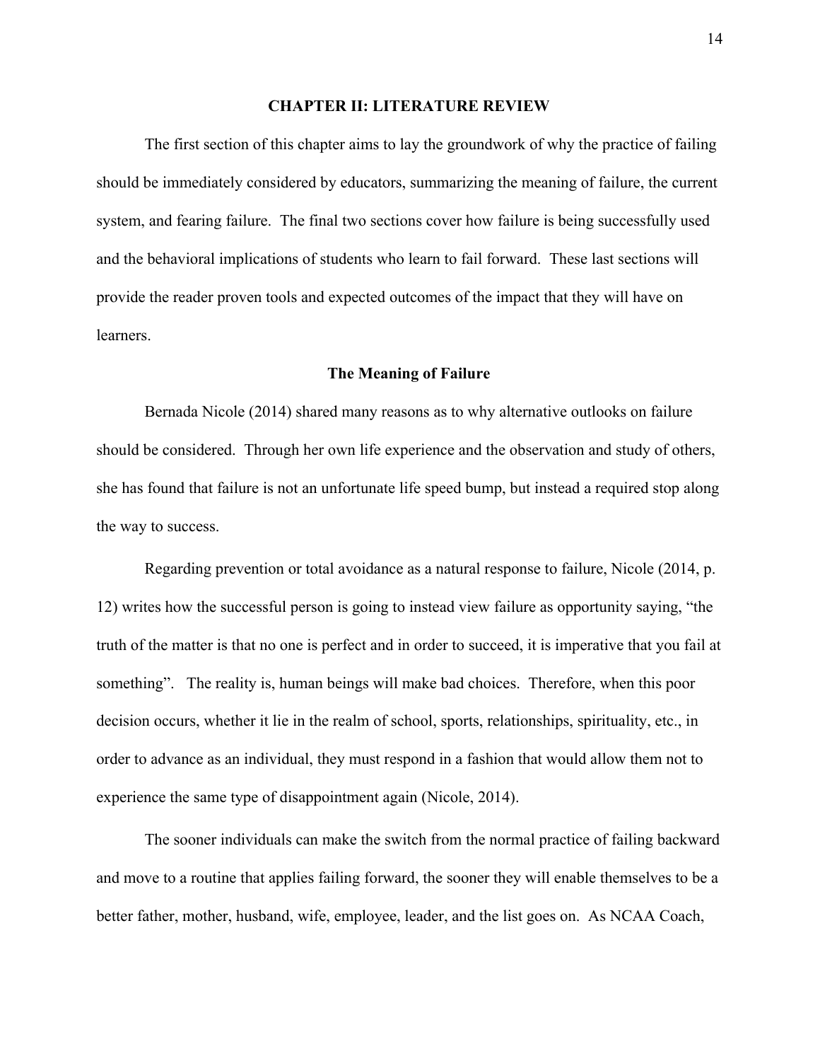## CHAPTER II: LITERATURE REVIEW

The first section of this chapter aims to lay the groundwork of why the practice of failing should be immediately considered by educators, summarizing the meaning of failure, the current system, and fearing failure. The final two sections cover how failure is being successfully used and the behavioral implications of students who learn to fail forward. These last sections will provide the reader proven tools and expected outcomes of the impact that they will have on learners.

### The Meaning of Failure

Bernada Nicole (2014) shared many reasons as to why alternative outlooks on failure should be considered. Through her own life experience and the observation and study of others, she has found that failure is not an unfortunate life speed bump, but instead a required stop along the way to success.

Regarding prevention or total avoidance as a natural response to failure, Nicole (2014, p. 12) writes how the successful person is going to instead view failure as opportunity saying, "the truth of the matter is that no one is perfect and in order to succeed, it is imperative that you fail at something". The reality is, human beings will make bad choices. Therefore, when this poor decision occurs, whether it lie in the realm of school, sports, relationships, spirituality, etc., in order to advance as an individual, they must respond in a fashion that would allow them not to experience the same type of disappointment again (Nicole, 2014).

The sooner individuals can make the switch from the normal practice of failing backward and move to a routine that applies failing forward, the sooner they will enable themselves to be a better father, mother, husband, wife, employee, leader, and the list goes on. As NCAA Coach,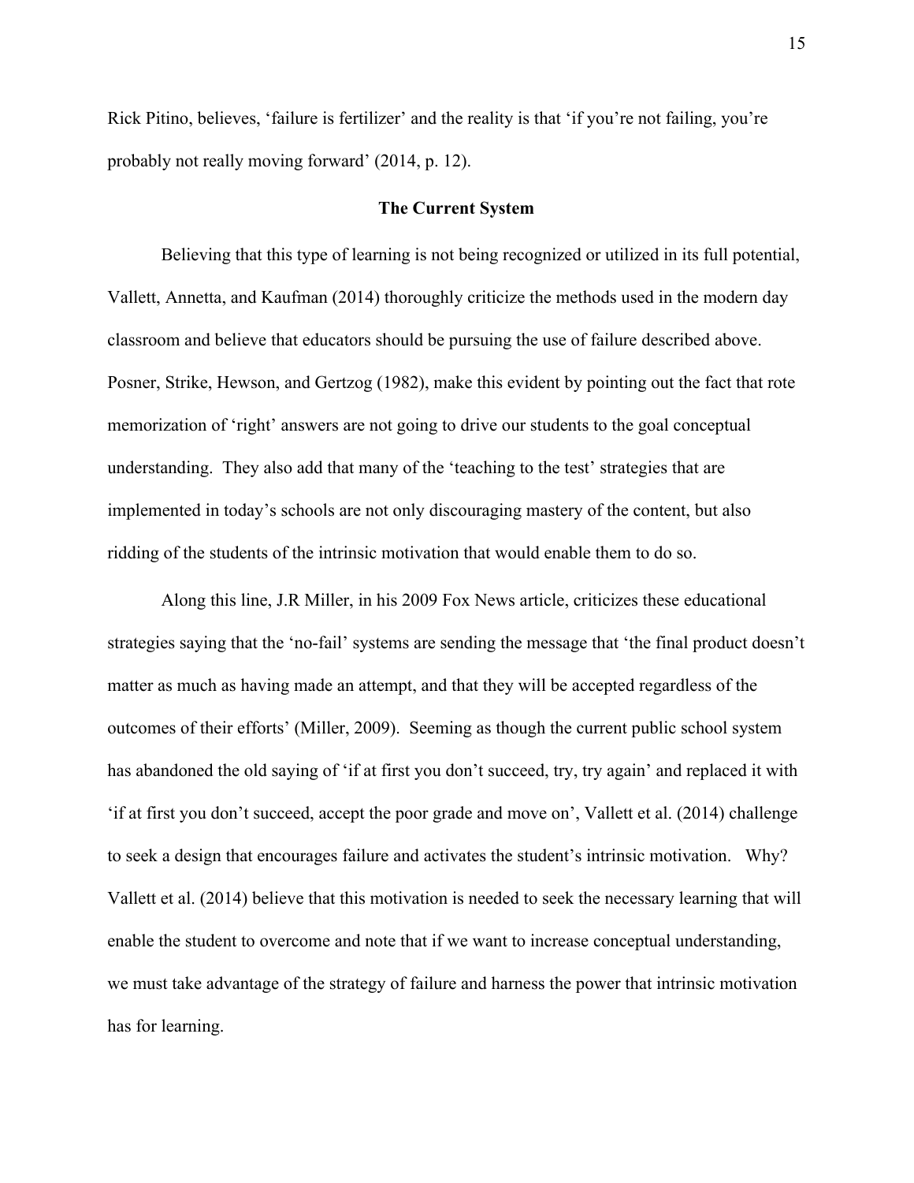Rick Pitino, believes, 'failure is fertilizer' and the reality is that 'if you're not failing, you're probably not really moving forward' (2014, p. 12).

## The Current System

Believing that this type of learning is not being recognized or utilized in its full potential, Vallett, Annetta, and Kaufman (2014) thoroughly criticize the methods used in the modern day classroom and believe that educators should be pursuing the use of failure described above. Posner, Strike, Hewson, and Gertzog (1982), make this evident by pointing out the fact that rote memorization of 'right' answers are not going to drive our students to the goal conceptual understanding. They also add that many of the 'teaching to the test' strategies that are implemented in today's schools are not only discouraging mastery of the content, but also ridding of the students of the intrinsic motivation that would enable them to do so.

Along this line, J.R Miller, in his 2009 Fox News article, criticizes these educational strategies saying that the 'no-fail' systems are sending the message that 'the final product doesn't matter as much as having made an attempt, and that they will be accepted regardless of the outcomes of their efforts' (Miller, 2009). Seeming as though the current public school system has abandoned the old saying of 'if at first you don't succeed, try, try again' and replaced it with 'if at first you don't succeed, accept the poor grade and move on', Vallett et al. (2014) challenge to seek a design that encourages failure and activates the student's intrinsic motivation. Why? Vallett et al. (2014) believe that this motivation is needed to seek the necessary learning that will enable the student to overcome and note that if we want to increase conceptual understanding, we must take advantage of the strategy of failure and harness the power that intrinsic motivation has for learning.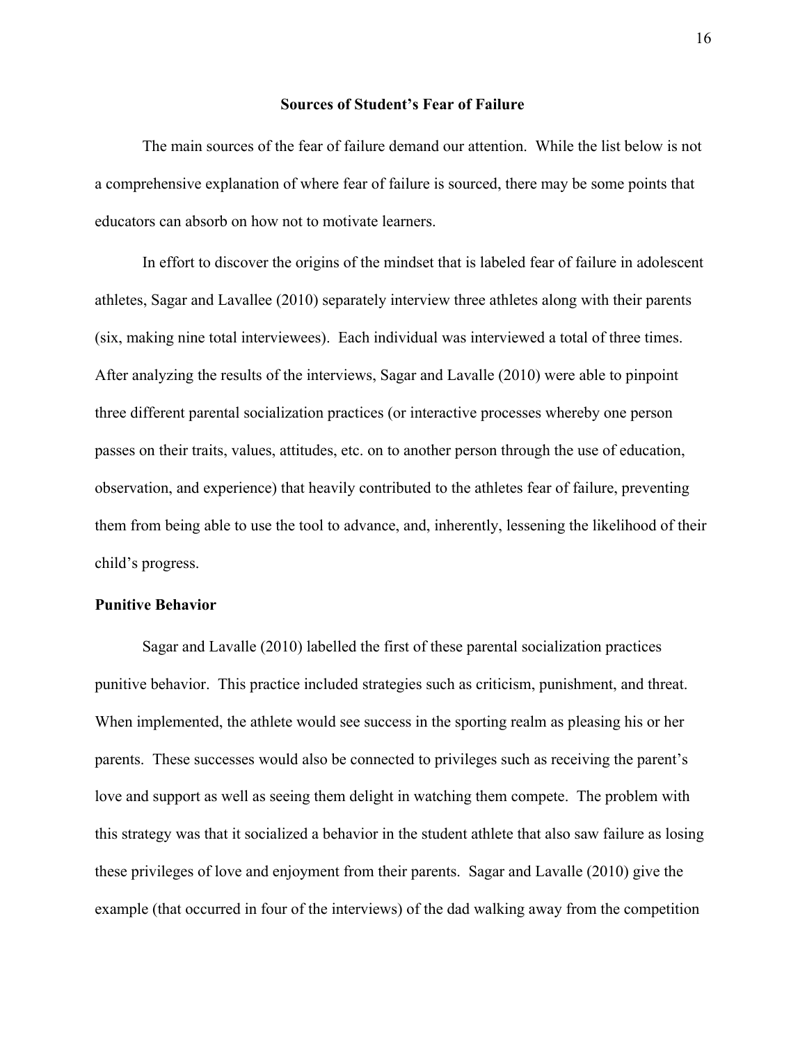## Sources of Student's Fear of Failure

The main sources of the fear of failure demand our attention. While the list below is not a comprehensive explanation of where fear of failure is sourced, there may be some points that educators can absorb on how not to motivate learners.

In effort to discover the origins of the mindset that is labeled fear of failure in adolescent athletes, Sagar and Lavallee (2010) separately interview three athletes along with their parents (six, making nine total interviewees). Each individual was interviewed a total of three times. After analyzing the results of the interviews, Sagar and Lavalle (2010) were able to pinpoint three different parental socialization practices (or interactive processes whereby one person passes on their traits, values, attitudes, etc. on to another person through the use of education, observation, and experience) that heavily contributed to the athletes fear of failure, preventing them from being able to use the tool to advance, and, inherently, lessening the likelihood of their child's progress.

### Punitive Behavior

Sagar and Lavalle (2010) labelled the first of these parental socialization practices punitive behavior. This practice included strategies such as criticism, punishment, and threat. When implemented, the athlete would see success in the sporting realm as pleasing his or her parents. These successes would also be connected to privileges such as receiving the parent's love and support as well as seeing them delight in watching them compete. The problem with this strategy was that it socialized a behavior in the student athlete that also saw failure as losing these privileges of love and enjoyment from their parents. Sagar and Lavalle (2010) give the example (that occurred in four of the interviews) of the dad walking away from the competition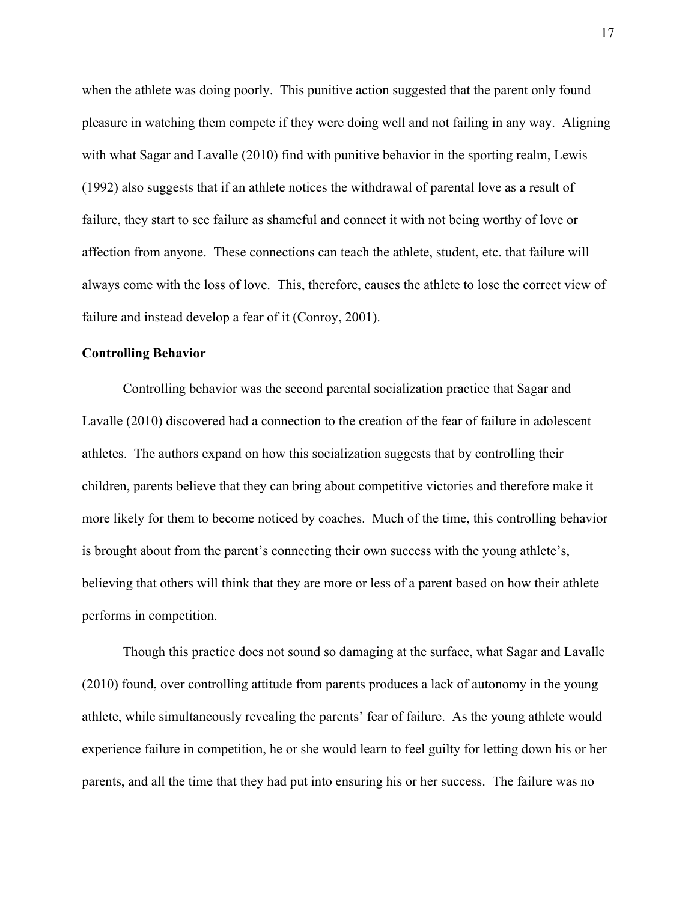when the athlete was doing poorly. This punitive action suggested that the parent only found pleasure in watching them compete if they were doing well and not failing in any way. Aligning with what Sagar and Lavalle (2010) find with punitive behavior in the sporting realm, Lewis (1992) also suggests that if an athlete notices the withdrawal of parental love as a result of failure, they start to see failure as shameful and connect it with not being worthy of love or affection from anyone. These connections can teach the athlete, student, etc. that failure will always come with the loss of love. This, therefore, causes the athlete to lose the correct view of failure and instead develop a fear of it (Conroy, 2001).

**Controlling Behavior**

Controlling behavior was the second parental socialization practice that Sagar and Lavalle (2010) discovered had a connection to the creation of the fear of failure in adolescent athletes. The authors expand on how this socialization suggests that by controlling their children, parents believe that they can bring about competitive victories and therefore make it more likely for them to become noticed by coaches. Much of the time, this controlling behavior is brought about from the parent's connecting their own success with the young athlete's, believing that others will think that they are more or less of a parent based on how their athlete performs in competition.

Though this practice does not sound so damaging at the surface, what Sagar and Lavalle (2010) found, over controlling attitude from parents produces a lack of autonomy in the young athlete, while simultaneously revealing the parents' fear of failure. As the young athlete would experience failure in competition, he or she would learn to feel guilty for letting down his or her parents, and all the time that they had put into ensuring his or her success. The failure was no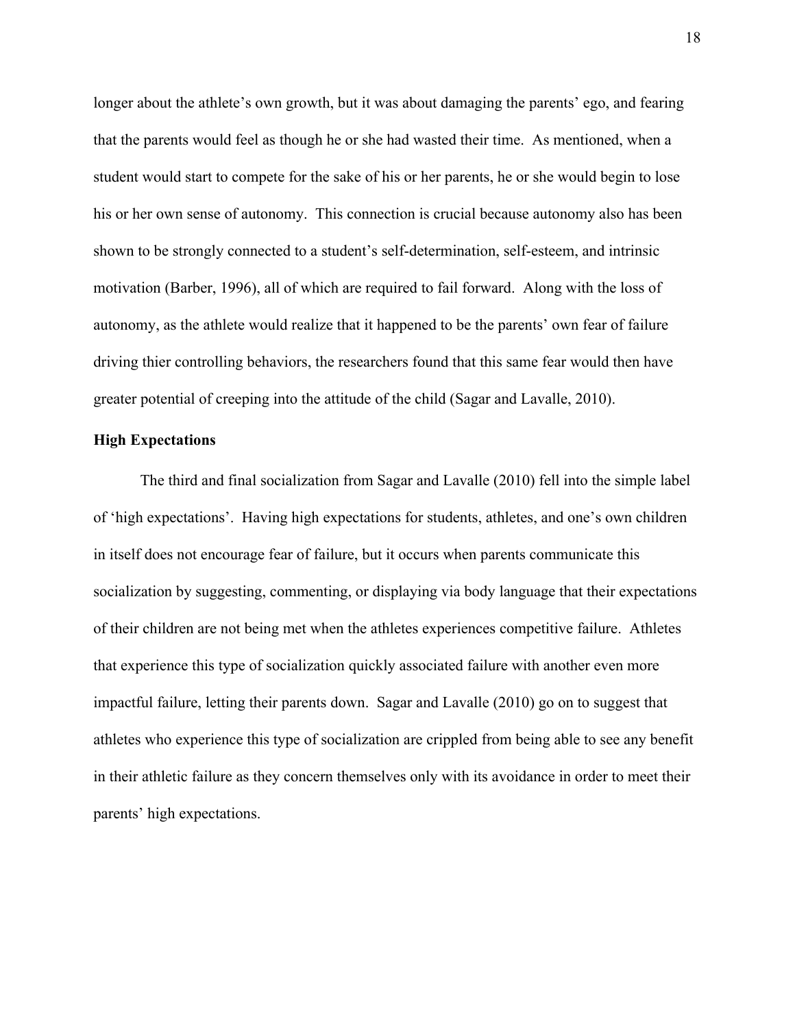longer about the athlete's own growth, but it was about damaging the parents' ego, and fearing that the parents would feel as though he or she had wasted their time. As mentioned, when a student would start to compete for the sake of his or her parents, he or she would begin to lose his or her own sense of autonomy. This connection is crucial because autonomy also has been shown to be strongly connected to a student's self-determination, self-esteem, and intrinsic motivation (Barber, 1996), all of which are required to fail forward. Along with the loss of autonomy, as the athlete would realize that it happened to be the parents' own fear of failure driving thier controlling behaviors, the researchers found that this same fear would then have greater potential of creeping into the attitude of the child (Sagar and Lavalle, 2010).

**High Expectations**

The third and final socialization from Sagar and Lavalle (2010) fell into the simple label of 'high expectations'. Having high expectations for students, athletes, and one's own children in itself does not encourage fear of failure, but it occurs when parents communicate this socialization by suggesting, commenting, or displaying via body language that their expectations of their children are not being met when the athletes experiences competitive failure. Athletes that experience this type of socialization quickly associated failure with another even more impactful failure, letting their parents down. Sagar and Lavalle (2010) go on to suggest that athletes who experience this type of socialization are crippled from being able to see any benefit in their athletic failure as they concern themselves only with its avoidance in order to meet their parents' high expectations.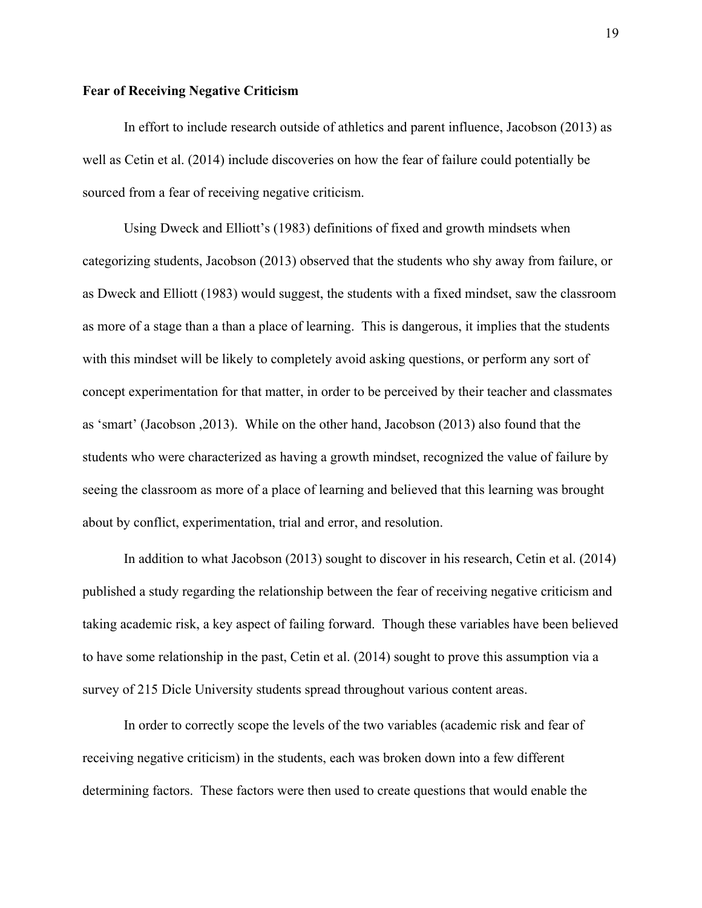**Fear of Receiving Negative Criticism**

In effort to include research outside of athletics and parent influence, Jacobson (2013) as well as Cetin et al. (2014) include discoveries on how the fear of failure could potentially be sourced from a fear of receiving negative criticism.

Using Dweck and Elliott's (1983) definitions of fixed and growth mindsets when categorizing students, Jacobson (2013) observed that the students who shy away from failure, or as Dweck and Elliott (1983) would suggest, the students with a fixed mindset, saw the classroom as more of a stage than a than a place of learning. This is dangerous, it implies that the students with this mindset will be likely to completely avoid asking questions, or perform any sort of concept experimentation for that matter, in order to be perceived by their teacher and classmates as 'smart' (Jacobson ,2013). While on the other hand, Jacobson (2013) also found that the students who were characterized as having a growth mindset, recognized the value of failure by seeing the classroom as more of a place of learning and believed that this learning was brought about by conflict, experimentation, trial and error, and resolution.

In addition to what Jacobson (2013) sought to discover in his research, Cetin et al. (2014) published a study regarding the relationship between the fear of receiving negative criticism and taking academic risk, a key aspect of failing forward. Though these variables have been believed to have some relationship in the past, Cetin et al. (2014) sought to prove this assumption via a survey of 215 Dicle University students spread throughout various content areas.

In order to correctly scope the levels of the two variables (academic risk and fear of receiving negative criticism) in the students, each was broken down into a few different determining factors. These factors were then used to create questions that would enable the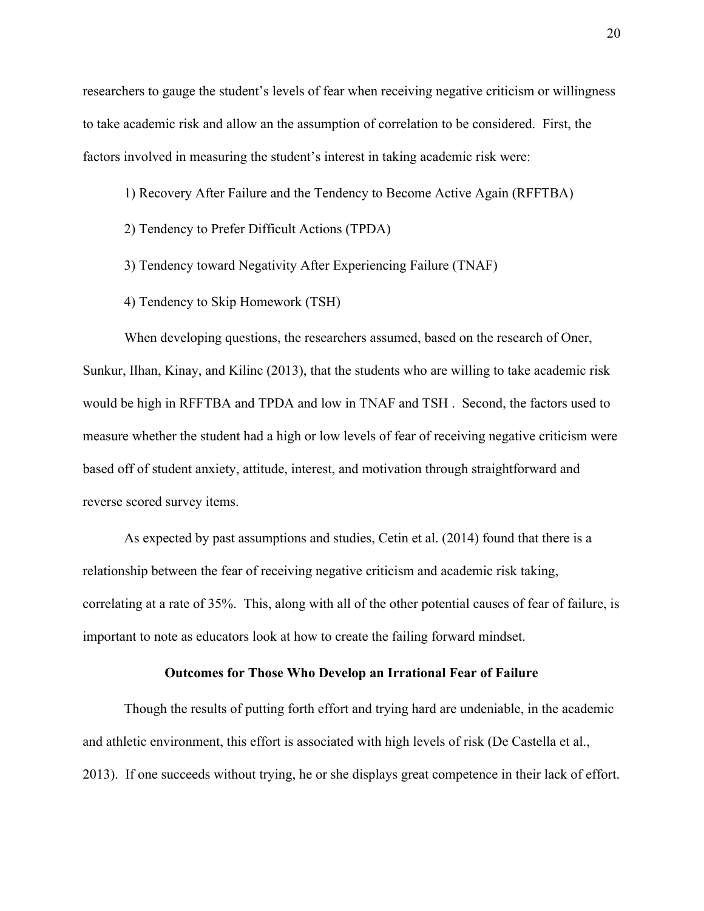researchers to gauge the student's levels of fear when receiving negative criticism or willingness to take academic risk and allow an the assumption of correlation to be considered. First, the factors involved in measuring the student's interest in taking academic risk were:

1) Recovery After Failure and the Tendency to Become Active Again (RFFTBA)

2) Tendency to Prefer Difficult Actions (TPDA)

3) Tendency toward Negativity After Experiencing Failure (TNAF)

4) Tendency to Skip Homework (TSH)

When developing questions, the researchers assumed, based on the research of Oner, Sunkur, Ilhan, Kinay, and Kilinc (2013), that the students who are willing to take academic risk would be high in RFFTBA and TPDA and low in TNAF and TSH . Second, the factors used to measure whether the student had a high or low levels of fear of receiving negative criticism were based off of student anxiety, attitude, interest, and motivation through straightforward and reverse scored survey items.

As expected by past assumptions and studies, Cetin et al. (2014) found that there is a relationship between the fear of receiving negative criticism and academic risk taking, correlating at a rate of 35%. This, along with all of the other potential causes of fear of failure, is important to note as educators look at how to create the failing forward mindset.

## Outcomes for Those Who Develop an Irrational Fear of Failure

Though the results of putting forth effort and trying hard are undeniable, in the academic and athletic environment, this effort is associated with high levels of risk (De Castella et al., 2013). If one succeeds without trying, he or she displays great competence in their lack of effort.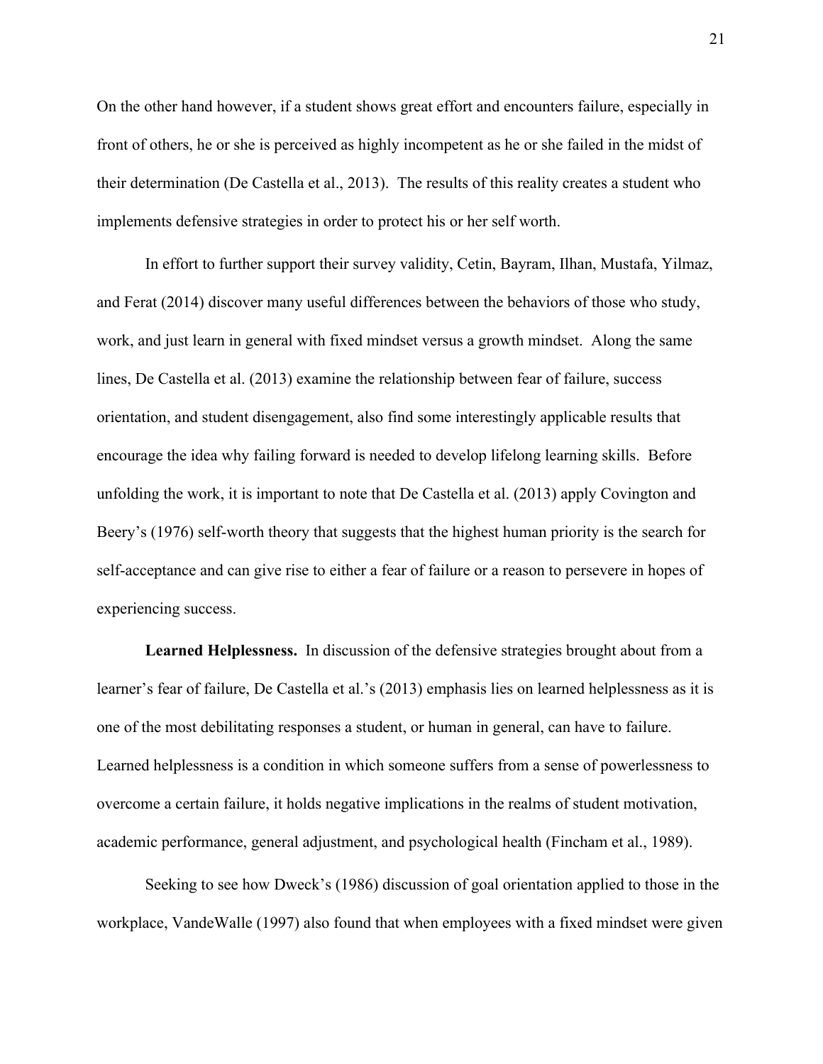On the other hand however, if a student shows great effort and encounters failure, especially in front of others, he or she is perceived as highly incompetent as he or she failed in the midst of their determination (De Castella et al., 2013). The results of this reality creates a student who implements defensive strategies in order to protect his or her self worth.

In effort to further support their survey validity, Cetin, Bayram, Ilhan, Mustafa, Yilmaz, and Ferat (2014) discover many useful differences between the behaviors of those who study, work, and just learn in general with fixed mindset versus a growth mindset. Along the same lines, De Castella et al. (2013) examine the relationship between fear of failure, success orientation, and student disengagement, also find some interestingly applicable results that encourage the idea why failing forward is needed to develop lifelong learning skills. Before unfolding the work, it is important to note that De Castella et al. (2013) apply Covington and Beery's (1976) self-worth theory that suggests that the highest human priority is the search for self-acceptance and can give rise to either a fear of failure or a reason to persevere in hopes of experiencing success.

**Learned Helplessness.** In discussion of the defensive strategies brought about from a learner's fear of failure, De Castella et al.'s (2013) emphasis lies on learned helplessness as it is one of the most debilitating responses a student, or human in general, can have to failure. Learned helplessness is a condition in which someone suffers from a sense of powerlessness to overcome a certain failure, it holds negative implications in the realms of student motivation, academic performance, general adjustment, and psychological health (Fincham et al., 1989).

Seeking to see how Dweck's (1986) discussion of goal orientation applied to those in the workplace, VandeWalle (1997) also found that when employees with a fixed mindset were given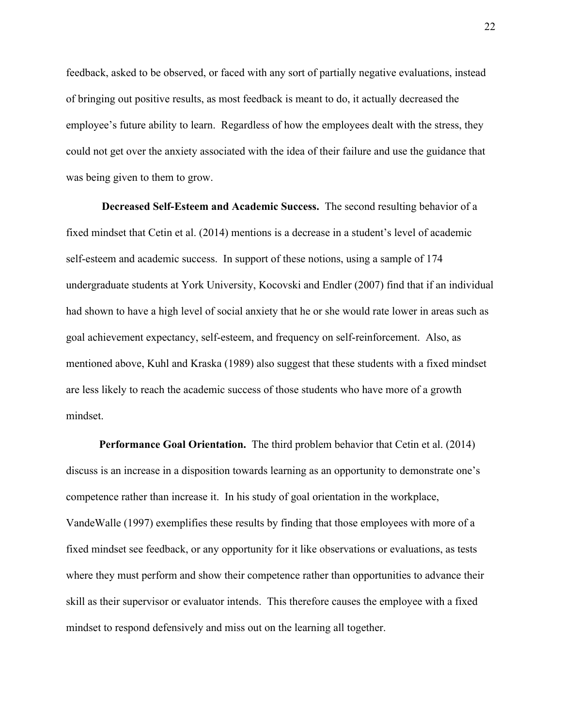feedback, asked to be observed, or faced with any sort of partially negative evaluations, instead of bringing out positive results, as most feedback is meant to do, it actually decreased the employee's future ability to learn. Regardless of how the employees dealt with the stress, they could not get over the anxiety associated with the idea of their failure and use the guidance that was being given to them to grow.

**Decreased Self-Esteem and Academic Success.** The second resulting behavior of a fixed mindset that Cetin et al. (2014) mentions is a decrease in a student's level of academic self-esteem and academic success. In support of these notions, using a sample of 174 undergraduate students at York University, Kocovski and Endler (2007) find that if an individual had shown to have a high level of social anxiety that he or she would rate lower in areas such as goal achievement expectancy, self-esteem, and frequency on self-reinforcement. Also, as mentioned above, Kuhl and Kraska (1989) also suggest that these students with a fixed mindset are less likely to reach the academic success of those students who have more of a growth mindset.

**Performance Goal Orientation.** The third problem behavior that Cetin et al. (2014) discuss is an increase in a disposition towards learning as an opportunity to demonstrate one's competence rather than increase it. In his study of goal orientation in the workplace, VandeWalle (1997) exemplifies these results by finding that those employees with more of a fixed mindset see feedback, or any opportunity for it like observations or evaluations, as tests where they must perform and show their competence rather than opportunities to advance their skill as their supervisor or evaluator intends. This therefore causes the employee with a fixed mindset to respond defensively and miss out on the learning all together.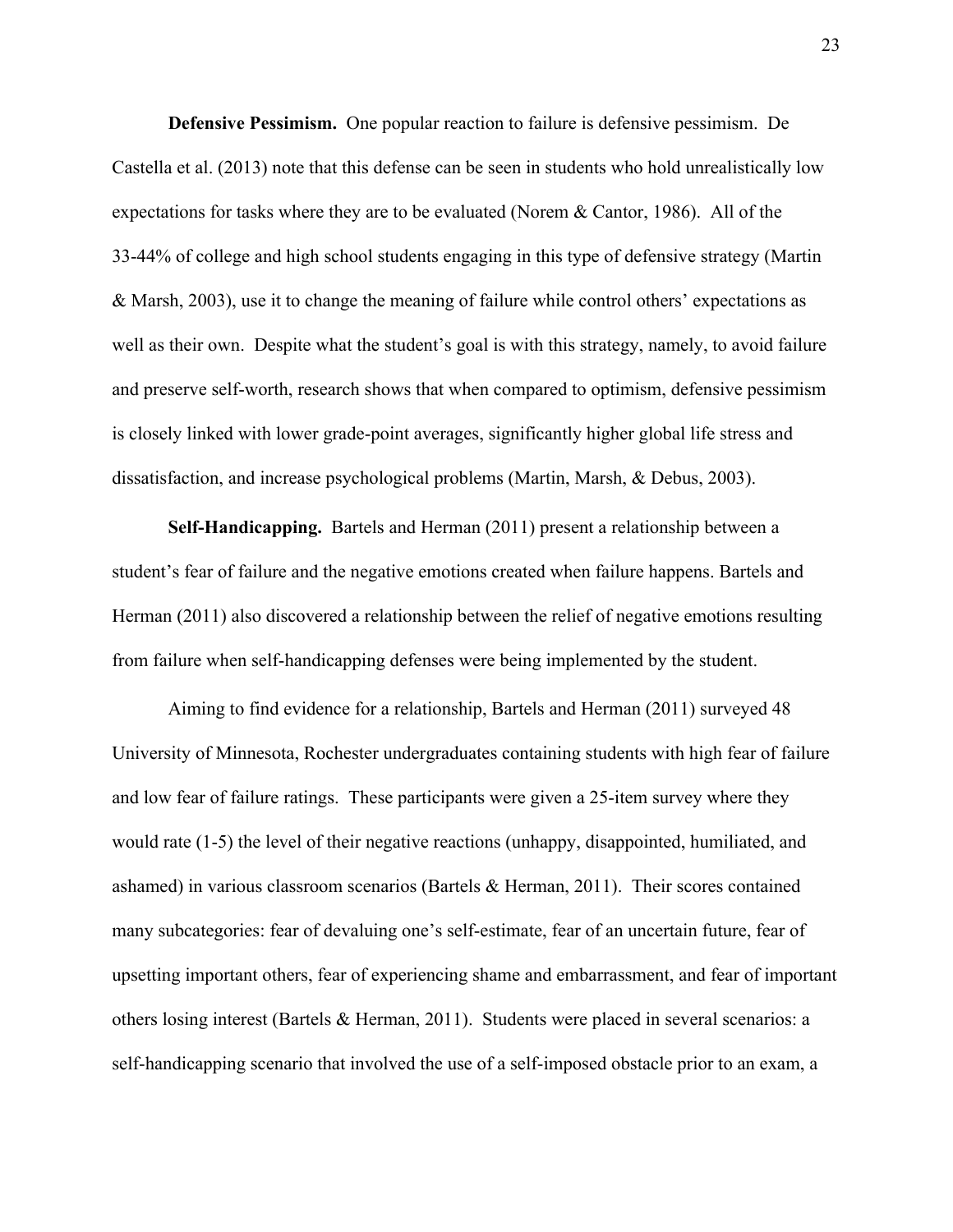**Defensive Pessimism.** One popular reaction to failure is defensive pessimism. De Castella et al. (2013) note that this defense can be seen in students who hold unrealistically low expectations for tasks where they are to be evaluated (Norem & Cantor, 1986). All of the 33-44% of college and high school students engaging in this type of defensive strategy (Martin & Marsh, 2003), use it to change the meaning of failure while control others' expectations as well as their own. Despite what the student's goal is with this strategy, namely, to avoid failure and preserve self-worth, research shows that when compared to optimism, defensive pessimism is closely linked with lower grade-point averages, significantly higher global life stress and dissatisfaction, and increase psychological problems (Martin, Marsh, & Debus, 2003).

**Self-Handicapping.** Bartels and Herman (2011) present a relationship between a student's fear of failure and the negative emotions created when failure happens. Bartels and Herman (2011) also discovered a relationship between the relief of negative emotions resulting from failure when self-handicapping defenses were being implemented by the student.

Aiming to find evidence for a relationship, Bartels and Herman (2011) surveyed 48 University of Minnesota, Rochester undergraduates containing students with high fear of failure and low fear of failure ratings. These participants were given a 25-item survey where they would rate (1-5) the level of their negative reactions (unhappy, disappointed, humiliated, and ashamed) in various classroom scenarios (Bartels & Herman, 2011). Their scores contained many subcategories: fear of devaluing one's self-estimate, fear of an uncertain future, fear of upsetting important others, fear of experiencing shame and embarrassment, and fear of important others losing interest (Bartels & Herman, 2011). Students were placed in several scenarios: a self-handicapping scenario that involved the use of a self-imposed obstacle prior to an exam, a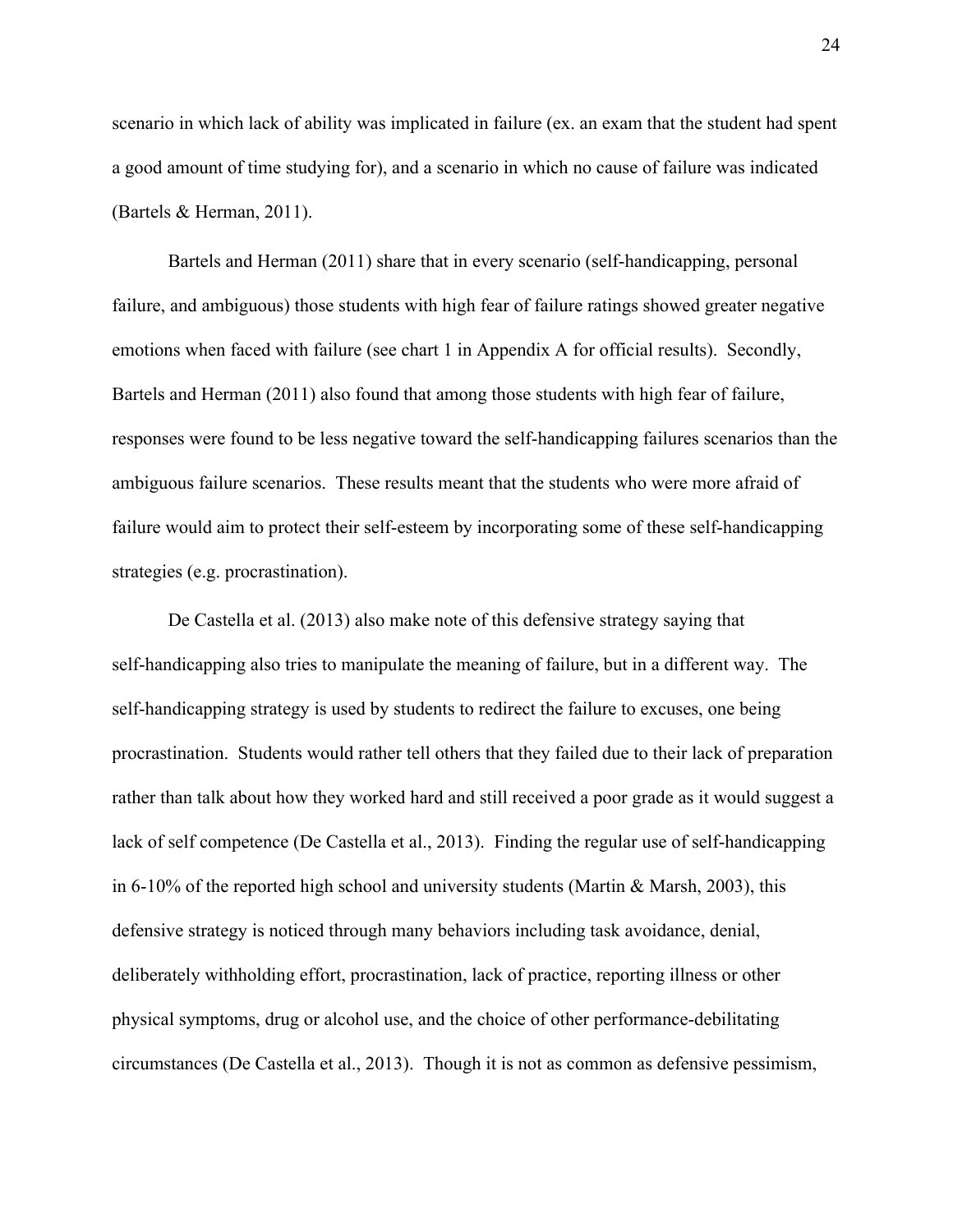scenario in which lack of ability was implicated in failure (ex. an exam that the student had spent a good amount of time studying for), and a scenario in which no cause of failure was indicated (Bartels & Herman, 2011).

Bartels and Herman (2011) share that in every scenario (self-handicapping, personal failure, and ambiguous) those students with high fear of failure ratings showed greater negative emotions when faced with failure (see chart 1 in Appendix A for official results). Secondly, Bartels and Herman (2011) also found that among those students with high fear of failure, responses were found to be less negative toward the self-handicapping failures scenarios than the ambiguous failure scenarios. These results meant that the students who were more afraid of failure would aim to protect their self-esteem by incorporating some of these self-handicapping strategies (e.g. procrastination).

De Castella et al. (2013) also make note of this defensive strategy saying that self-handicapping also tries to manipulate the meaning of failure, but in a different way. The self-handicapping strategy is used by students to redirect the failure to excuses, one being procrastination. Students would rather tell others that they failed due to their lack of preparation rather than talk about how they worked hard and still received a poor grade as it would suggest a lack of self competence (De Castella et al., 2013). Finding the regular use of self-handicapping in 6-10% of the reported high school and university students (Martin & Marsh, 2003), this defensive strategy is noticed through many behaviors including task avoidance, denial, deliberately withholding effort, procrastination, lack of practice, reporting illness or other physical symptoms, drug or alcohol use, and the choice of other performance-debilitating circumstances (De Castella et al., 2013). Though it is not as common as defensive pessimism,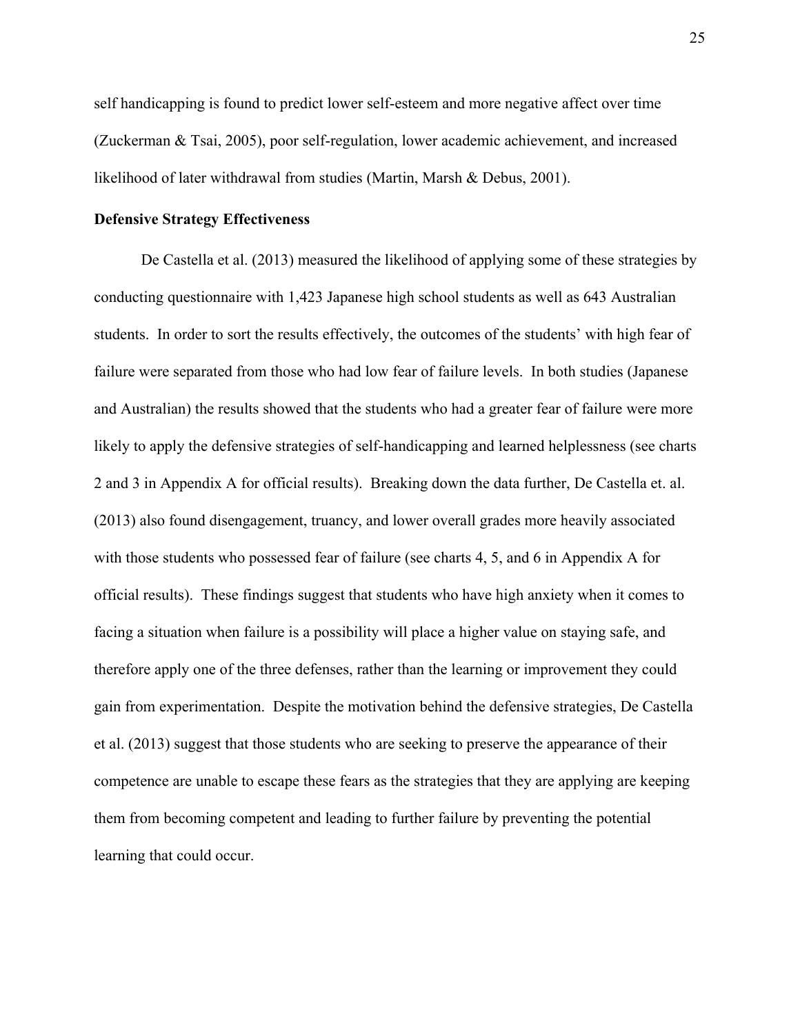self handicapping is found to predict lower self-esteem and more negative affect over time (Zuckerman & Tsai, 2005), poor self-regulation, lower academic achievement, and increased likelihood of later withdrawal from studies (Martin, Marsh & Debus, 2001).

**Defensive Strategy Effectiveness**

De Castella et al. (2013) measured the likelihood of applying some of these strategies by conducting questionnaire with 1,423 Japanese high school students as well as 643 Australian students. In order to sort the results effectively, the outcomes of the students' with high fear of failure were separated from those who had low fear of failure levels. In both studies (Japanese and Australian) the results showed that the students who had a greater fear of failure were more likely to apply the defensive strategies of self-handicapping and learned helplessness (see charts 2 and 3 in Appendix A for official results). Breaking down the data further, De Castella et. al. (2013) also found disengagement, truancy, and lower overall grades more heavily associated with those students who possessed fear of failure (see charts 4, 5, and 6 in Appendix A for official results). These findings suggest that students who have high anxiety when it comes to facing a situation when failure is a possibility will place a higher value on staying safe, and therefore apply one of the three defenses, rather than the learning or improvement they could gain from experimentation. Despite the motivation behind the defensive strategies, De Castella et al. (2013) suggest that those students who are seeking to preserve the appearance of their competence are unable to escape these fears as the strategies that they are applying are keeping them from becoming competent and leading to further failure by preventing the potential learning that could occur.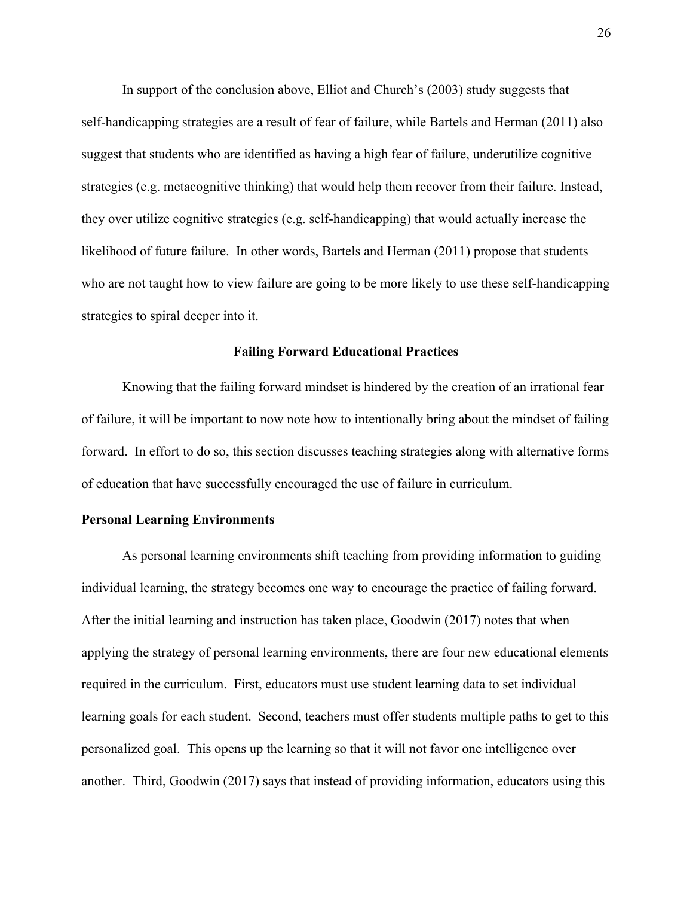In support of the conclusion above, Elliot and Church's (2003) study suggests that self-handicapping strategies are a result of fear of failure, while Bartels and Herman (2011) also suggest that students who are identified as having a high fear of failure, underutilize cognitive strategies (e.g. metacognitive thinking) that would help them recover from their failure. Instead, they over utilize cognitive strategies (e.g. self-handicapping) that would actually increase the likelihood of future failure. In other words, Bartels and Herman (2011) propose that students who are not taught how to view failure are going to be more likely to use these self-handicapping strategies to spiral deeper into it.

## Failing Forward Educational Practices

Knowing that the failing forward mindset is hindered by the creation of an irrational fear of failure, it will be important to now note how to intentionally bring about the mindset of failing forward. In effort to do so, this section discusses teaching strategies along with alternative forms of education that have successfully encouraged the use of failure in curriculum.

### Personal Learning Environments

As personal learning environments shift teaching from providing information to guiding individual learning, the strategy becomes one way to encourage the practice of failing forward. After the initial learning and instruction has taken place, Goodwin (2017) notes that when applying the strategy of personal learning environments, there are four new educational elements required in the curriculum. First, educators must use student learning data to set individual learning goals for each student. Second, teachers must offer students multiple paths to get to this personalized goal. This opens up the learning so that it will not favor one intelligence over another. Third, Goodwin (2017) says that instead of providing information, educators using this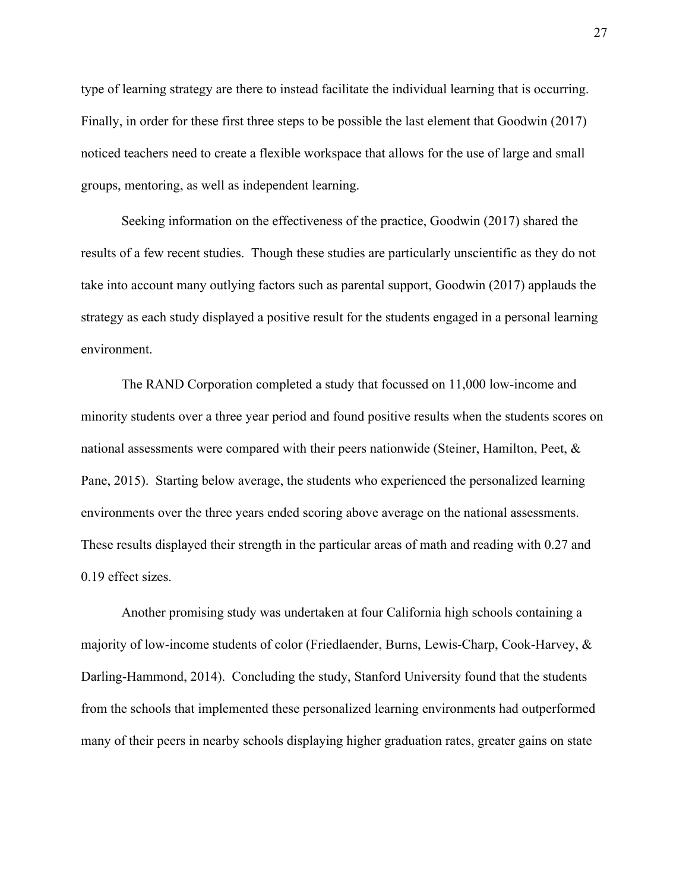type of learning strategy are there to instead facilitate the individual learning that is occurring. Finally, in order for these first three steps to be possible the last element that Goodwin (2017) noticed teachers need to create a flexible workspace that allows for the use of large and small groups, mentoring, as well as independent learning.

Seeking information on the effectiveness of the practice, Goodwin (2017) shared the results of a few recent studies. Though these studies are particularly unscientific as they do not take into account many outlying factors such as parental support, Goodwin (2017) applauds the strategy as each study displayed a positive result for the students engaged in a personal learning environment.

The RAND Corporation completed a study that focussed on 11,000 low-income and minority students over a three year period and found positive results when the students scores on national assessments were compared with their peers nationwide (Steiner, Hamilton, Peet, & Pane, 2015). Starting below average, the students who experienced the personalized learning environments over the three years ended scoring above average on the national assessments. These results displayed their strength in the particular areas of math and reading with 0.27 and 0.19 effect sizes.

Another promising study was undertaken at four California high schools containing a majority of low-income students of color (Friedlaender, Burns, Lewis-Charp, Cook-Harvey, & Darling-Hammond, 2014). Concluding the study, Stanford University found that the students from the schools that implemented these personalized learning environments had outperformed many of their peers in nearby schools displaying higher graduation rates, greater gains on state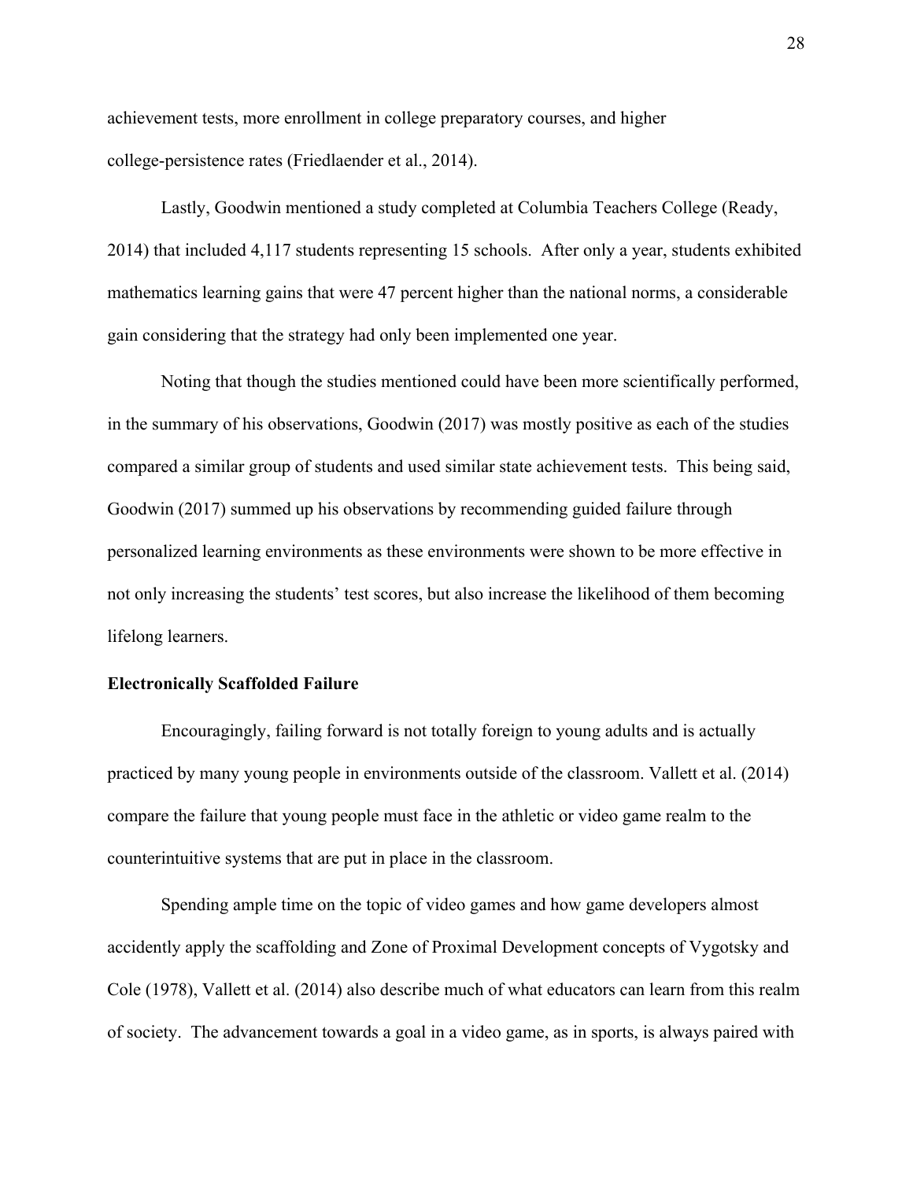achievement tests, more enrollment in college preparatory courses, and higher college-persistence rates (Friedlaender et al., 2014).

Lastly, Goodwin mentioned a study completed at Columbia Teachers College (Ready, 2014) that included 4,117 students representing 15 schools. After only a year, students exhibited mathematics learning gains that were 47 percent higher than the national norms, a considerable gain considering that the strategy had only been implemented one year.

Noting that though the studies mentioned could have been more scientifically performed, in the summary of his observations, Goodwin (2017) was mostly positive as each of the studies compared a similar group of students and used similar state achievement tests. This being said, Goodwin (2017) summed up his observations by recommending guided failure through personalized learning environments as these environments were shown to be more effective in not only increasing the students' test scores, but also increase the likelihood of them becoming lifelong learners.

**Electronically Scaffolded Failure**

Encouragingly, failing forward is not totally foreign to young adults and is actually practiced by many young people in environments outside of the classroom. Vallett et al. (2014) compare the failure that young people must face in the athletic or video game realm to the counterintuitive systems that are put in place in the classroom.

Spending ample time on the topic of video games and how game developers almost accidently apply the scaffolding and Zone of Proximal Development concepts of Vygotsky and Cole (1978), Vallett et al. (2014) also describe much of what educators can learn from this realm of society. The advancement towards a goal in a video game, as in sports, is always paired with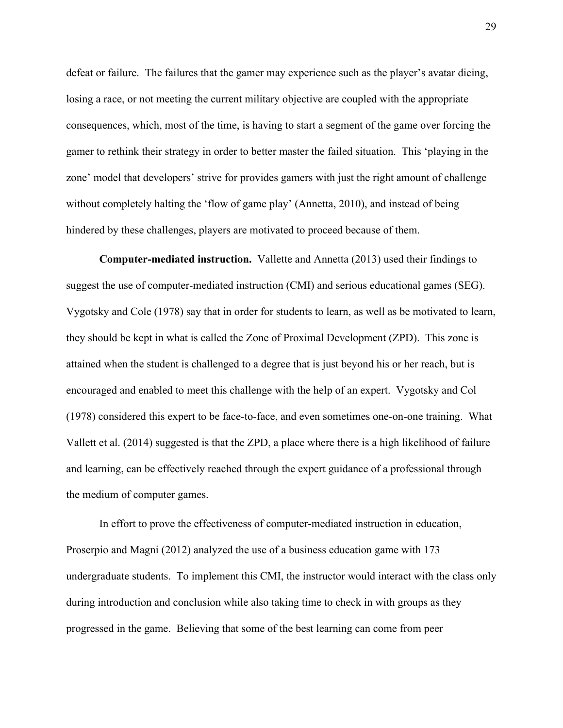defeat or failure. The failures that the gamer may experience such as the player's avatar dieing, losing a race, or not meeting the current military objective are coupled with the appropriate consequences, which, most of the time, is having to start a segment of the game over forcing the gamer to rethink their strategy in order to better master the failed situation. This 'playing in the zone' model that developers' strive for provides gamers with just the right amount of challenge without completely halting the 'flow of game play' (Annetta, 2010), and instead of being hindered by these challenges, players are motivated to proceed because of them.

**Computer-mediated instruction.** Vallette and Annetta (2013) used their findings to suggest the use of computer-mediated instruction (CMI) and serious educational games (SEG). Vygotsky and Cole (1978) say that in order for students to learn, as well as be motivated to learn, they should be kept in what is called the Zone of Proximal Development (ZPD). This zone is attained when the student is challenged to a degree that is just beyond his or her reach, but is encouraged and enabled to meet this challenge with the help of an expert. Vygotsky and Col (1978) considered this expert to be face-to-face, and even sometimes one-on-one training. What Vallett et al. (2014) suggested is that the ZPD, a place where there is a high likelihood of failure and learning, can be effectively reached through the expert guidance of a professional through the medium of computer games.

In effort to prove the effectiveness of computer-mediated instruction in education, Proserpio and Magni (2012) analyzed the use of a business education game with 173 undergraduate students. To implement this CMI, the instructor would interact with the class only during introduction and conclusion while also taking time to check in with groups as they progressed in the game. Believing that some of the best learning can come from peer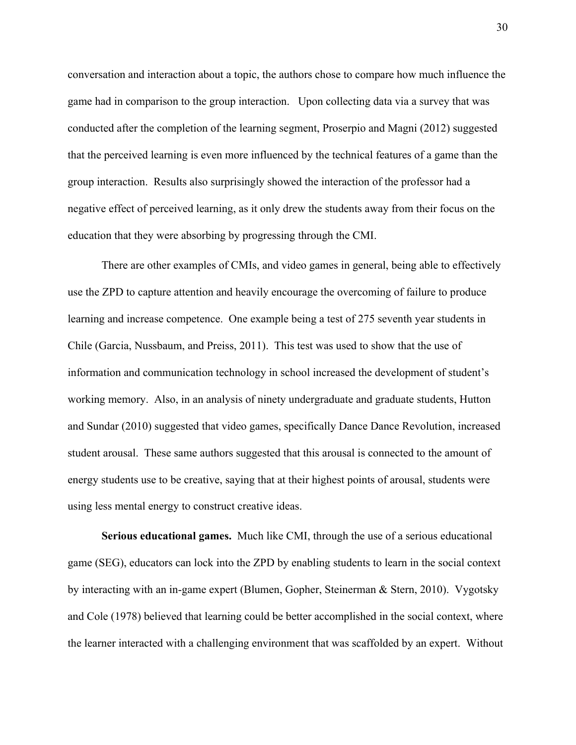conversation and interaction about a topic, the authors chose to compare how much influence the game had in comparison to the group interaction.  Upon collecting data via a survey that was conducted after the completion of the learning segment, Proserpio and Magni (2012) suggested that the perceived learning is even more influenced by the technical features of a game than the group interaction.  Results also surprisingly showed the interaction of the professor had a negative effect of perceived learning, as it only drew the students away from their focus on the education that they were absorbing by progressing through the CMI.

There are other examples of CMIs, and video games in general, being able to effectively use the ZPD to capture attention and heavily encourage the overcoming of failure to produce learning and increase competence.  One example being a test of 275 seventh year students in Chile (Garcia, Nussbaum, and Preiss, 2011).  This test was used to show that the use of information and communication technology in school increased the development of student's working memory.  Also, in an analysis of ninety undergraduate and graduate students, Hutton and Sundar (2010) suggested that video games, specifically Dance Dance Revolution, increased student arousal.  These same authors suggested that this arousal is connected to the amount of energy students use to be creative, saying that at their highest points of arousal, students were using less mental energy to construct creative ideas.

**Serious educational games.** Much like CMI, through the use of a serious educational game (SEG), educators can lock into the ZPD by enabling students to learn in the social context by interacting with an in-game expert (Blumen, Gopher, Steinerman & Stern, 2010).  Vygotsky and Cole (1978) believed that learning could be better accomplished in the social context, where the learner interacted with a challenging environment that was scaffolded by an expert.  Without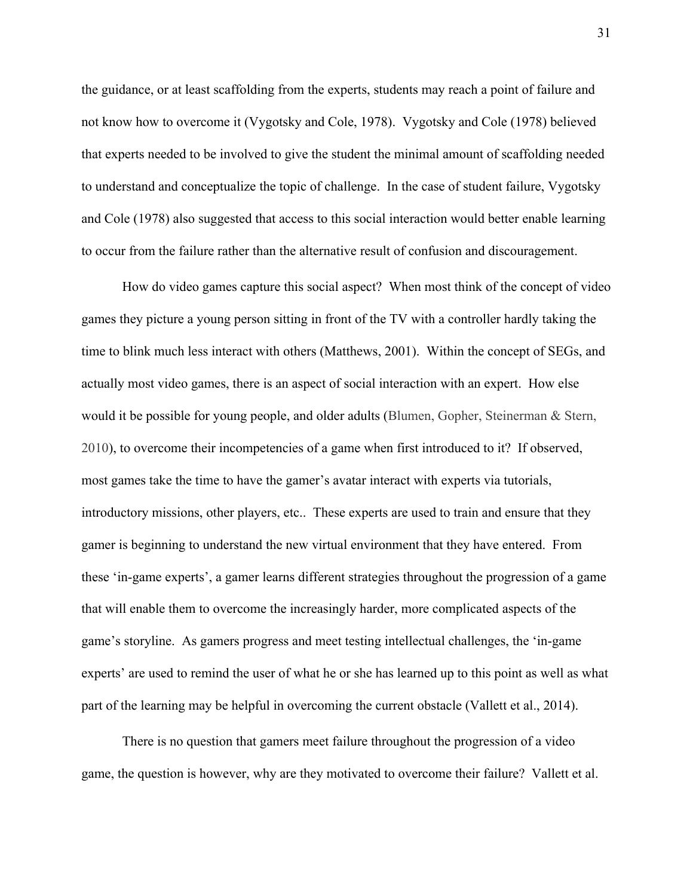the guidance, or at least scaffolding from the experts, students may reach a point of failure and not know how to overcome it (Vygotsky and Cole, 1978). Vygotsky and Cole (1978) believed that experts needed to be involved to give the student the minimal amount of scaffolding needed to understand and conceptualize the topic of challenge. In the case of student failure, Vygotsky and Cole (1978) also suggested that access to this social interaction would better enable learning to occur from the failure rather than the alternative result of confusion and discouragement.

How do video games capture this social aspect? When most think of the concept of video games they picture a young person sitting in front of the TV with a controller hardly taking the time to blink much less interact with others (Matthews, 2001). Within the concept of SEGs, and actually most video games, there is an aspect of social interaction with an expert. How else would it be possible for young people, and older adults (Blumen, Gopher, Steinerman & Stern, 2010), to overcome their incompetencies of a game when first introduced to it? If observed, most games take the time to have the gamer's avatar interact with experts via tutorials, introductory missions, other players, etc.. These experts are used to train and ensure that they gamer is beginning to understand the new virtual environment that they have entered. From these 'in-game experts', a gamer learns different strategies throughout the progression of a game that will enable them to overcome the increasingly harder, more complicated aspects of the game's storyline. As gamers progress and meet testing intellectual challenges, the 'in-game experts' are used to remind the user of what he or she has learned up to this point as well as what part of the learning may be helpful in overcoming the current obstacle (Vallett et al., 2014).

There is no question that gamers meet failure throughout the progression of a video game, the question is however, why are they motivated to overcome their failure? Vallett et al.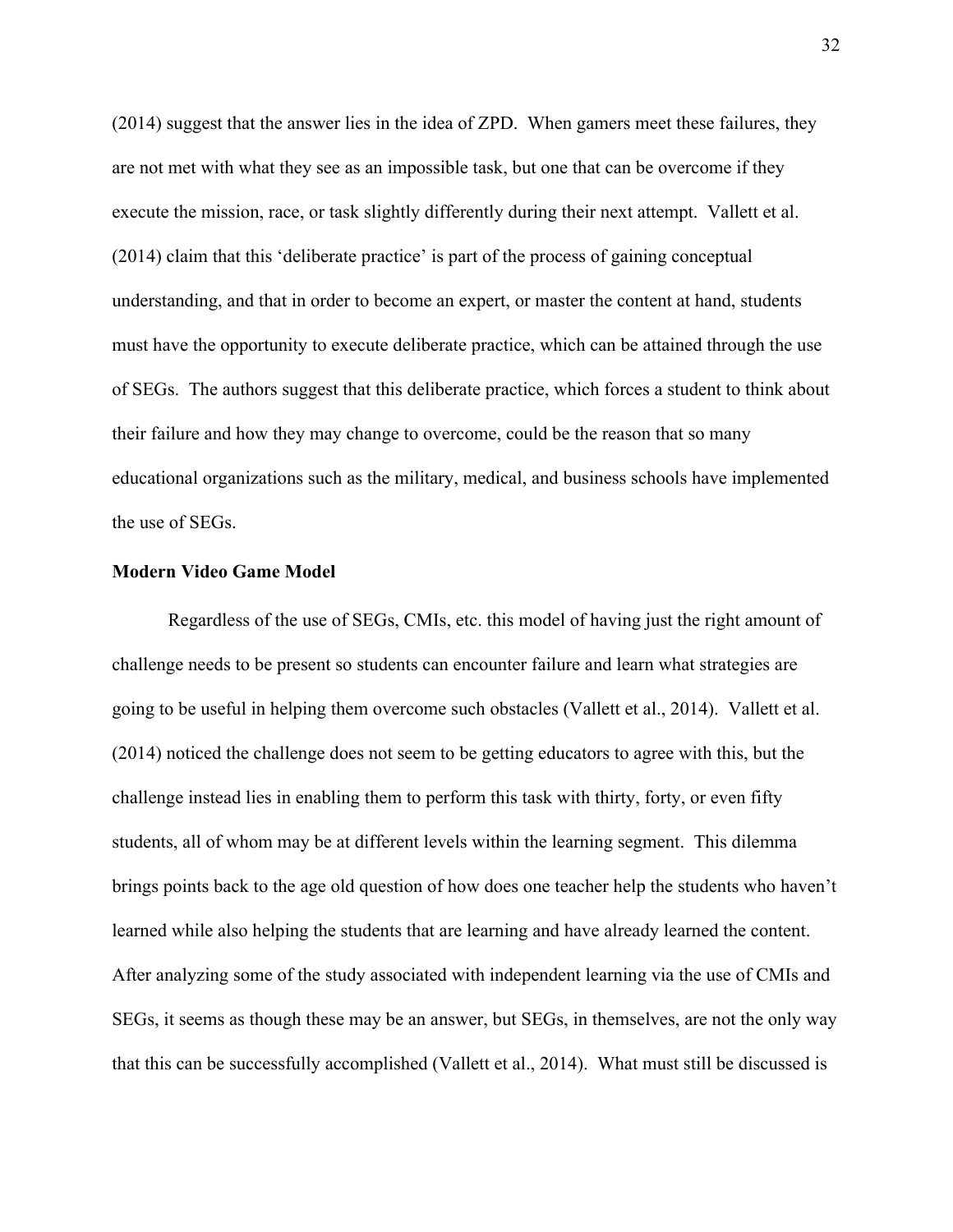(2014) suggest that the answer lies in the idea of ZPD. When gamers meet these failures, they are not met with what they see as an impossible task, but one that can be overcome if they execute the mission, race, or task slightly differently during their next attempt. Vallett et al. (2014) claim that this 'deliberate practice' is part of the process of gaining conceptual understanding, and that in order to become an expert, or master the content at hand, students must have the opportunity to execute deliberate practice, which can be attained through the use of SEGs. The authors suggest that this deliberate practice, which forces a student to think about their failure and how they may change to overcome, could be the reason that so many educational organizations such as the military, medical, and business schools have implemented the use of SEGs.

**Modern Video Game Model**

Regardless of the use of SEGs, CMIs, etc. this model of having just the right amount of challenge needs to be present so students can encounter failure and learn what strategies are going to be useful in helping them overcome such obstacles (Vallett et al., 2014). Vallett et al. (2014) noticed the challenge does not seem to be getting educators to agree with this, but the challenge instead lies in enabling them to perform this task with thirty, forty, or even fifty students, all of whom may be at different levels within the learning segment. This dilemma brings points back to the age old question of how does one teacher help the students who haven't learned while also helping the students that are learning and have already learned the content. After analyzing some of the study associated with independent learning via the use of CMIs and SEGs, it seems as though these may be an answer, but SEGs, in themselves, are not the only way that this can be successfully accomplished (Vallett et al., 2014). What must still be discussed is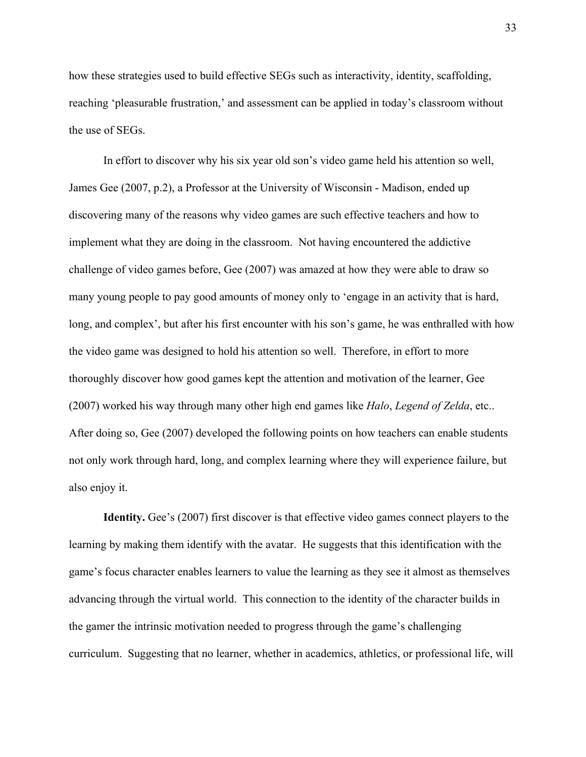how these strategies used to build effective SEGs such as interactivity, identity, scaffolding, reaching 'pleasurable frustration,' and assessment can be applied in today's classroom without the use of SEGs.

In effort to discover why his six year old son's video game held his attention so well, James Gee (2007, p.2), a Professor at the University of Wisconsin - Madison, ended up discovering many of the reasons why video games are such effective teachers and how to implement what they are doing in the classroom. Not having encountered the addictive challenge of video games before, Gee (2007) was amazed at how they were able to draw so many young people to pay good amounts of money only to 'engage in an activity that is hard, long, and complex', but after his first encounter with his son's game, he was enthralled with how the video game was designed to hold his attention so well. Therefore, in effort to more thoroughly discover how good games kept the attention and motivation of the learner, Gee (2007) worked his way through many other high end games like *Halo*, *Legend of Zelda*, etc.. After doing so, Gee (2007) developed the following points on how teachers can enable students not only work through hard, long, and complex learning where they will experience failure, but also enjoy it.

**Identity.** Gee's (2007) first discover is that effective video games connect players to the learning by making them identify with the avatar. He suggests that this identification with the game's focus character enables learners to value the learning as they see it almost as themselves advancing through the virtual world. This connection to the identity of the character builds in the gamer the intrinsic motivation needed to progress through the game's challenging curriculum. Suggesting that no learner, whether in academics, athletics, or professional life, will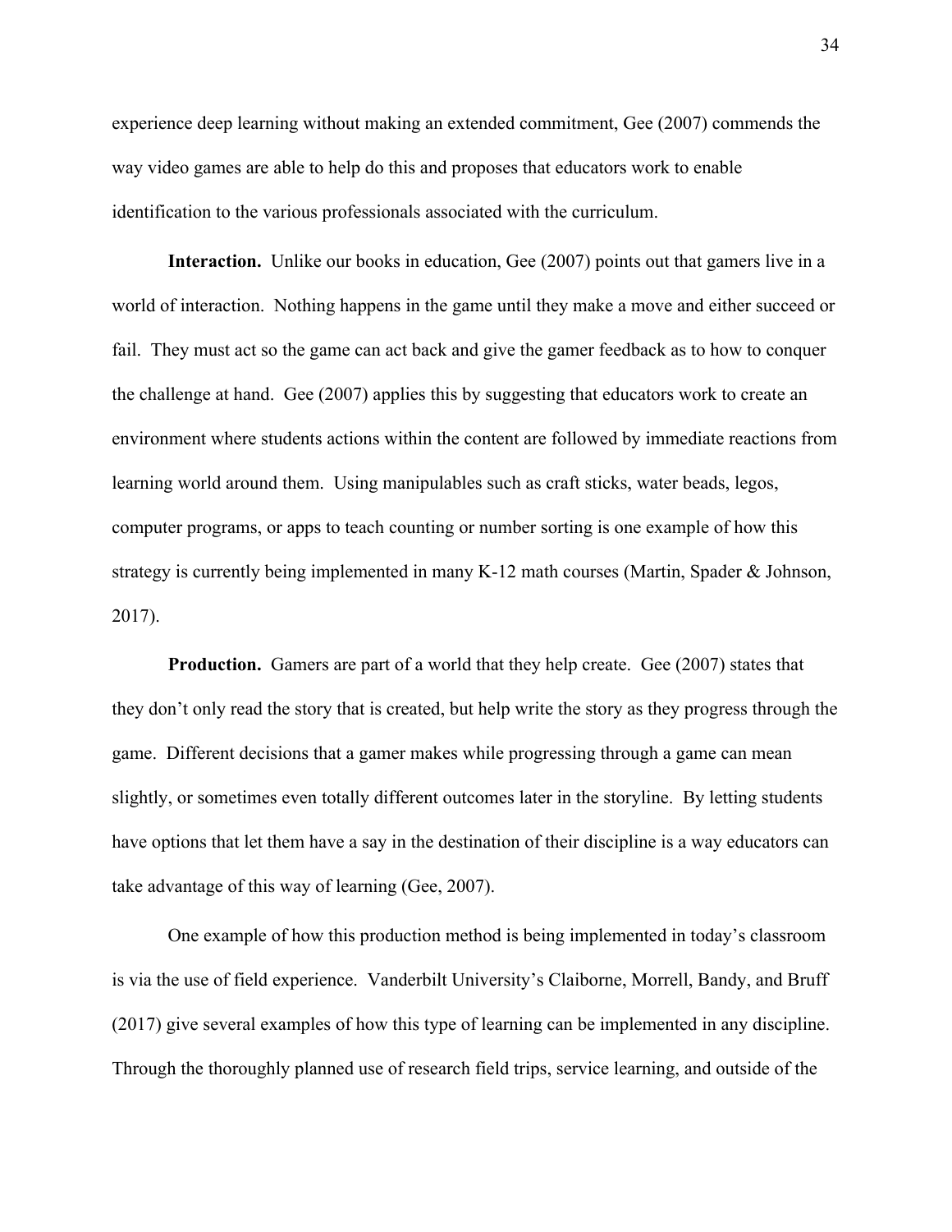experience deep learning without making an extended commitment, Gee (2007) commends the way video games are able to help do this and proposes that educators work to enable identification to the various professionals associated with the curriculum.

**Interaction.** Unlike our books in education, Gee (2007) points out that gamers live in a world of interaction. Nothing happens in the game until they make a move and either succeed or fail. They must act so the game can act back and give the gamer feedback as to how to conquer the challenge at hand. Gee (2007) applies this by suggesting that educators work to create an environment where students actions within the content are followed by immediate reactions from learning world around them. Using manipulables such as craft sticks, water beads, legos, computer programs, or apps to teach counting or number sorting is one example of how this strategy is currently being implemented in many K-12 math courses (Martin, Spader & Johnson, 2017).

**Production.** Gamers are part of a world that they help create. Gee (2007) states that they don't only read the story that is created, but help write the story as they progress through the game. Different decisions that a gamer makes while progressing through a game can mean slightly, or sometimes even totally different outcomes later in the storyline. By letting students have options that let them have a say in the destination of their discipline is a way educators can take advantage of this way of learning (Gee, 2007).

One example of how this production method is being implemented in today's classroom is via the use of field experience. Vanderbilt University's Claiborne, Morrell, Bandy, and Bruff (2017) give several examples of how this type of learning can be implemented in any discipline. Through the thoroughly planned use of research field trips, service learning, and outside of the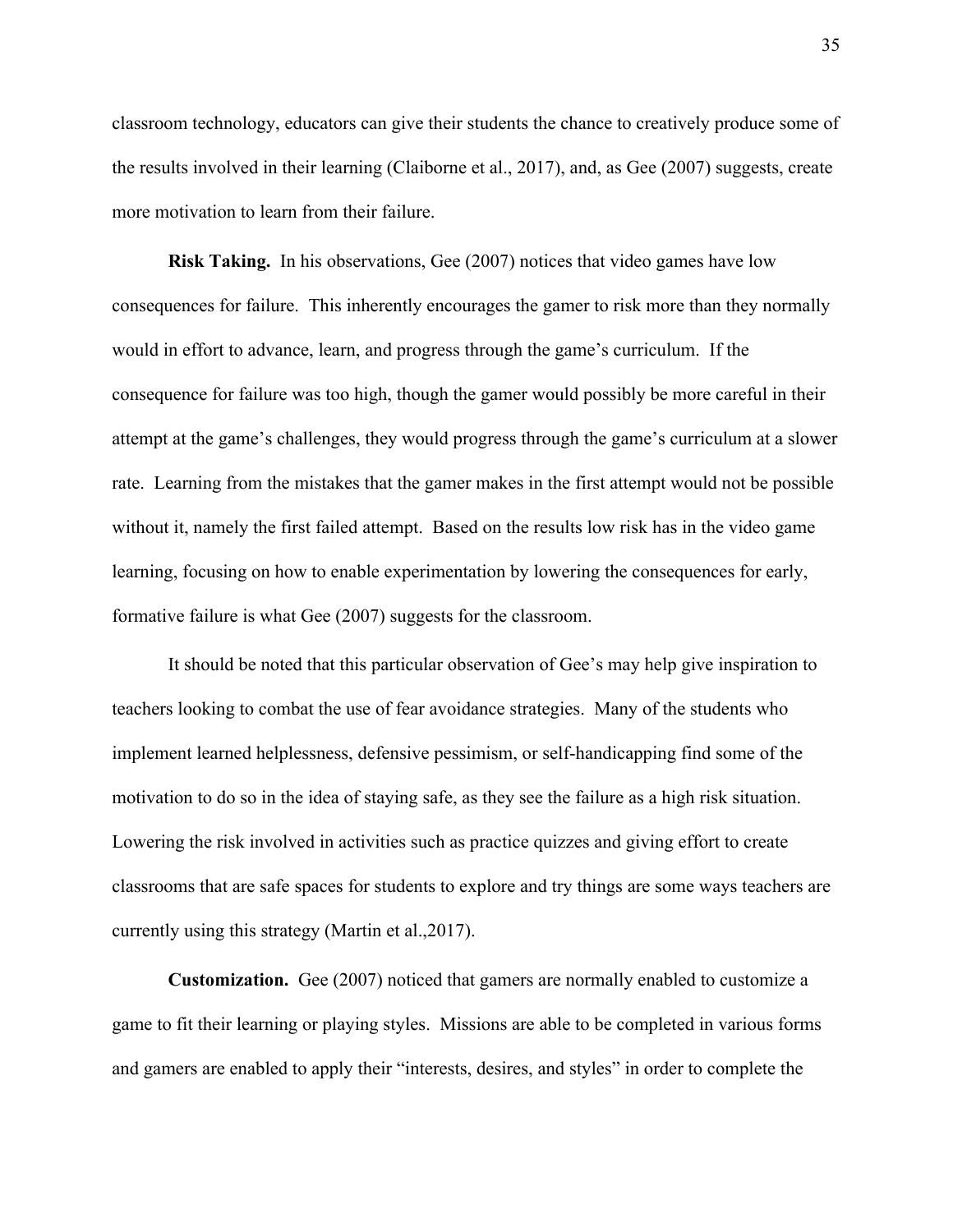classroom technology, educators can give their students the chance to creatively produce some of the results involved in their learning (Claiborne et al., 2017), and, as Gee (2007) suggests, create more motivation to learn from their failure.

**Risk Taking.** In his observations, Gee (2007) notices that video games have low consequences for failure. This inherently encourages the gamer to risk more than they normally would in effort to advance, learn, and progress through the game's curriculum. If the consequence for failure was too high, though the gamer would possibly be more careful in their attempt at the game's challenges, they would progress through the game's curriculum at a slower rate. Learning from the mistakes that the gamer makes in the first attempt would not be possible without it, namely the first failed attempt. Based on the results low risk has in the video game learning, focusing on how to enable experimentation by lowering the consequences for early, formative failure is what Gee (2007) suggests for the classroom.

It should be noted that this particular observation of Gee's may help give inspiration to teachers looking to combat the use of fear avoidance strategies. Many of the students who implement learned helplessness, defensive pessimism, or self-handicapping find some of the motivation to do so in the idea of staying safe, as they see the failure as a high risk situation. Lowering the risk involved in activities such as practice quizzes and giving effort to create classrooms that are safe spaces for students to explore and try things are some ways teachers are currently using this strategy (Martin et al.,2017).

**Customization.** Gee (2007) noticed that gamers are normally enabled to customize a game to fit their learning or playing styles. Missions are able to be completed in various forms and gamers are enabled to apply their "interests, desires, and styles" in order to complete the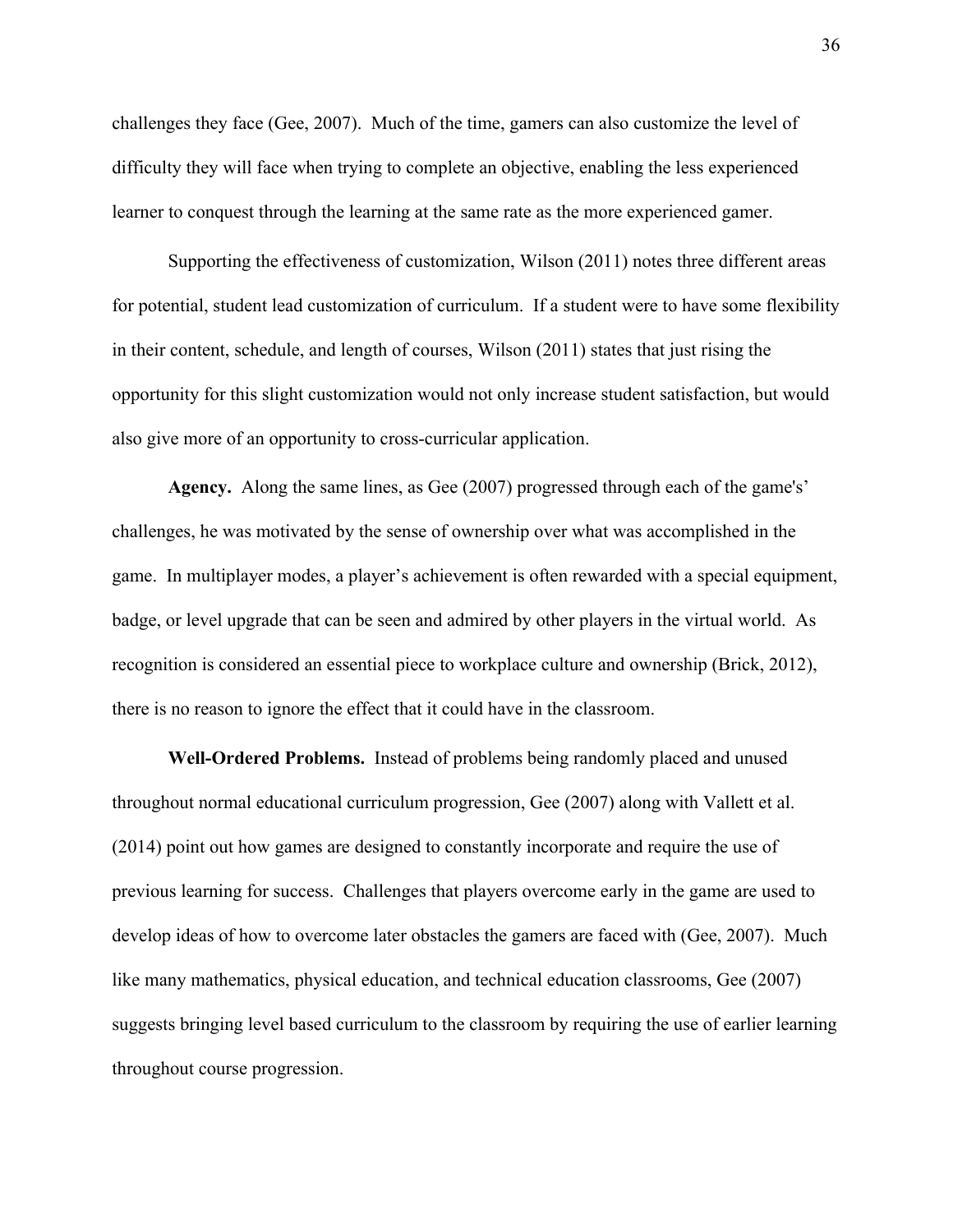challenges they face (Gee, 2007). Much of the time, gamers can also customize the level of difficulty they will face when trying to complete an objective, enabling the less experienced learner to conquest through the learning at the same rate as the more experienced gamer.

Supporting the effectiveness of customization, Wilson (2011) notes three different areas for potential, student lead customization of curriculum. If a student were to have some flexibility in their content, schedule, and length of courses, Wilson (2011) states that just rising the opportunity for this slight customization would not only increase student satisfaction, but would also give more of an opportunity to cross-curricular application.

**Agency.** Along the same lines, as Gee (2007) progressed through each of the game's' challenges, he was motivated by the sense of ownership over what was accomplished in the game. In multiplayer modes, a player's achievement is often rewarded with a special equipment, badge, or level upgrade that can be seen and admired by other players in the virtual world. As recognition is considered an essential piece to workplace culture and ownership (Brick, 2012), there is no reason to ignore the effect that it could have in the classroom.

**Well-Ordered Problems.** Instead of problems being randomly placed and unused throughout normal educational curriculum progression, Gee (2007) along with Vallett et al. (2014) point out how games are designed to constantly incorporate and require the use of previous learning for success. Challenges that players overcome early in the game are used to develop ideas of how to overcome later obstacles the gamers are faced with (Gee, 2007). Much like many mathematics, physical education, and technical education classrooms, Gee (2007) suggests bringing level based curriculum to the classroom by requiring the use of earlier learning throughout course progression.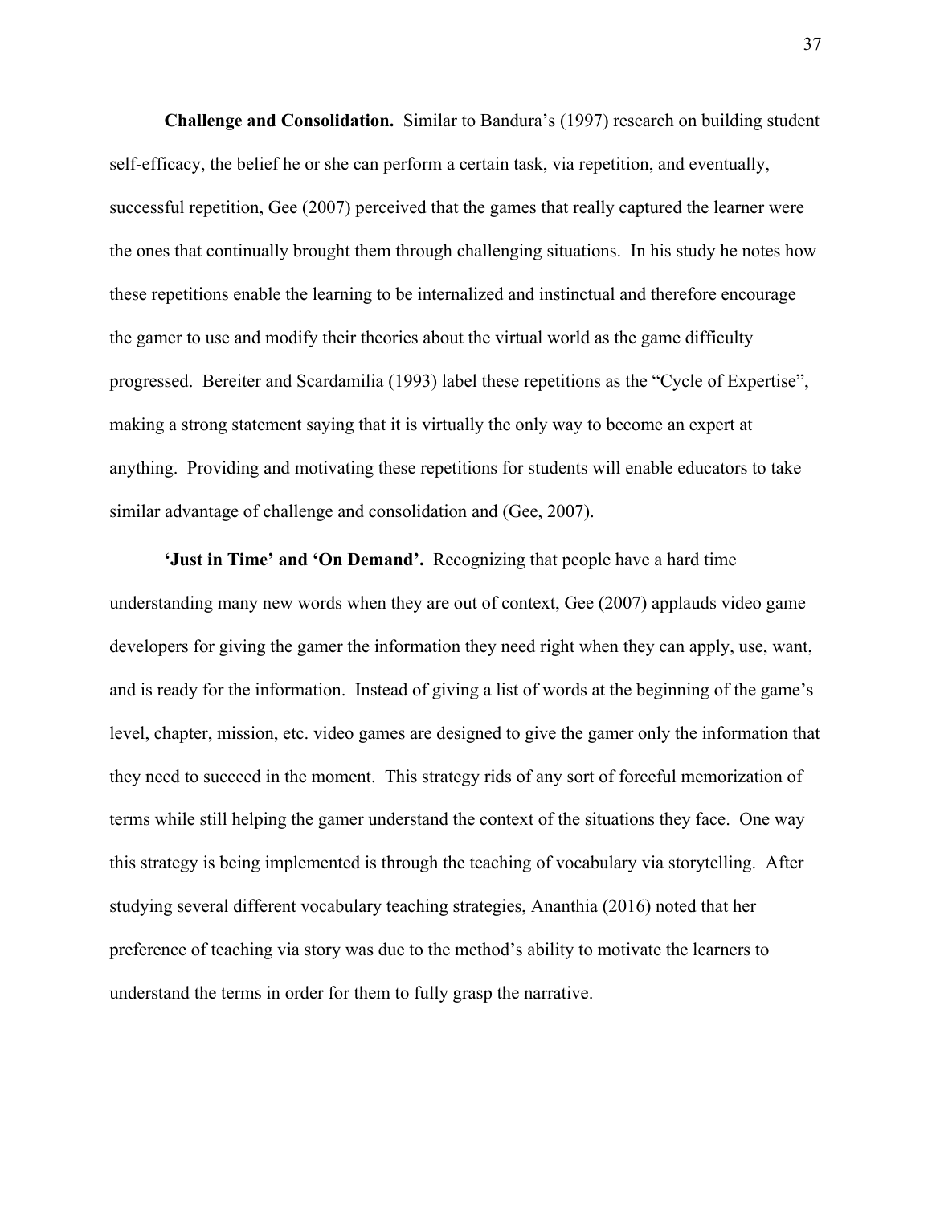**Challenge and Consolidation.** Similar to Bandura's (1997) research on building student self-efficacy, the belief he or she can perform a certain task, via repetition, and eventually, successful repetition, Gee (2007) perceived that the games that really captured the learner were the ones that continually brought them through challenging situations. In his study he notes how these repetitions enable the learning to be internalized and instinctual and therefore encourage the gamer to use and modify their theories about the virtual world as the game difficulty progressed. Bereiter and Scardamilia (1993) label these repetitions as the "Cycle of Expertise", making a strong statement saying that it is virtually the only way to become an expert at anything. Providing and motivating these repetitions for students will enable educators to take similar advantage of challenge and consolidation and (Gee, 2007).

**'Just in Time' and 'On Demand'.** Recognizing that people have a hard time understanding many new words when they are out of context, Gee (2007) applauds video game developers for giving the gamer the information they need right when they can apply, use, want, and is ready for the information. Instead of giving a list of words at the beginning of the game's level, chapter, mission, etc. video games are designed to give the gamer only the information that they need to succeed in the moment. This strategy rids of any sort of forceful memorization of terms while still helping the gamer understand the context of the situations they face. One way this strategy is being implemented is through the teaching of vocabulary via storytelling. After studying several different vocabulary teaching strategies, Ananthia (2016) noted that her preference of teaching via story was due to the method's ability to motivate the learners to understand the terms in order for them to fully grasp the narrative.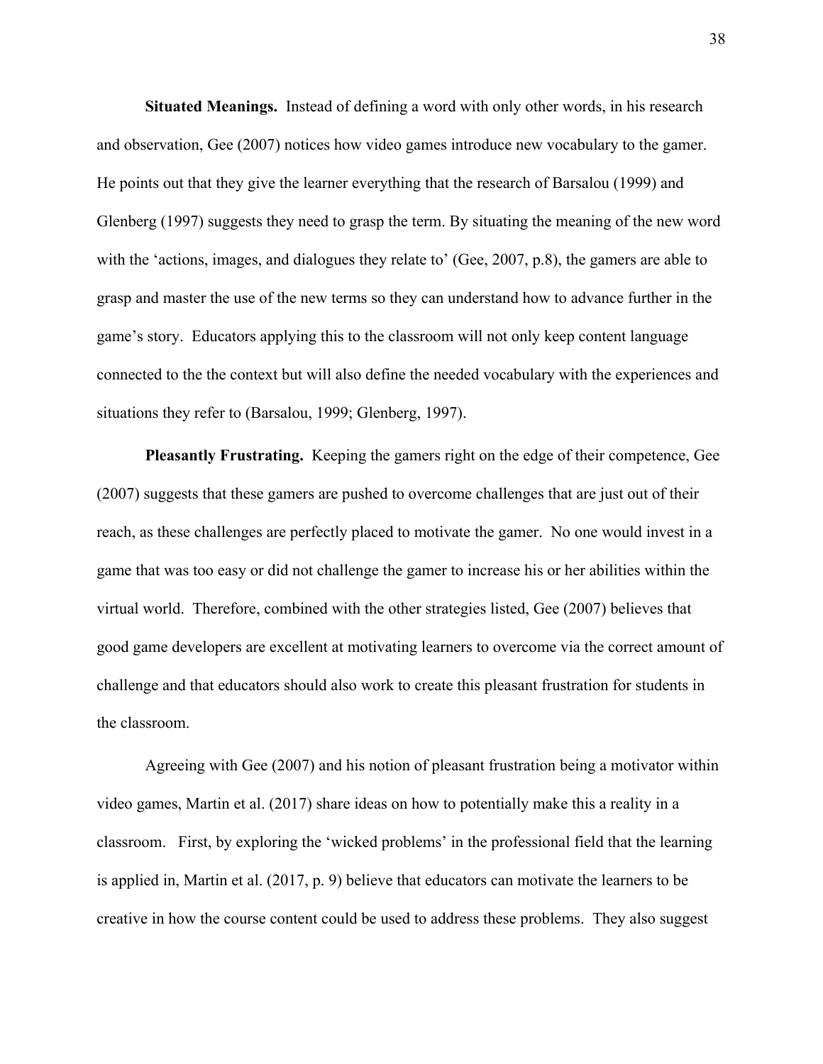**Situated Meanings.** Instead of defining a word with only other words, in his research and observation, Gee (2007) notices how video games introduce new vocabulary to the gamer. He points out that they give the learner everything that the research of Barsalou (1999) and Glenberg (1997) suggests they need to grasp the term. By situating the meaning of the new word with the 'actions, images, and dialogues they relate to' (Gee, 2007, p.8), the gamers are able to grasp and master the use of the new terms so they can understand how to advance further in the game's story. Educators applying this to the classroom will not only keep content language connected to the the context but will also define the needed vocabulary with the experiences and situations they refer to (Barsalou, 1999; Glenberg, 1997).

**Pleasantly Frustrating.** Keeping the gamers right on the edge of their competence, Gee (2007) suggests that these gamers are pushed to overcome challenges that are just out of their reach, as these challenges are perfectly placed to motivate the gamer. No one would invest in a game that was too easy or did not challenge the gamer to increase his or her abilities within the virtual world. Therefore, combined with the other strategies listed, Gee (2007) believes that good game developers are excellent at motivating learners to overcome via the correct amount of challenge and that educators should also work to create this pleasant frustration for students in the classroom.

Agreeing with Gee (2007) and his notion of pleasant frustration being a motivator within video games, Martin et al. (2017) share ideas on how to potentially make this a reality in a classroom. First, by exploring the 'wicked problems' in the professional field that the learning is applied in, Martin et al. (2017, p. 9) believe that educators can motivate the learners to be creative in how the course content could be used to address these problems. They also suggest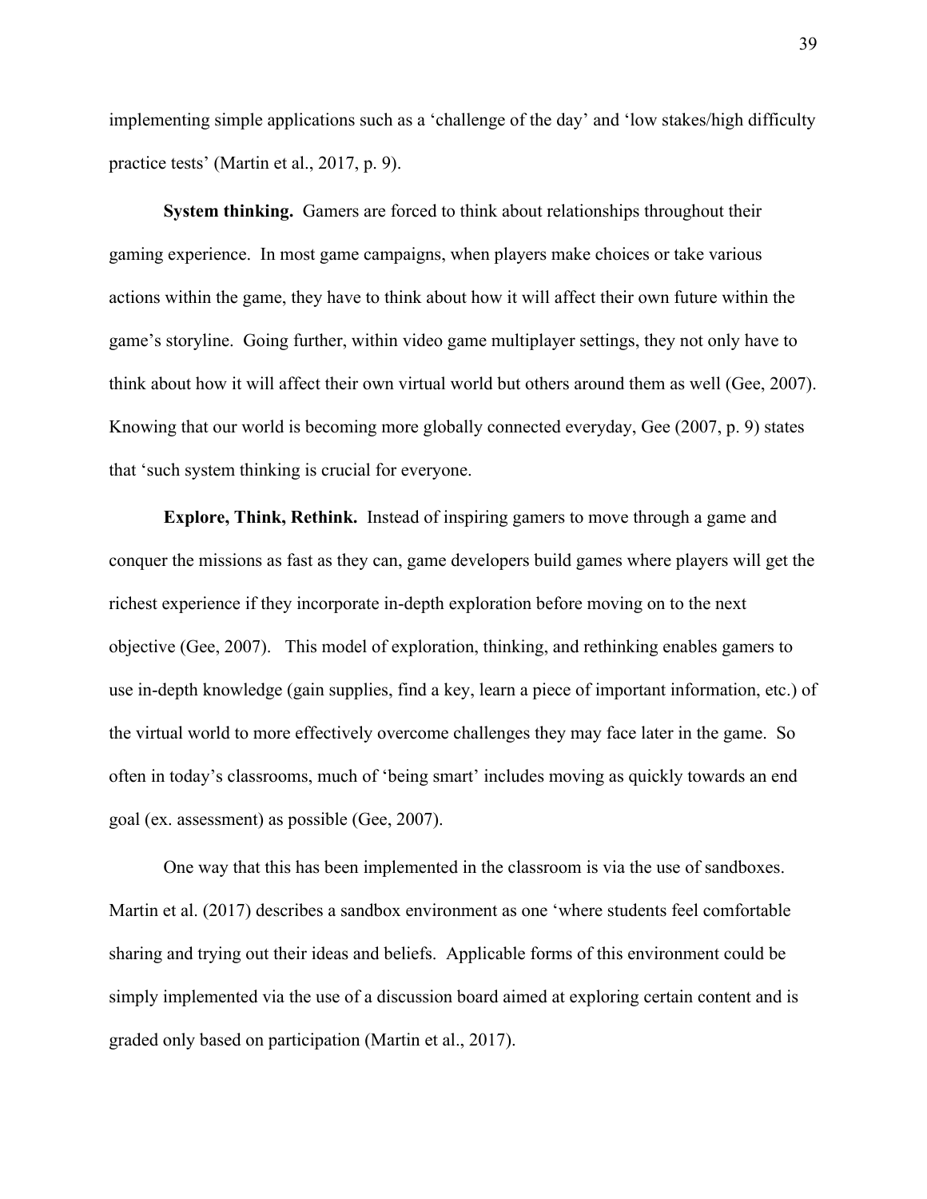implementing simple applications such as a 'challenge of the day' and 'low stakes/high difficulty practice tests' (Martin et al., 2017, p. 9).

**System thinking.** Gamers are forced to think about relationships throughout their gaming experience. In most game campaigns, when players make choices or take various actions within the game, they have to think about how it will affect their own future within the game's storyline. Going further, within video game multiplayer settings, they not only have to think about how it will affect their own virtual world but others around them as well (Gee, 2007). Knowing that our world is becoming more globally connected everyday, Gee (2007, p. 9) states that 'such system thinking is crucial for everyone.

**Explore, Think, Rethink.** Instead of inspiring gamers to move through a game and conquer the missions as fast as they can, game developers build games where players will get the richest experience if they incorporate in-depth exploration before moving on to the next objective (Gee, 2007). This model of exploration, thinking, and rethinking enables gamers to use in-depth knowledge (gain supplies, find a key, learn a piece of important information, etc.) of the virtual world to more effectively overcome challenges they may face later in the game. So often in today's classrooms, much of 'being smart' includes moving as quickly towards an end goal (ex. assessment) as possible (Gee, 2007).

One way that this has been implemented in the classroom is via the use of sandboxes. Martin et al. (2017) describes a sandbox environment as one 'where students feel comfortable sharing and trying out their ideas and beliefs. Applicable forms of this environment could be simply implemented via the use of a discussion board aimed at exploring certain content and is graded only based on participation (Martin et al., 2017).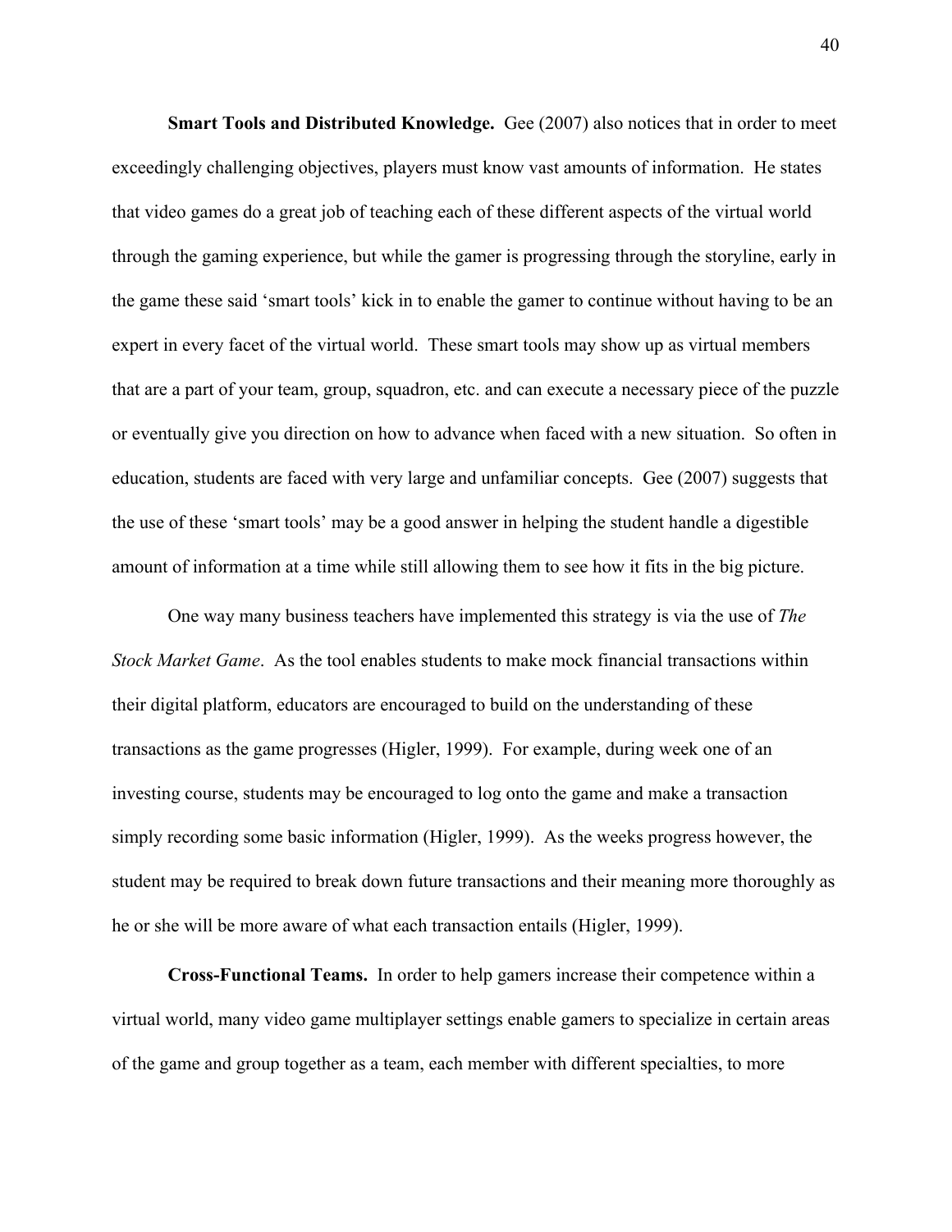**Smart Tools and Distributed Knowledge.** Gee (2007) also notices that in order to meet exceedingly challenging objectives, players must know vast amounts of information. He states that video games do a great job of teaching each of these different aspects of the virtual world through the gaming experience, but while the gamer is progressing through the storyline, early in the game these said 'smart tools' kick in to enable the gamer to continue without having to be an expert in every facet of the virtual world. These smart tools may show up as virtual members that are a part of your team, group, squadron, etc. and can execute a necessary piece of the puzzle or eventually give you direction on how to advance when faced with a new situation. So often in education, students are faced with very large and unfamiliar concepts. Gee (2007) suggests that the use of these 'smart tools' may be a good answer in helping the student handle a digestible amount of information at a time while still allowing them to see how it fits in the big picture.

One way many business teachers have implemented this strategy is via the use of *The Stock Market Game*. As the tool enables students to make mock financial transactions within their digital platform, educators are encouraged to build on the understanding of these transactions as the game progresses (Higler, 1999). For example, during week one of an investing course, students may be encouraged to log onto the game and make a transaction simply recording some basic information (Higler, 1999). As the weeks progress however, the student may be required to break down future transactions and their meaning more thoroughly as he or she will be more aware of what each transaction entails (Higler, 1999).

**Cross-Functional Teams.** In order to help gamers increase their competence within a virtual world, many video game multiplayer settings enable gamers to specialize in certain areas of the game and group together as a team, each member with different specialties, to more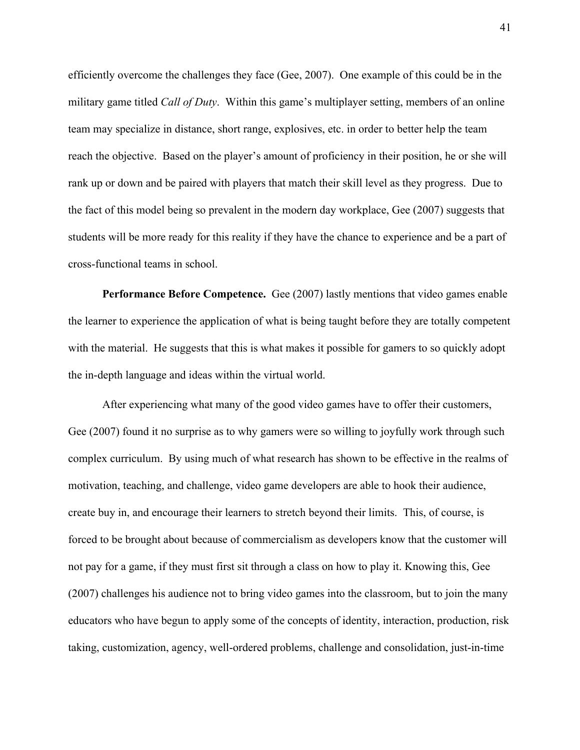efficiently overcome the challenges they face (Gee, 2007). One example of this could be in the military game titled *Call of Duty*. Within this game's multiplayer setting, members of an online team may specialize in distance, short range, explosives, etc. in order to better help the team reach the objective. Based on the player's amount of proficiency in their position, he or she will rank up or down and be paired with players that match their skill level as they progress. Due to the fact of this model being so prevalent in the modern day workplace, Gee (2007) suggests that students will be more ready for this reality if they have the chance to experience and be a part of cross-functional teams in school.

**Performance Before Competence.** Gee (2007) lastly mentions that video games enable the learner to experience the application of what is being taught before they are totally competent with the material. He suggests that this is what makes it possible for gamers to so quickly adopt the in-depth language and ideas within the virtual world.

After experiencing what many of the good video games have to offer their customers, Gee (2007) found it no surprise as to why gamers were so willing to joyfully work through such complex curriculum. By using much of what research has shown to be effective in the realms of motivation, teaching, and challenge, video game developers are able to hook their audience, create buy in, and encourage their learners to stretch beyond their limits. This, of course, is forced to be brought about because of commercialism as developers know that the customer will not pay for a game, if they must first sit through a class on how to play it. Knowing this, Gee (2007) challenges his audience not to bring video games into the classroom, but to join the many educators who have begun to apply some of the concepts of identity, interaction, production, risk taking, customization, agency, well-ordered problems, challenge and consolidation, just-in-time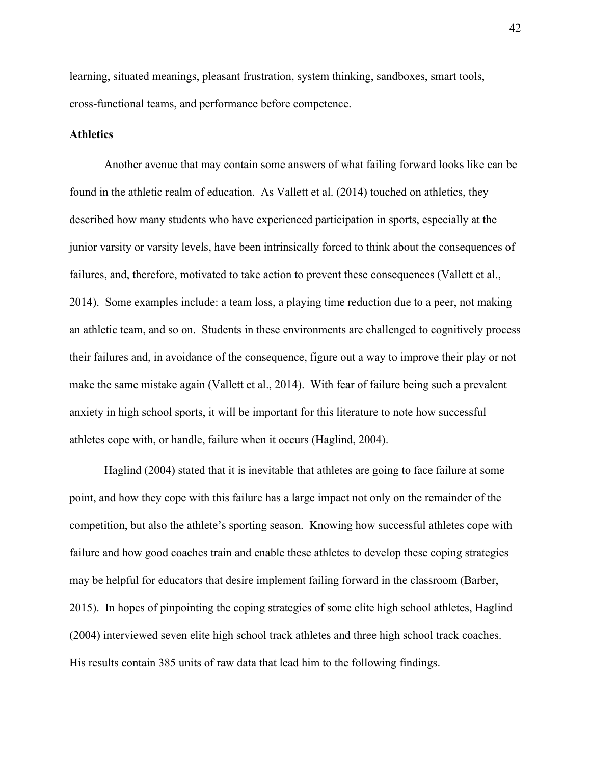learning, situated meanings, pleasant frustration, system thinking, sandboxes, smart tools, cross-functional teams, and performance before competence.

**Athletics**

Another avenue that may contain some answers of what failing forward looks like can be found in the athletic realm of education. As Vallett et al. (2014) touched on athletics, they described how many students who have experienced participation in sports, especially at the junior varsity or varsity levels, have been intrinsically forced to think about the consequences of failures, and, therefore, motivated to take action to prevent these consequences (Vallett et al., 2014). Some examples include: a team loss, a playing time reduction due to a peer, not making an athletic team, and so on. Students in these environments are challenged to cognitively process their failures and, in avoidance of the consequence, figure out a way to improve their play or not make the same mistake again (Vallett et al., 2014). With fear of failure being such a prevalent anxiety in high school sports, it will be important for this literature to note how successful athletes cope with, or handle, failure when it occurs (Haglind, 2004).

Haglind (2004) stated that it is inevitable that athletes are going to face failure at some point, and how they cope with this failure has a large impact not only on the remainder of the competition, but also the athlete's sporting season. Knowing how successful athletes cope with failure and how good coaches train and enable these athletes to develop these coping strategies may be helpful for educators that desire implement failing forward in the classroom (Barber, 2015). In hopes of pinpointing the coping strategies of some elite high school athletes, Haglind (2004) interviewed seven elite high school track athletes and three high school track coaches. His results contain 385 units of raw data that lead him to the following findings.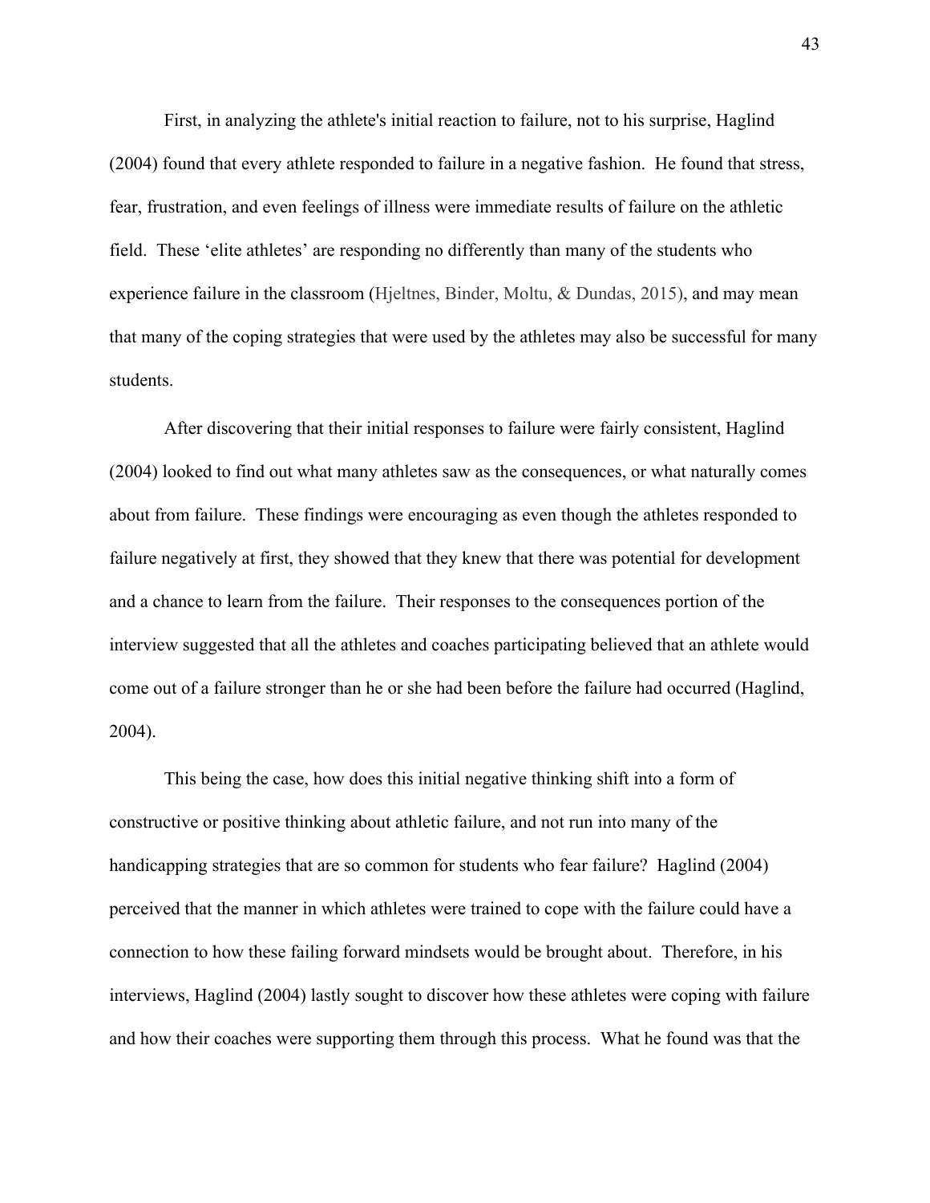First, in analyzing the athlete's initial reaction to failure, not to his surprise, Haglind (2004) found that every athlete responded to failure in a negative fashion. He found that stress, fear, frustration, and even feelings of illness were immediate results of failure on the athletic field. These 'elite athletes' are responding no differently than many of the students who experience failure in the classroom (Hjeltnes, Binder, Moltu, & Dundas, 2015), and may mean that many of the coping strategies that were used by the athletes may also be successful for many students.

After discovering that their initial responses to failure were fairly consistent, Haglind (2004) looked to find out what many athletes saw as the consequences, or what naturally comes about from failure. These findings were encouraging as even though the athletes responded to failure negatively at first, they showed that they knew that there was potential for development and a chance to learn from the failure. Their responses to the consequences portion of the interview suggested that all the athletes and coaches participating believed that an athlete would come out of a failure stronger than he or she had been before the failure had occurred (Haglind, 2004).

This being the case, how does this initial negative thinking shift into a form of constructive or positive thinking about athletic failure, and not run into many of the handicapping strategies that are so common for students who fear failure? Haglind (2004) perceived that the manner in which athletes were trained to cope with the failure could have a connection to how these failing forward mindsets would be brought about. Therefore, in his interviews, Haglind (2004) lastly sought to discover how these athletes were coping with failure and how their coaches were supporting them through this process. What he found was that the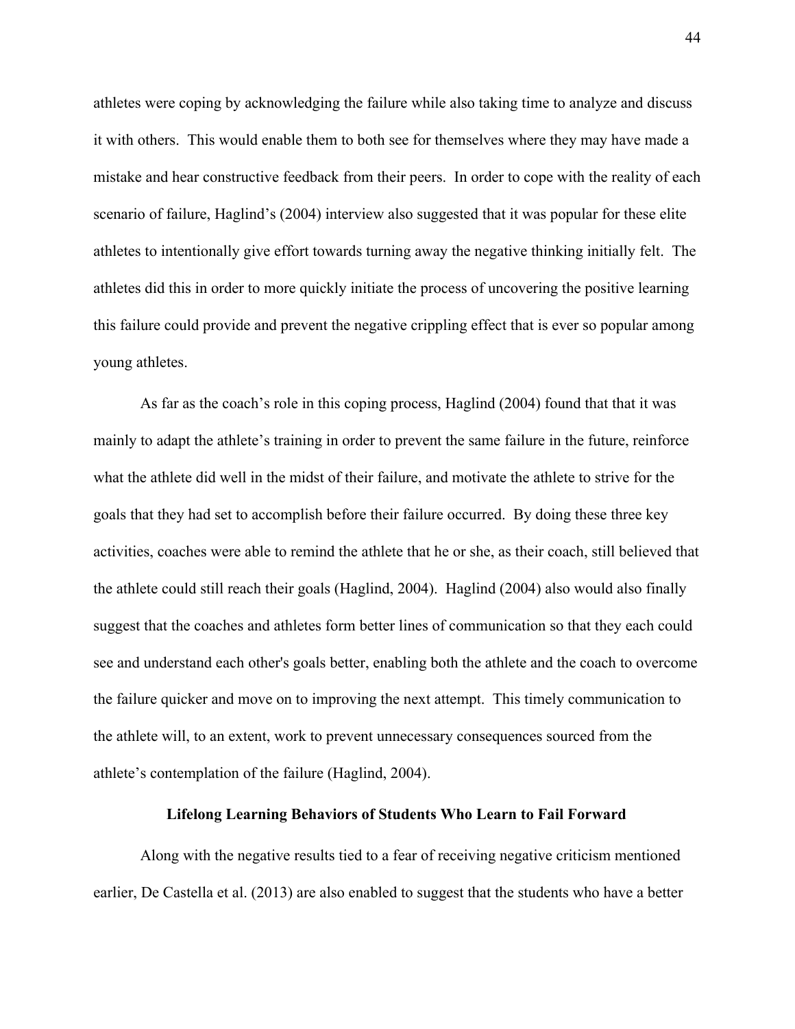athletes were coping by acknowledging the failure while also taking time to analyze and discuss it with others. This would enable them to both see for themselves where they may have made a mistake and hear constructive feedback from their peers. In order to cope with the reality of each scenario of failure, Haglind's (2004) interview also suggested that it was popular for these elite athletes to intentionally give effort towards turning away the negative thinking initially felt. The athletes did this in order to more quickly initiate the process of uncovering the positive learning this failure could provide and prevent the negative crippling effect that is ever so popular among young athletes.

As far as the coach's role in this coping process, Haglind (2004) found that that it was mainly to adapt the athlete's training in order to prevent the same failure in the future, reinforce what the athlete did well in the midst of their failure, and motivate the athlete to strive for the goals that they had set to accomplish before their failure occurred. By doing these three key activities, coaches were able to remind the athlete that he or she, as their coach, still believed that the athlete could still reach their goals (Haglind, 2004). Haglind (2004) also would also finally suggest that the coaches and athletes form better lines of communication so that they each could see and understand each other's goals better, enabling both the athlete and the coach to overcome the failure quicker and move on to improving the next attempt. This timely communication to the athlete will, to an extent, work to prevent unnecessary consequences sourced from the athlete's contemplation of the failure (Haglind, 2004).

## Lifelong Learning Behaviors of Students Who Learn to Fail Forward

Along with the negative results tied to a fear of receiving negative criticism mentioned earlier, De Castella et al. (2013) are also enabled to suggest that the students who have a better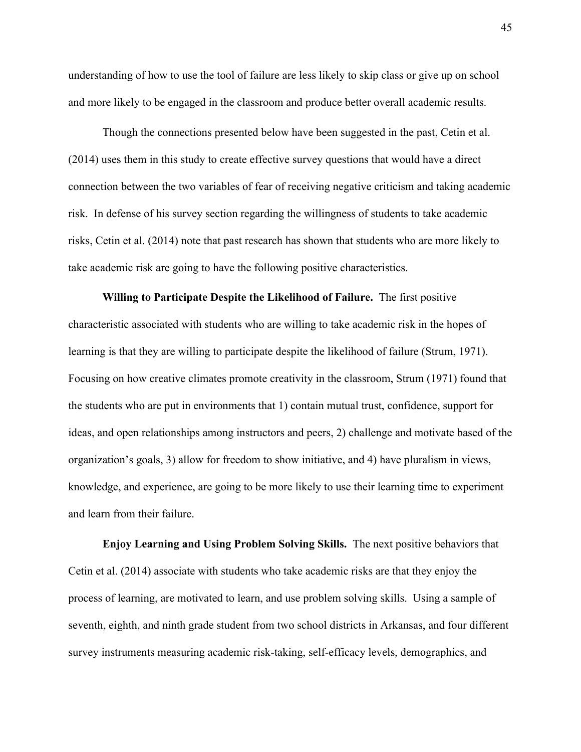understanding of how to use the tool of failure are less likely to skip class or give up on school and more likely to be engaged in the classroom and produce better overall academic results.

Though the connections presented below have been suggested in the past, Cetin et al. (2014) uses them in this study to create effective survey questions that would have a direct connection between the two variables of fear of receiving negative criticism and taking academic risk. In defense of his survey section regarding the willingness of students to take academic risks, Cetin et al. (2014) note that past research has shown that students who are more likely to take academic risk are going to have the following positive characteristics.

**Willing to Participate Despite the Likelihood of Failure.** The first positive characteristic associated with students who are willing to take academic risk in the hopes of learning is that they are willing to participate despite the likelihood of failure (Strum, 1971). Focusing on how creative climates promote creativity in the classroom, Strum (1971) found that the students who are put in environments that 1) contain mutual trust, confidence, support for ideas, and open relationships among instructors and peers, 2) challenge and motivate based of the organization's goals, 3) allow for freedom to show initiative, and 4) have pluralism in views, knowledge, and experience, are going to be more likely to use their learning time to experiment and learn from their failure.

**Enjoy Learning and Using Problem Solving Skills.** The next positive behaviors that Cetin et al. (2014) associate with students who take academic risks are that they enjoy the process of learning, are motivated to learn, and use problem solving skills. Using a sample of seventh, eighth, and ninth grade student from two school districts in Arkansas, and four different survey instruments measuring academic risk-taking, self-efficacy levels, demographics, and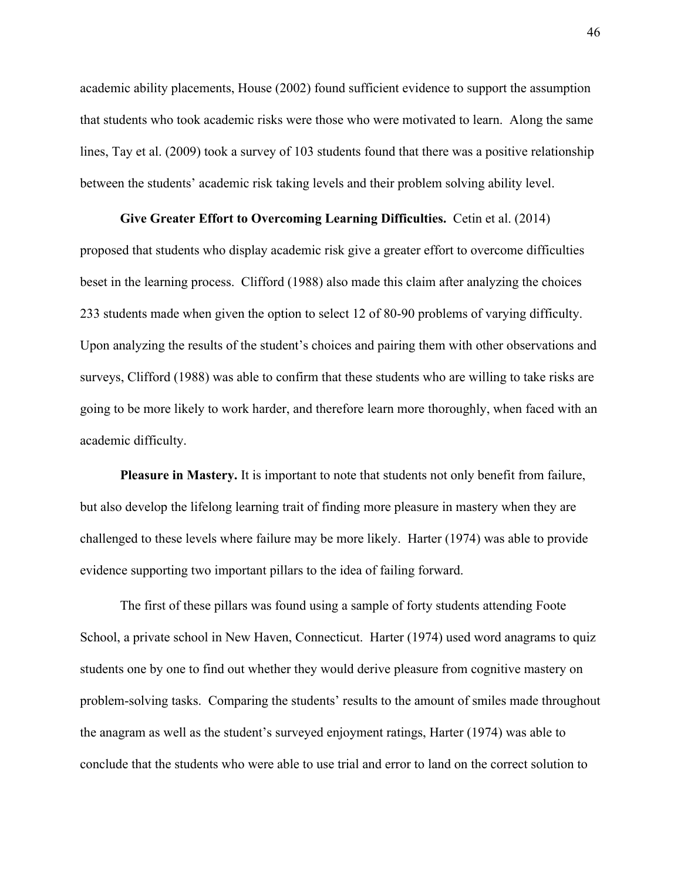academic ability placements, House (2002) found sufficient evidence to support the assumption that students who took academic risks were those who were motivated to learn. Along the same lines, Tay et al. (2009) took a survey of 103 students found that there was a positive relationship between the students' academic risk taking levels and their problem solving ability level.

**Give Greater Effort to Overcoming Learning Difficulties.** Cetin et al. (2014) proposed that students who display academic risk give a greater effort to overcome difficulties beset in the learning process. Clifford (1988) also made this claim after analyzing the choices 233 students made when given the option to select 12 of 80-90 problems of varying difficulty. Upon analyzing the results of the student's choices and pairing them with other observations and surveys, Clifford (1988) was able to confirm that these students who are willing to take risks are going to be more likely to work harder, and therefore learn more thoroughly, when faced with an academic difficulty.

**Pleasure in Mastery.** It is important to note that students not only benefit from failure, but also develop the lifelong learning trait of finding more pleasure in mastery when they are challenged to these levels where failure may be more likely. Harter (1974) was able to provide evidence supporting two important pillars to the idea of failing forward.

The first of these pillars was found using a sample of forty students attending Foote School, a private school in New Haven, Connecticut. Harter (1974) used word anagrams to quiz students one by one to find out whether they would derive pleasure from cognitive mastery on problem-solving tasks. Comparing the students' results to the amount of smiles made throughout the anagram as well as the student's surveyed enjoyment ratings, Harter (1974) was able to conclude that the students who were able to use trial and error to land on the correct solution to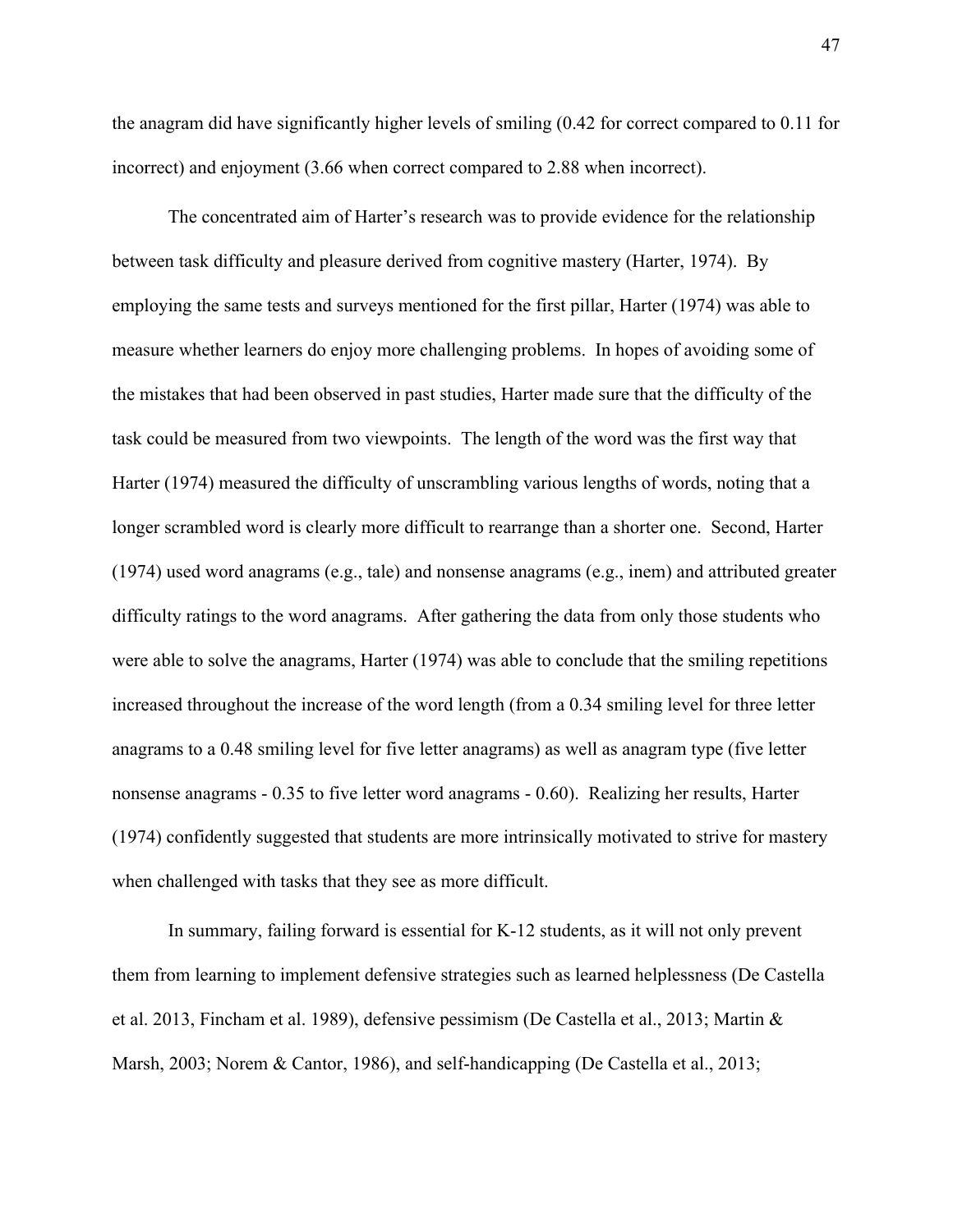the anagram did have significantly higher levels of smiling (0.42 for correct compared to 0.11 for incorrect) and enjoyment (3.66 when correct compared to 2.88 when incorrect).

The concentrated aim of Harter's research was to provide evidence for the relationship between task difficulty and pleasure derived from cognitive mastery (Harter, 1974). By employing the same tests and surveys mentioned for the first pillar, Harter (1974) was able to measure whether learners do enjoy more challenging problems. In hopes of avoiding some of the mistakes that had been observed in past studies, Harter made sure that the difficulty of the task could be measured from two viewpoints. The length of the word was the first way that Harter (1974) measured the difficulty of unscrambling various lengths of words, noting that a longer scrambled word is clearly more difficult to rearrange than a shorter one. Second, Harter (1974) used word anagrams (e.g., tale) and nonsense anagrams (e.g., inem) and attributed greater difficulty ratings to the word anagrams. After gathering the data from only those students who were able to solve the anagrams, Harter (1974) was able to conclude that the smiling repetitions increased throughout the increase of the word length (from a 0.34 smiling level for three letter anagrams to a 0.48 smiling level for five letter anagrams) as well as anagram type (five letter nonsense anagrams - 0.35 to five letter word anagrams - 0.60). Realizing her results, Harter (1974) confidently suggested that students are more intrinsically motivated to strive for mastery when challenged with tasks that they see as more difficult.

In summary, failing forward is essential for K-12 students, as it will not only prevent them from learning to implement defensive strategies such as learned helplessness (De Castella et al. 2013, Fincham et al. 1989), defensive pessimism (De Castella et al., 2013; Martin & Marsh, 2003; Norem & Cantor, 1986), and self-handicapping (De Castella et al., 2013;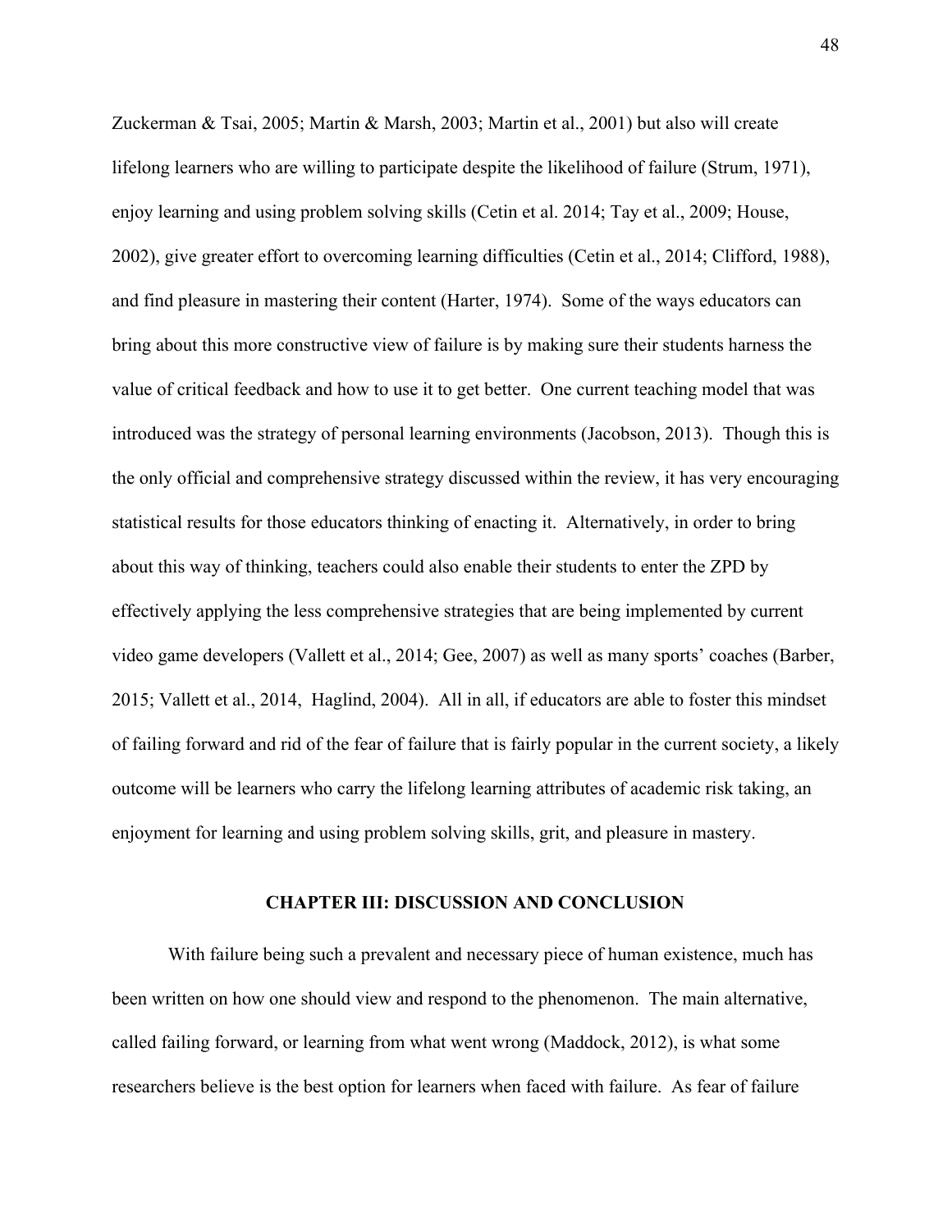Zuckerman & Tsai, 2005; Martin & Marsh, 2003; Martin et al., 2001) but also will create lifelong learners who are willing to participate despite the likelihood of failure (Strum, 1971), enjoy learning and using problem solving skills (Cetin et al. 2014; Tay et al., 2009; House, 2002), give greater effort to overcoming learning difficulties (Cetin et al., 2014; Clifford, 1988), and find pleasure in mastering their content (Harter, 1974). Some of the ways educators can bring about this more constructive view of failure is by making sure their students harness the value of critical feedback and how to use it to get better. One current teaching model that was introduced was the strategy of personal learning environments (Jacobson, 2013). Though this is the only official and comprehensive strategy discussed within the review, it has very encouraging statistical results for those educators thinking of enacting it. Alternatively, in order to bring about this way of thinking, teachers could also enable their students to enter the ZPD by effectively applying the less comprehensive strategies that are being implemented by current video game developers (Vallett et al., 2014; Gee, 2007) as well as many sports' coaches (Barber, 2015; Vallett et al., 2014, Haglind, 2004). All in all, if educators are able to foster this mindset of failing forward and rid of the fear of failure that is fairly popular in the current society, a likely outcome will be learners who carry the lifelong learning attributes of academic risk taking, an enjoyment for learning and using problem solving skills, grit, and pleasure in mastery.

# CHAPTER III: DISCUSSION AND CONCLUSION

With failure being such a prevalent and necessary piece of human existence, much has been written on how one should view and respond to the phenomenon. The main alternative, called failing forward, or learning from what went wrong (Maddock, 2012), is what some researchers believe is the best option for learners when faced with failure. As fear of failure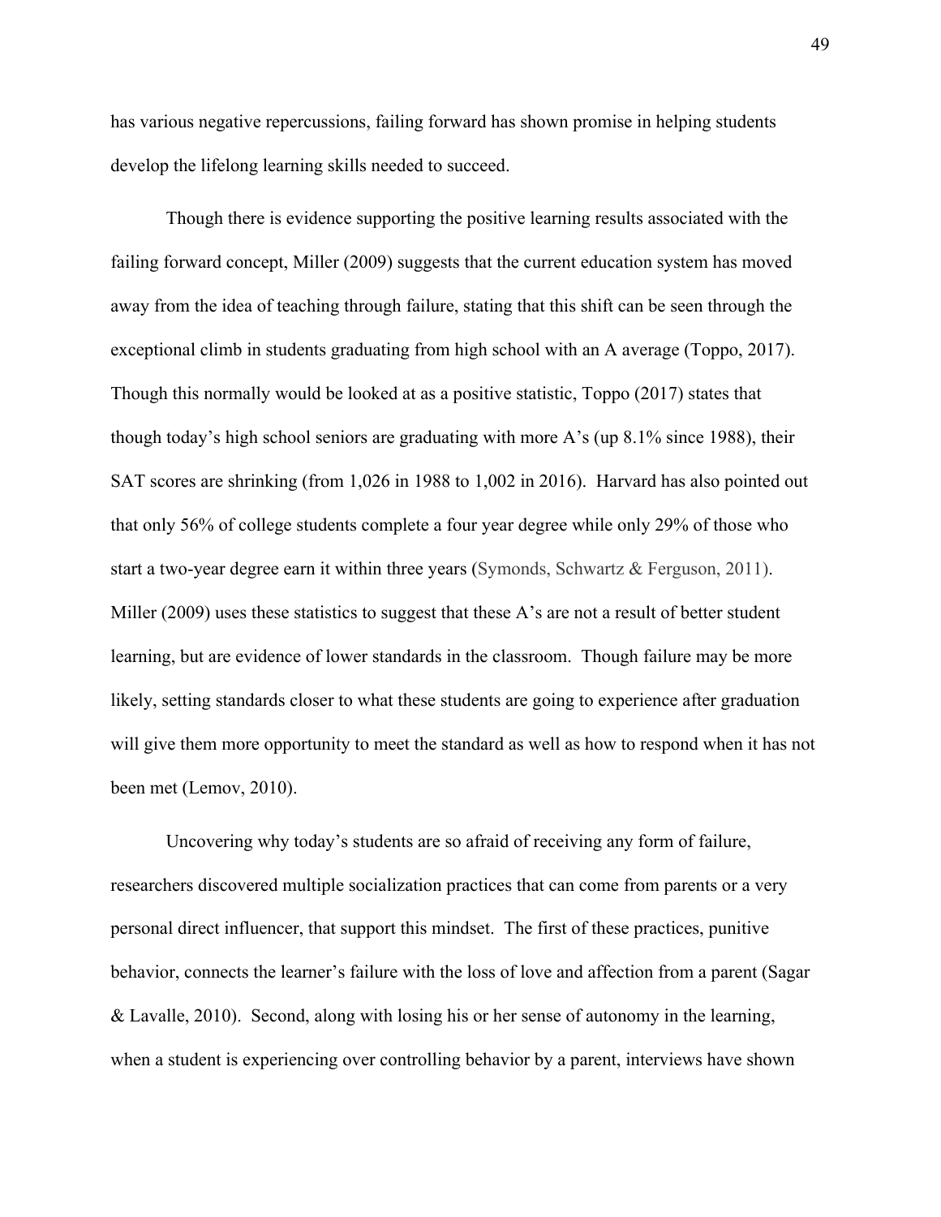has various negative repercussions, failing forward has shown promise in helping students develop the lifelong learning skills needed to succeed.

Though there is evidence supporting the positive learning results associated with the failing forward concept, Miller (2009) suggests that the current education system has moved away from the idea of teaching through failure, stating that this shift can be seen through the exceptional climb in students graduating from high school with an A average (Toppo, 2017). Though this normally would be looked at as a positive statistic, Toppo (2017) states that though today's high school seniors are graduating with more A's (up 8.1% since 1988), their SAT scores are shrinking (from 1,026 in 1988 to 1,002 in 2016). Harvard has also pointed out that only 56% of college students complete a four year degree while only 29% of those who start a two-year degree earn it within three years (Symonds, Schwartz & Ferguson, 2011). Miller (2009) uses these statistics to suggest that these A's are not a result of better student learning, but are evidence of lower standards in the classroom. Though failure may be more likely, setting standards closer to what these students are going to experience after graduation will give them more opportunity to meet the standard as well as how to respond when it has not been met (Lemov, 2010).

Uncovering why today's students are so afraid of receiving any form of failure, researchers discovered multiple socialization practices that can come from parents or a very personal direct influencer, that support this mindset. The first of these practices, punitive behavior, connects the learner's failure with the loss of love and affection from a parent (Sagar & Lavalle, 2010). Second, along with losing his or her sense of autonomy in the learning, when a student is experiencing over controlling behavior by a parent, interviews have shown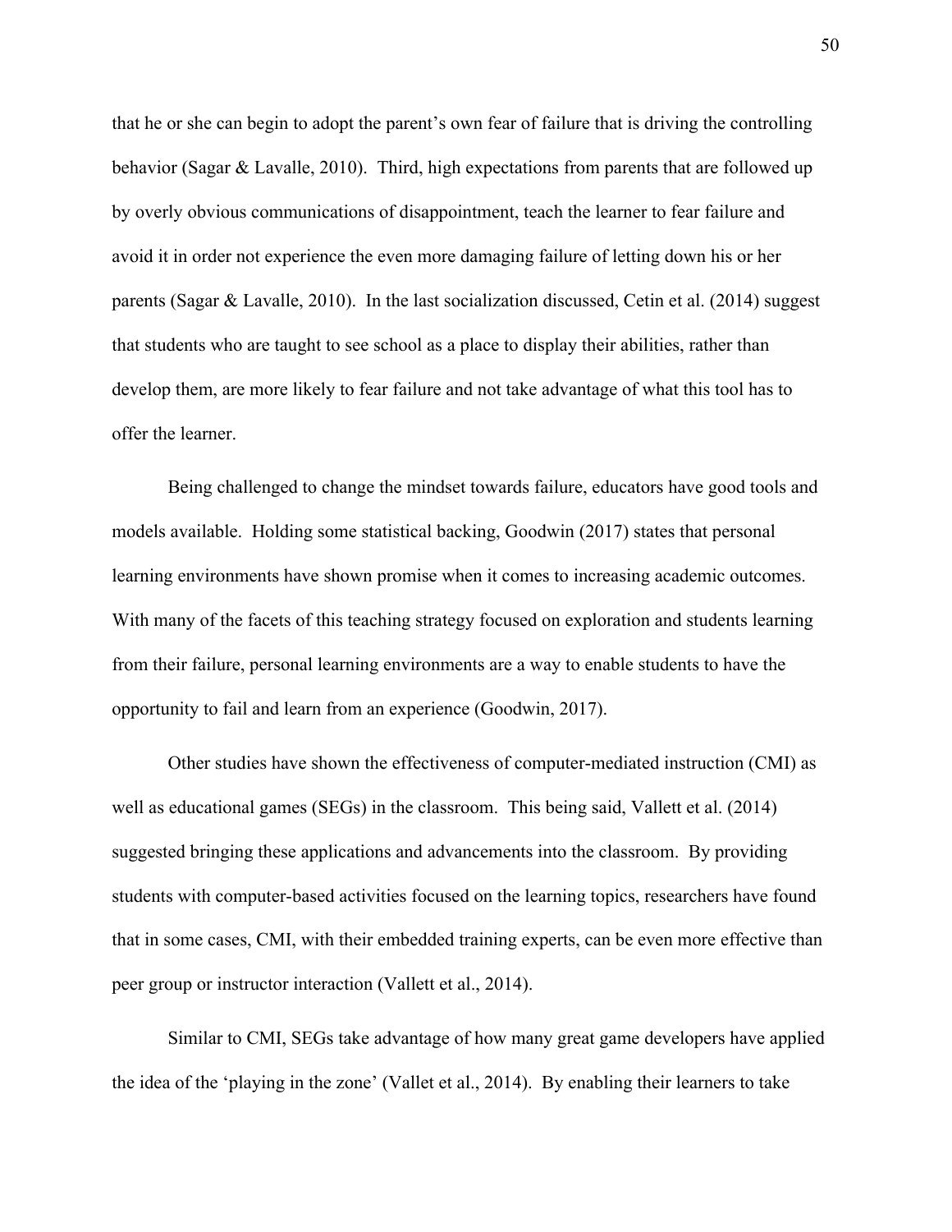that he or she can begin to adopt the parent's own fear of failure that is driving the controlling behavior (Sagar & Lavalle, 2010). Third, high expectations from parents that are followed up by overly obvious communications of disappointment, teach the learner to fear failure and avoid it in order not experience the even more damaging failure of letting down his or her parents (Sagar & Lavalle, 2010). In the last socialization discussed, Cetin et al. (2014) suggest that students who are taught to see school as a place to display their abilities, rather than develop them, are more likely to fear failure and not take advantage of what this tool has to offer the learner.

Being challenged to change the mindset towards failure, educators have good tools and models available. Holding some statistical backing, Goodwin (2017) states that personal learning environments have shown promise when it comes to increasing academic outcomes. With many of the facets of this teaching strategy focused on exploration and students learning from their failure, personal learning environments are a way to enable students to have the opportunity to fail and learn from an experience (Goodwin, 2017).

Other studies have shown the effectiveness of computer-mediated instruction (CMI) as well as educational games (SEGs) in the classroom. This being said, Vallett et al. (2014) suggested bringing these applications and advancements into the classroom. By providing students with computer-based activities focused on the learning topics, researchers have found that in some cases, CMI, with their embedded training experts, can be even more effective than peer group or instructor interaction (Vallett et al., 2014).

Similar to CMI, SEGs take advantage of how many great game developers have applied the idea of the 'playing in the zone' (Vallet et al., 2014). By enabling their learners to take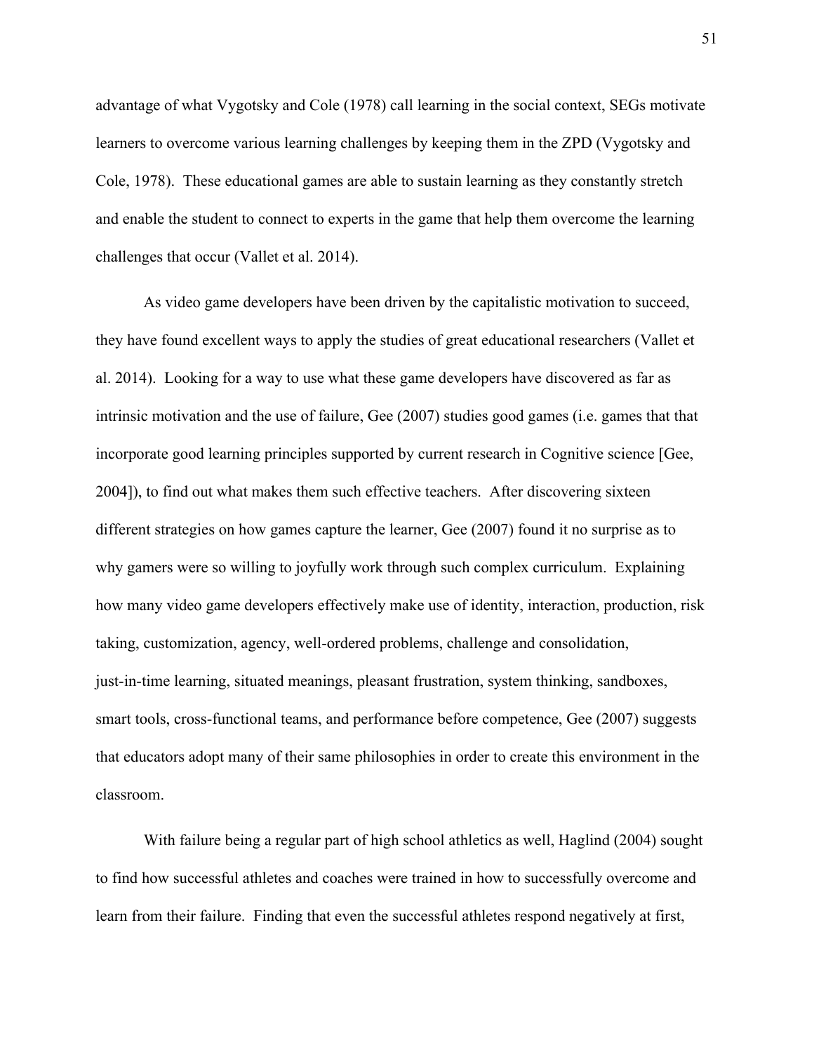advantage of what Vygotsky and Cole (1978) call learning in the social context, SEGs motivate learners to overcome various learning challenges by keeping them in the ZPD (Vygotsky and Cole, 1978). These educational games are able to sustain learning as they constantly stretch and enable the student to connect to experts in the game that help them overcome the learning challenges that occur (Vallet et al. 2014).

As video game developers have been driven by the capitalistic motivation to succeed, they have found excellent ways to apply the studies of great educational researchers (Vallet et al. 2014). Looking for a way to use what these game developers have discovered as far as intrinsic motivation and the use of failure, Gee (2007) studies good games (i.e. games that that incorporate good learning principles supported by current research in Cognitive science [Gee, 2004]), to find out what makes them such effective teachers. After discovering sixteen different strategies on how games capture the learner, Gee (2007) found it no surprise as to why gamers were so willing to joyfully work through such complex curriculum. Explaining how many video game developers effectively make use of identity, interaction, production, risk taking, customization, agency, well-ordered problems, challenge and consolidation, just-in-time learning, situated meanings, pleasant frustration, system thinking, sandboxes, smart tools, cross-functional teams, and performance before competence, Gee (2007) suggests that educators adopt many of their same philosophies in order to create this environment in the classroom.

With failure being a regular part of high school athletics as well, Haglind (2004) sought to find how successful athletes and coaches were trained in how to successfully overcome and learn from their failure. Finding that even the successful athletes respond negatively at first,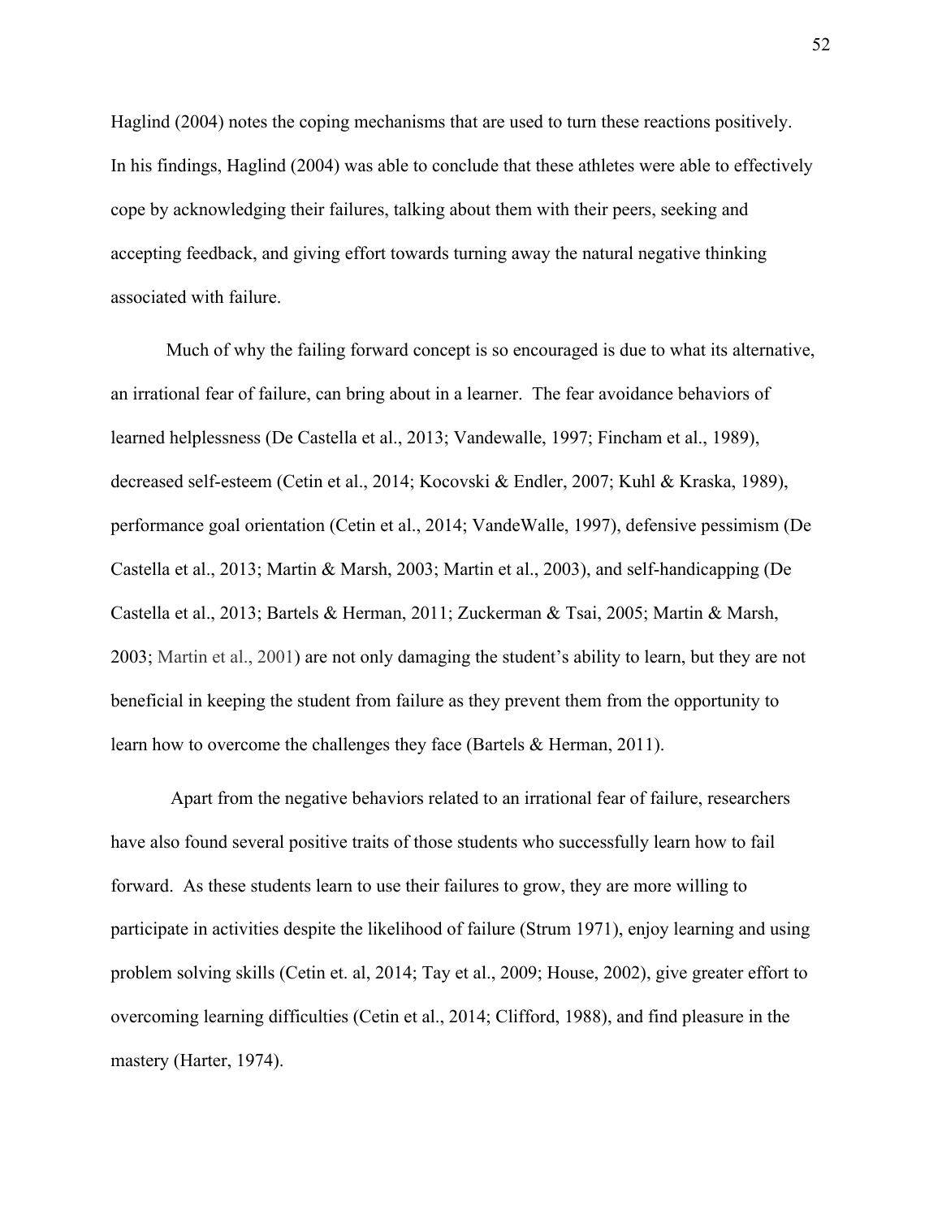Haglind (2004) notes the coping mechanisms that are used to turn these reactions positively. In his findings, Haglind (2004) was able to conclude that these athletes were able to effectively cope by acknowledging their failures, talking about them with their peers, seeking and accepting feedback, and giving effort towards turning away the natural negative thinking associated with failure.

Much of why the failing forward concept is so encouraged is due to what its alternative, an irrational fear of failure, can bring about in a learner. The fear avoidance behaviors of learned helplessness (De Castella et al., 2013; Vandewalle, 1997; Fincham et al., 1989), decreased self-esteem (Cetin et al., 2014; Kocovski & Endler, 2007; Kuhl & Kraska, 1989), performance goal orientation (Cetin et al., 2014; VandeWalle, 1997), defensive pessimism (De Castella et al., 2013; Martin & Marsh, 2003; Martin et al., 2003), and self-handicapping (De Castella et al., 2013; Bartels & Herman, 2011; Zuckerman & Tsai, 2005; Martin & Marsh, 2003; Martin et al., 2001) are not only damaging the student's ability to learn, but they are not beneficial in keeping the student from failure as they prevent them from the opportunity to learn how to overcome the challenges they face (Bartels & Herman, 2011).

Apart from the negative behaviors related to an irrational fear of failure, researchers have also found several positive traits of those students who successfully learn how to fail forward. As these students learn to use their failures to grow, they are more willing to participate in activities despite the likelihood of failure (Strum 1971), enjoy learning and using problem solving skills (Cetin et. al, 2014; Tay et al., 2009; House, 2002), give greater effort to overcoming learning difficulties (Cetin et al., 2014; Clifford, 1988), and find pleasure in the mastery (Harter, 1974).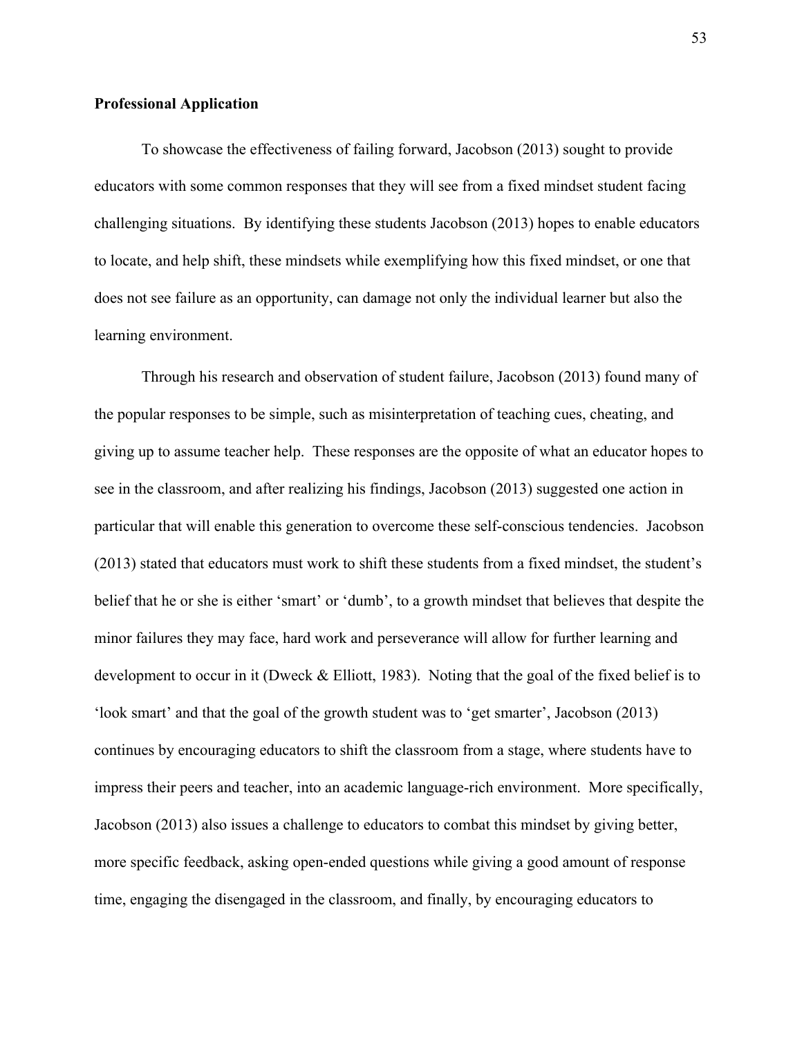**Professional Application**

To showcase the effectiveness of failing forward, Jacobson (2013) sought to provide educators with some common responses that they will see from a fixed mindset student facing challenging situations. By identifying these students Jacobson (2013) hopes to enable educators to locate, and help shift, these mindsets while exemplifying how this fixed mindset, or one that does not see failure as an opportunity, can damage not only the individual learner but also the learning environment.

Through his research and observation of student failure, Jacobson (2013) found many of the popular responses to be simple, such as misinterpretation of teaching cues, cheating, and giving up to assume teacher help. These responses are the opposite of what an educator hopes to see in the classroom, and after realizing his findings, Jacobson (2013) suggested one action in particular that will enable this generation to overcome these self-conscious tendencies. Jacobson (2013) stated that educators must work to shift these students from a fixed mindset, the student's belief that he or she is either 'smart' or 'dumb', to a growth mindset that believes that despite the minor failures they may face, hard work and perseverance will allow for further learning and development to occur in it (Dweck & Elliott, 1983). Noting that the goal of the fixed belief is to 'look smart' and that the goal of the growth student was to 'get smarter', Jacobson (2013) continues by encouraging educators to shift the classroom from a stage, where students have to impress their peers and teacher, into an academic language-rich environment. More specifically, Jacobson (2013) also issues a challenge to educators to combat this mindset by giving better, more specific feedback, asking open-ended questions while giving a good amount of response time, engaging the disengaged in the classroom, and finally, by encouraging educators to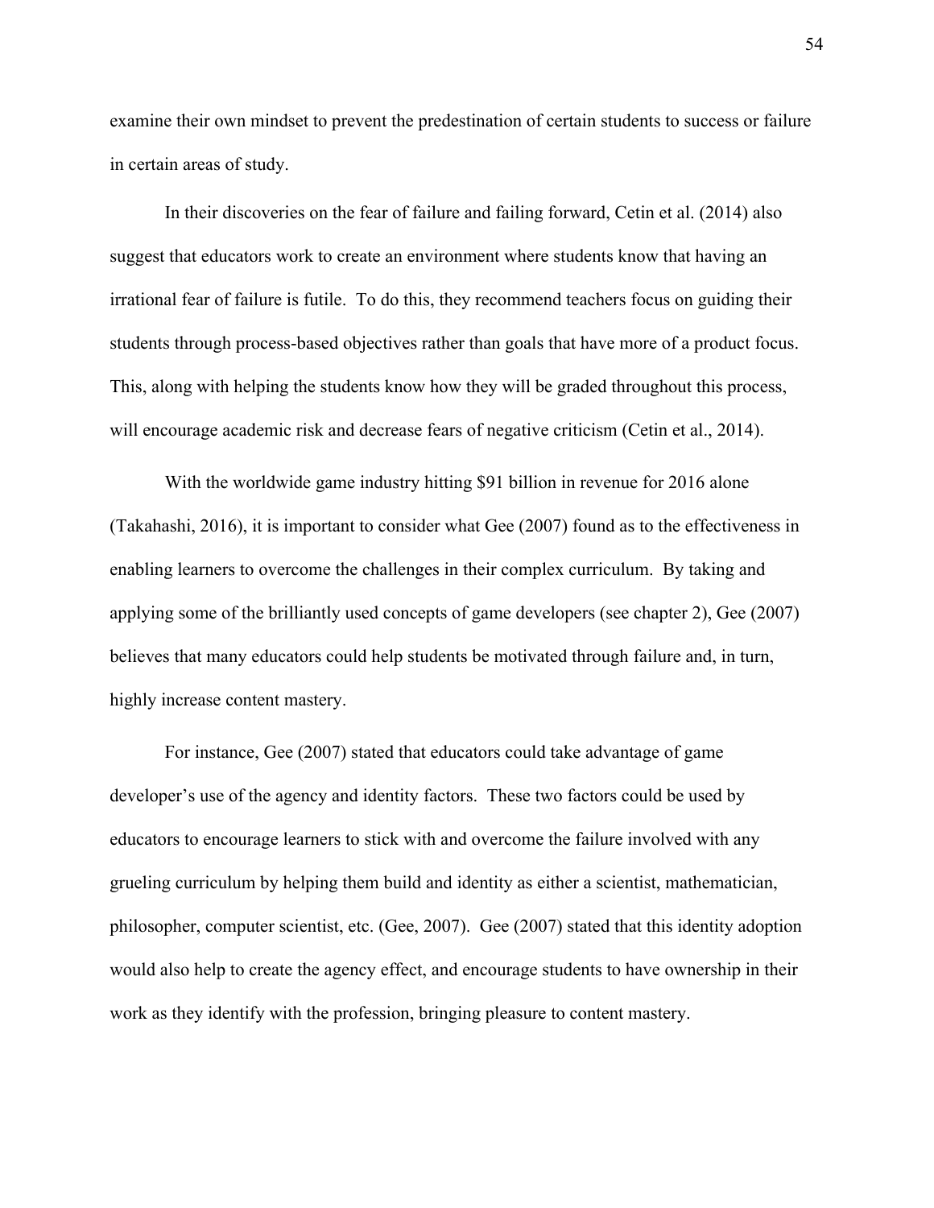examine their own mindset to prevent the predestination of certain students to success or failure in certain areas of study.

In their discoveries on the fear of failure and failing forward, Cetin et al. (2014) also suggest that educators work to create an environment where students know that having an irrational fear of failure is futile. To do this, they recommend teachers focus on guiding their students through process-based objectives rather than goals that have more of a product focus. This, along with helping the students know how they will be graded throughout this process, will encourage academic risk and decrease fears of negative criticism (Cetin et al., 2014).

With the worldwide game industry hitting $91 billion in revenue for 2016 alone (Takahashi, 2016), it is important to consider what Gee (2007) found as to the effectiveness in enabling learners to overcome the challenges in their complex curriculum. By taking and applying some of the brilliantly used concepts of game developers (see chapter 2), Gee (2007) believes that many educators could help students be motivated through failure and, in turn, highly increase content mastery.

For instance, Gee (2007) stated that educators could take advantage of game developer's use of the agency and identity factors. These two factors could be used by educators to encourage learners to stick with and overcome the failure involved with any grueling curriculum by helping them build and identity as either a scientist, mathematician, philosopher, computer scientist, etc. (Gee, 2007). Gee (2007) stated that this identity adoption would also help to create the agency effect, and encourage students to have ownership in their work as they identify with the profession, bringing pleasure to content mastery.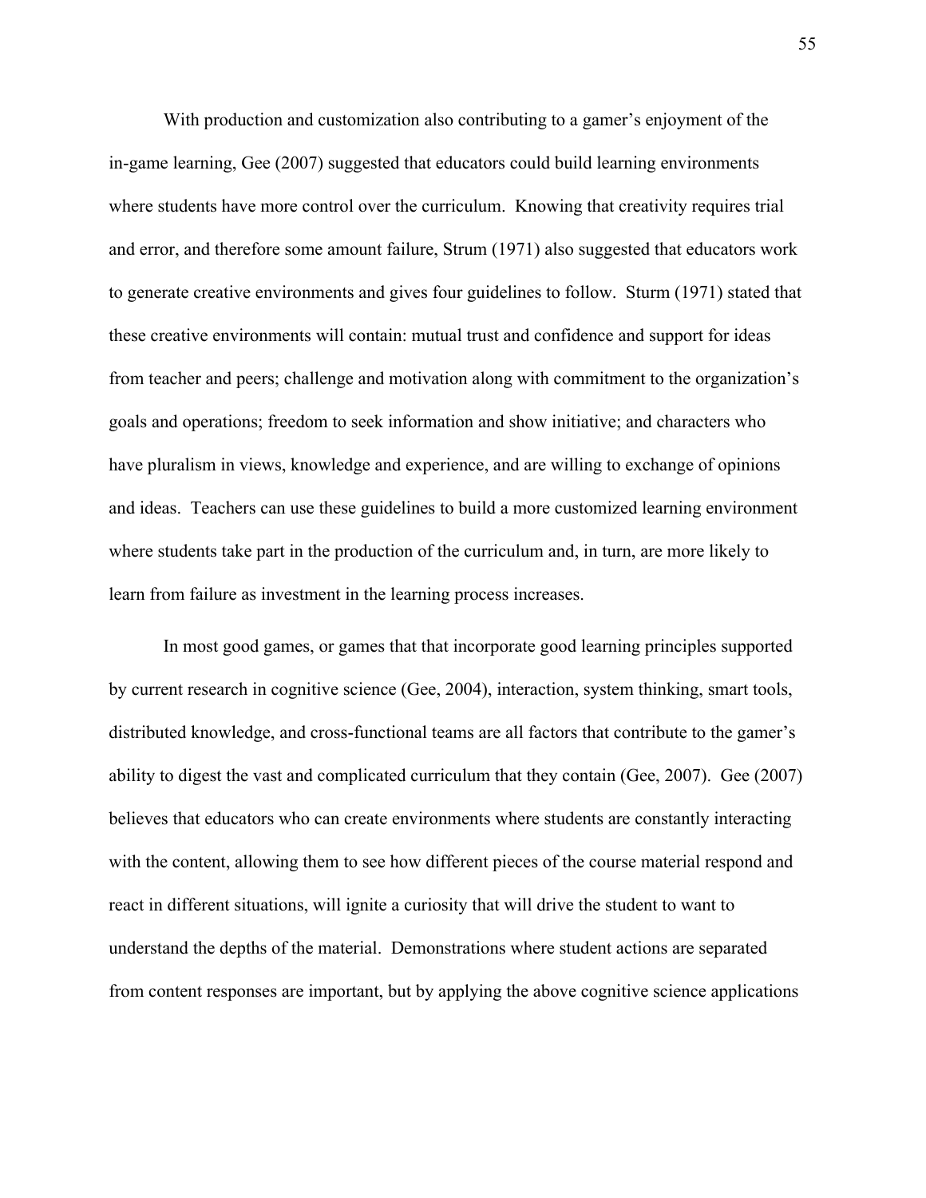With production and customization also contributing to a gamer's enjoyment of the in-game learning, Gee (2007) suggested that educators could build learning environments where students have more control over the curriculum. Knowing that creativity requires trial and error, and therefore some amount failure, Strum (1971) also suggested that educators work to generate creative environments and gives four guidelines to follow. Sturm (1971) stated that these creative environments will contain: mutual trust and confidence and support for ideas from teacher and peers; challenge and motivation along with commitment to the organization's goals and operations; freedom to seek information and show initiative; and characters who have pluralism in views, knowledge and experience, and are willing to exchange of opinions and ideas. Teachers can use these guidelines to build a more customized learning environment where students take part in the production of the curriculum and, in turn, are more likely to learn from failure as investment in the learning process increases.

In most good games, or games that that incorporate good learning principles supported by current research in cognitive science (Gee, 2004), interaction, system thinking, smart tools, distributed knowledge, and cross-functional teams are all factors that contribute to the gamer's ability to digest the vast and complicated curriculum that they contain (Gee, 2007). Gee (2007) believes that educators who can create environments where students are constantly interacting with the content, allowing them to see how different pieces of the course material respond and react in different situations, will ignite a curiosity that will drive the student to want to understand the depths of the material. Demonstrations where student actions are separated from content responses are important, but by applying the above cognitive science applications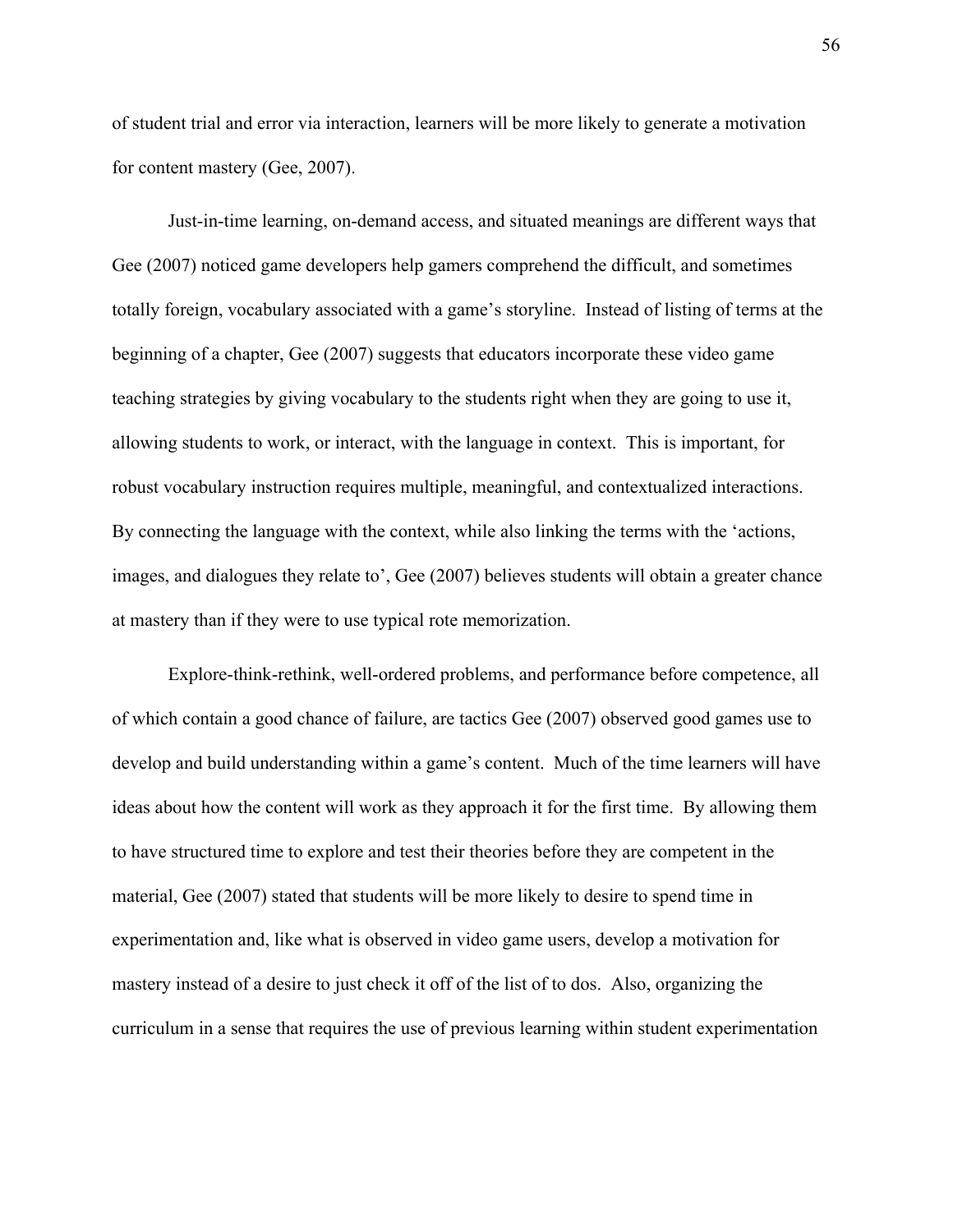of student trial and error via interaction, learners will be more likely to generate a motivation for content mastery (Gee, 2007).

Just-in-time learning, on-demand access, and situated meanings are different ways that Gee (2007) noticed game developers help gamers comprehend the difficult, and sometimes totally foreign, vocabulary associated with a game's storyline. Instead of listing of terms at the beginning of a chapter, Gee (2007) suggests that educators incorporate these video game teaching strategies by giving vocabulary to the students right when they are going to use it, allowing students to work, or interact, with the language in context. This is important, for robust vocabulary instruction requires multiple, meaningful, and contextualized interactions. By connecting the language with the context, while also linking the terms with the 'actions, images, and dialogues they relate to', Gee (2007) believes students will obtain a greater chance at mastery than if they were to use typical rote memorization.

Explore-think-rethink, well-ordered problems, and performance before competence, all of which contain a good chance of failure, are tactics Gee (2007) observed good games use to develop and build understanding within a game's content. Much of the time learners will have ideas about how the content will work as they approach it for the first time. By allowing them to have structured time to explore and test their theories before they are competent in the material, Gee (2007) stated that students will be more likely to desire to spend time in experimentation and, like what is observed in video game users, develop a motivation for mastery instead of a desire to just check it off of the list of to dos. Also, organizing the curriculum in a sense that requires the use of previous learning within student experimentation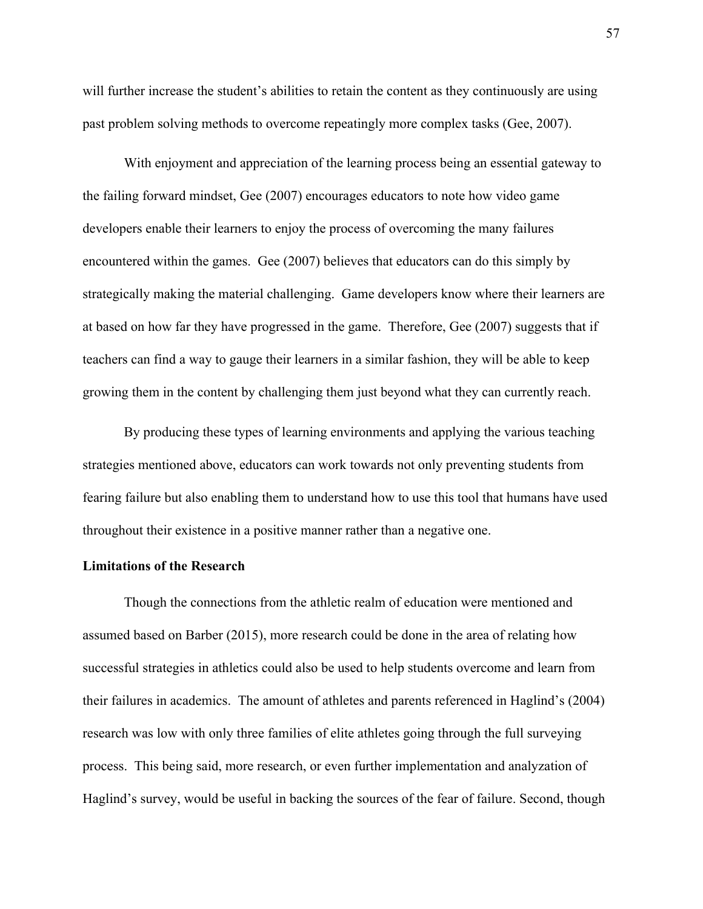will further increase the student's abilities to retain the content as they continuously are using past problem solving methods to overcome repeatingly more complex tasks (Gee, 2007).

With enjoyment and appreciation of the learning process being an essential gateway to the failing forward mindset, Gee (2007) encourages educators to note how video game developers enable their learners to enjoy the process of overcoming the many failures encountered within the games. Gee (2007) believes that educators can do this simply by strategically making the material challenging. Game developers know where their learners are at based on how far they have progressed in the game. Therefore, Gee (2007) suggests that if teachers can find a way to gauge their learners in a similar fashion, they will be able to keep growing them in the content by challenging them just beyond what they can currently reach.

By producing these types of learning environments and applying the various teaching strategies mentioned above, educators can work towards not only preventing students from fearing failure but also enabling them to understand how to use this tool that humans have used throughout their existence in a positive manner rather than a negative one.

**Limitations of the Research**

Though the connections from the athletic realm of education were mentioned and assumed based on Barber (2015), more research could be done in the area of relating how successful strategies in athletics could also be used to help students overcome and learn from their failures in academics. The amount of athletes and parents referenced in Haglind's (2004) research was low with only three families of elite athletes going through the full surveying process. This being said, more research, or even further implementation and analyzation of Haglind's survey, would be useful in backing the sources of the fear of failure. Second, though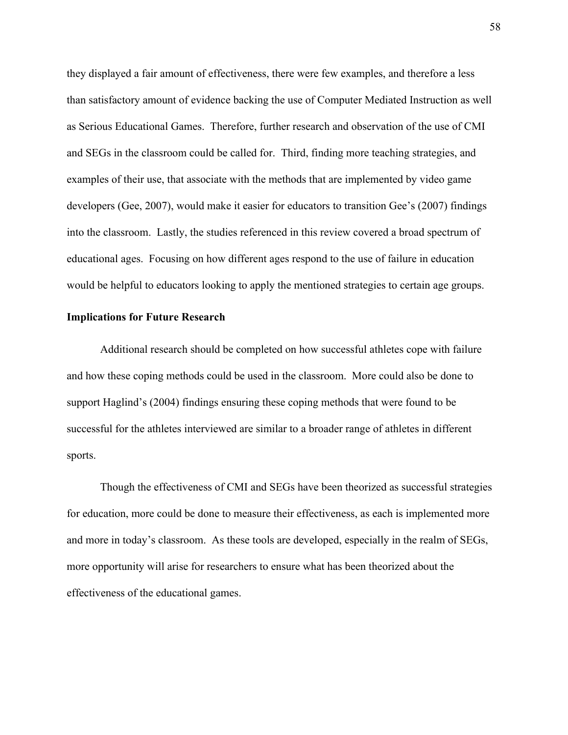they displayed a fair amount of effectiveness, there were few examples, and therefore a less than satisfactory amount of evidence backing the use of Computer Mediated Instruction as well as Serious Educational Games. Therefore, further research and observation of the use of CMI and SEGs in the classroom could be called for. Third, finding more teaching strategies, and examples of their use, that associate with the methods that are implemented by video game developers (Gee, 2007), would make it easier for educators to transition Gee's (2007) findings into the classroom. Lastly, the studies referenced in this review covered a broad spectrum of educational ages. Focusing on how different ages respond to the use of failure in education would be helpful to educators looking to apply the mentioned strategies to certain age groups.

### Implications for Future Research

Additional research should be completed on how successful athletes cope with failure and how these coping methods could be used in the classroom. More could also be done to support Haglind's (2004) findings ensuring these coping methods that were found to be successful for the athletes interviewed are similar to a broader range of athletes in different sports.

Though the effectiveness of CMI and SEGs have been theorized as successful strategies for education, more could be done to measure their effectiveness, as each is implemented more and more in today's classroom. As these tools are developed, especially in the realm of SEGs, more opportunity will arise for researchers to ensure what has been theorized about the effectiveness of the educational games.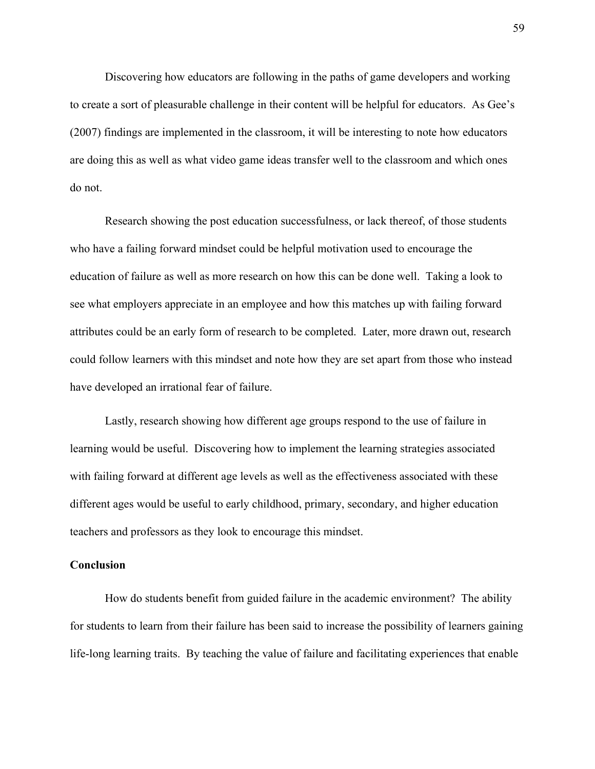Discovering how educators are following in the paths of game developers and working to create a sort of pleasurable challenge in their content will be helpful for educators. As Gee's (2007) findings are implemented in the classroom, it will be interesting to note how educators are doing this as well as what video game ideas transfer well to the classroom and which ones do not.

Research showing the post education successfulness, or lack thereof, of those students who have a failing forward mindset could be helpful motivation used to encourage the education of failure as well as more research on how this can be done well. Taking a look to see what employers appreciate in an employee and how this matches up with failing forward attributes could be an early form of research to be completed. Later, more drawn out, research could follow learners with this mindset and note how they are set apart from those who instead have developed an irrational fear of failure.

Lastly, research showing how different age groups respond to the use of failure in learning would be useful. Discovering how to implement the learning strategies associated with failing forward at different age levels as well as the effectiveness associated with these different ages would be useful to early childhood, primary, secondary, and higher education teachers and professors as they look to encourage this mindset.

## Conclusion

How do students benefit from guided failure in the academic environment? The ability for students to learn from their failure has been said to increase the possibility of learners gaining life-long learning traits. By teaching the value of failure and facilitating experiences that enable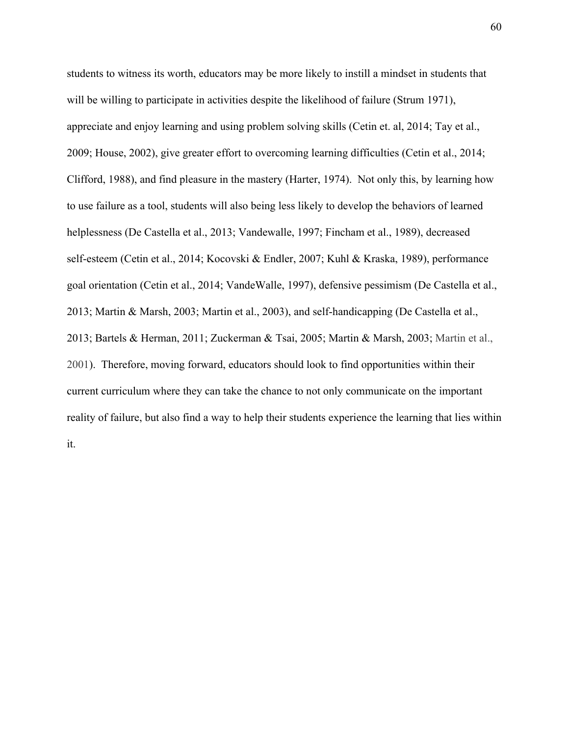students to witness its worth, educators may be more likely to instill a mindset in students that will be willing to participate in activities despite the likelihood of failure (Strum 1971), appreciate and enjoy learning and using problem solving skills (Cetin et. al, 2014; Tay et al., 2009; House, 2002), give greater effort to overcoming learning difficulties (Cetin et al., 2014; Clifford, 1988), and find pleasure in the mastery (Harter, 1974). Not only this, by learning how to use failure as a tool, students will also being less likely to develop the behaviors of learned helplessness (De Castella et al., 2013; Vandewalle, 1997; Fincham et al., 1989), decreased self-esteem (Cetin et al., 2014; Kocovski & Endler, 2007; Kuhl & Kraska, 1989), performance goal orientation (Cetin et al., 2014; VandeWalle, 1997), defensive pessimism (De Castella et al., 2013; Martin & Marsh, 2003; Martin et al., 2003), and self-handicapping (De Castella et al., 2013; Bartels & Herman, 2011; Zuckerman & Tsai, 2005; Martin & Marsh, 2003; Martin et al., 2001). Therefore, moving forward, educators should look to find opportunities within their current curriculum where they can take the chance to not only communicate on the important reality of failure, but also find a way to help their students experience the learning that lies within it.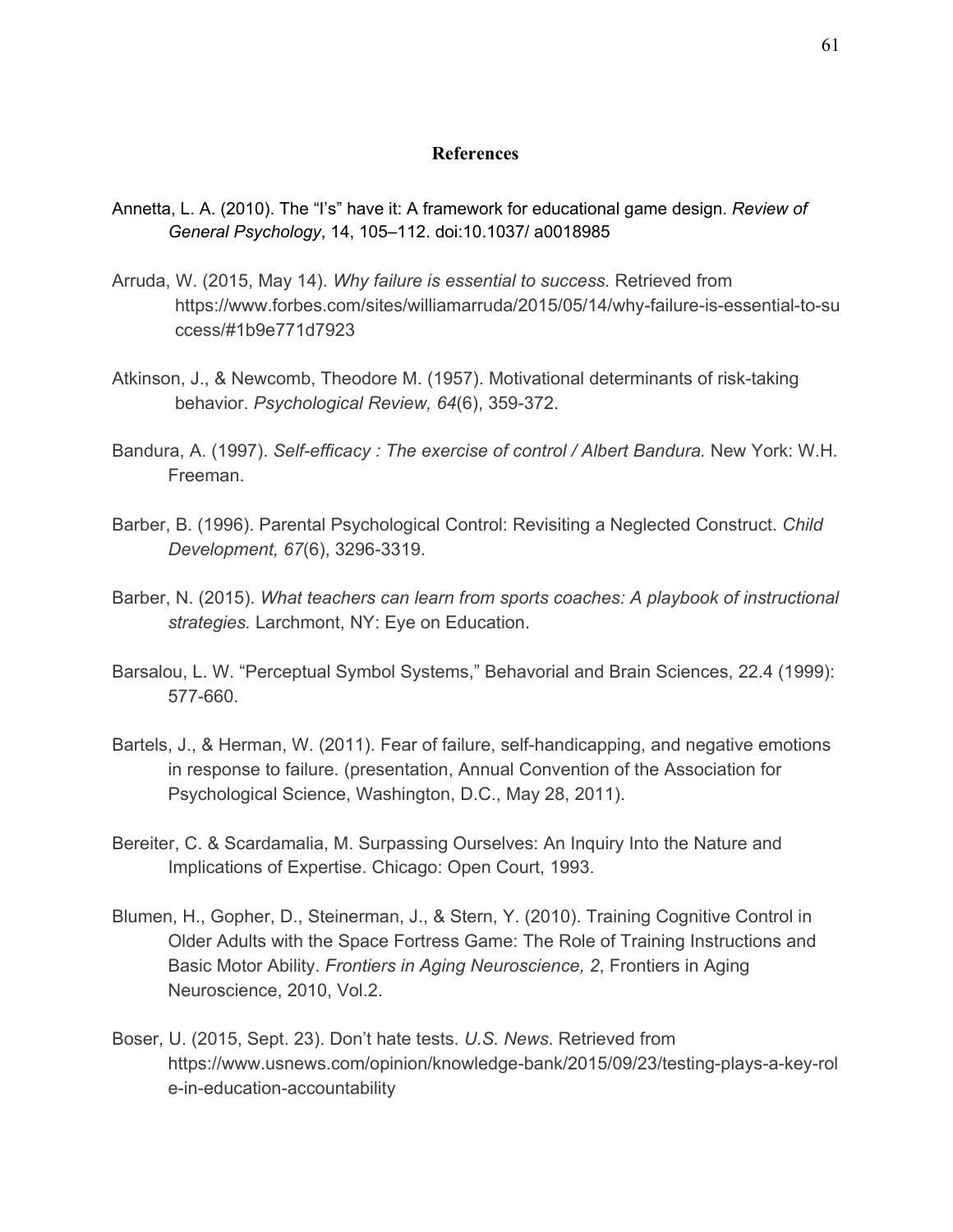## References

Annetta, L. A. (2010). The “I’s” have it: A framework for educational game design. *Review of General Psychology*, 14, 105–112. doi:10.1037/ a0018985

Arruda, W. (2015, May 14). *Why failure is essential to success.* Retrieved from https://www.forbes.com/sites/williamarruda/2015/05/14/why-failure-is-essential-to-success/#1b9e771d7923

Atkinson, J., & Newcomb, Theodore M. (1957). Motivational determinants of risk-taking behavior. *Psychological Review, 64*(6), 359-372.

Bandura, A. (1997). *Self-efficacy : The exercise of control / Albert Bandura.* New York: W.H. Freeman.

Barber, B. (1996). Parental Psychological Control: Revisiting a Neglected Construct. *Child Development, 67*(6), 3296-3319.

Barber, N. (2015). *What teachers can learn from sports coaches: A playbook of instructional strategies.* Larchmont, NY: Eye on Education.

Barsalou, L. W. “Perceptual Symbol Systems,” Behavorial and Brain Sciences, 22.4 (1999): 577-660.

Bartels, J., & Herman, W. (2011). Fear of failure, self-handicapping, and negative emotions in response to failure. (presentation, Annual Convention of the Association for Psychological Science, Washington, D.C., May 28, 2011).

Bereiter, C. & Scardamalia, M. Surpassing Ourselves: An Inquiry Into the Nature and Implications of Expertise. Chicago: Open Court, 1993.

Blumen, H., Gopher, D., Steinerman, J., & Stern, Y. (2010). Training Cognitive Control in Older Adults with the Space Fortress Game: The Role of Training Instructions and Basic Motor Ability. *Frontiers in Aging Neuroscience, 2*, Frontiers in Aging Neuroscience, 2010, Vol.2.

Boser, U. (2015, Sept. 23). Don’t hate tests. *U.S. News*. Retrieved from https://www.usnews.com/opinion/knowledge-bank/2015/09/23/testing-plays-a-key-role-in-education-accountability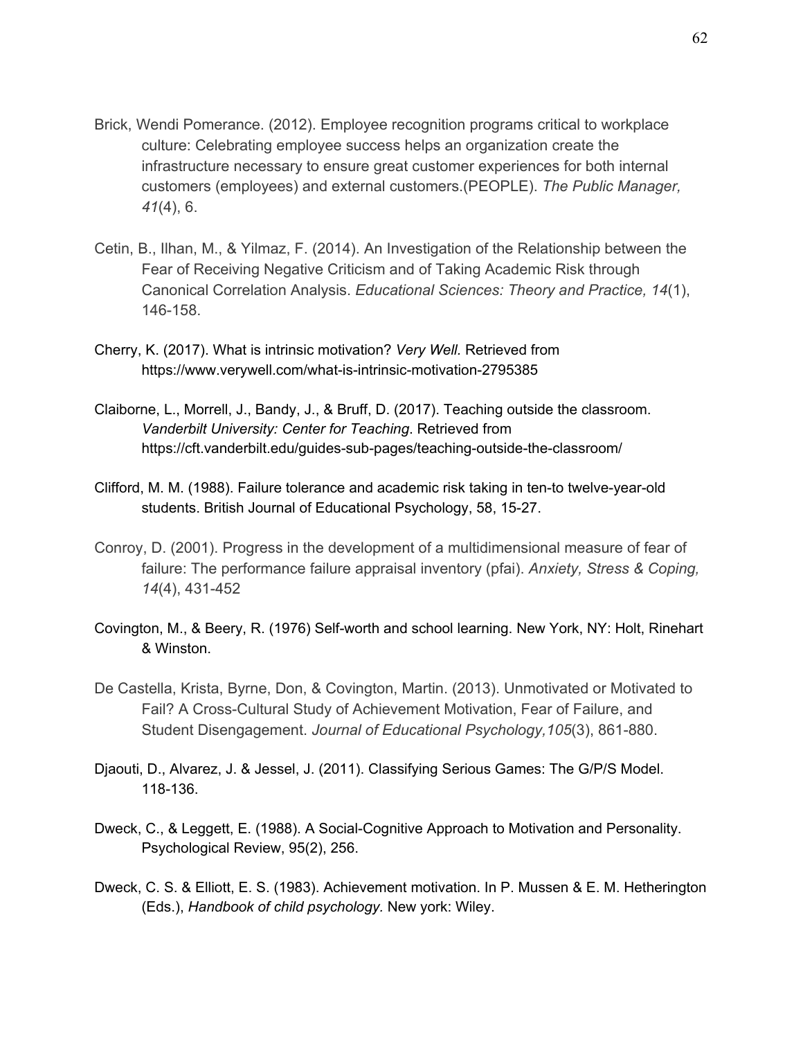Brick, Wendi Pomerance. (2012). Employee recognition programs critical to workplace culture: Celebrating employee success helps an organization create the infrastructure necessary to ensure great customer experiences for both internal customers (employees) and external customers.(PEOPLE). *The Public Manager, 41*(4), 6.

Cetin, B., Ilhan, M., & Yilmaz, F. (2014). An Investigation of the Relationship between the Fear of Receiving Negative Criticism and of Taking Academic Risk through Canonical Correlation Analysis. *Educational Sciences: Theory and Practice, 14*(1), 146-158.

Cherry, K. (2017). What is intrinsic motivation? *Very Well.* Retrieved from https://www.verywell.com/what-is-intrinsic-motivation-2795385

Claiborne, L., Morrell, J., Bandy, J., & Bruff, D. (2017). Teaching outside the classroom. *Vanderbilt University: Center for Teaching*. Retrieved from https://cft.vanderbilt.edu/guides-sub-pages/teaching-outside-the-classroom/

Clifford, M. M. (1988). Failure tolerance and academic risk taking in ten-to twelve-year-old students. British Journal of Educational Psychology, 58, 15-27.

Conroy, D. (2001). Progress in the development of a multidimensional measure of fear of failure: The performance failure appraisal inventory (pfai). *Anxiety, Stress & Coping, 14*(4), 431-452

Covington, M., & Beery, R. (1976) Self-worth and school learning. New York, NY: Holt, Rinehart & Winston.

De Castella, Krista, Byrne, Don, & Covington, Martin. (2013). Unmotivated or Motivated to Fail? A Cross-Cultural Study of Achievement Motivation, Fear of Failure, and Student Disengagement. *Journal of Educational Psychology,105*(3), 861-880.

Djaouti, D., Alvarez, J. & Jessel, J. (2011). Classifying Serious Games: The G/P/S Model. 118-136.

Dweck, C., & Leggett, E. (1988). A Social-Cognitive Approach to Motivation and Personality. Psychological Review, 95(2), 256.

Dweck, C. S. & Elliott, E. S. (1983). Achievement motivation. In P. Mussen & E. M. Hetherington (Eds.), *Handbook of child psychology.* New york: Wiley.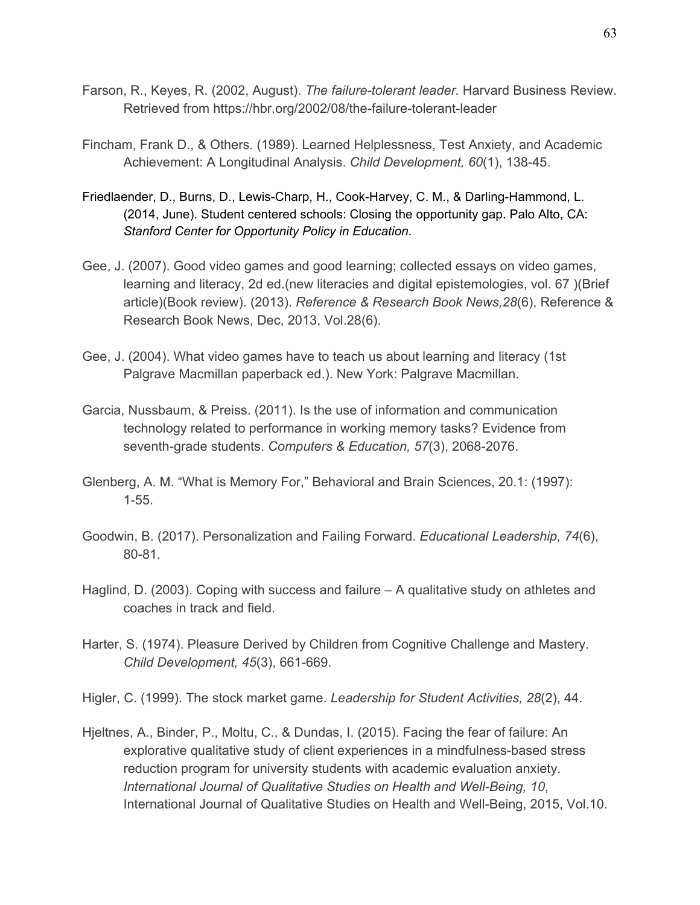Farson, R., Keyes, R. (2002, August). *The failure-tolerant leader.* Harvard Business Review. Retrieved from https://hbr.org/2002/08/the-failure-tolerant-leader

Fincham, Frank D., & Others. (1989). Learned Helplessness, Test Anxiety, and Academic Achievement: A Longitudinal Analysis. *Child Development, 60*(1), 138-45.

Friedlaender, D., Burns, D., Lewis-Charp, H., Cook-Harvey, C. M., & Darling-Hammond, L. (2014, June). Student centered schools: Closing the opportunity gap. Palo Alto, CA: *Stanford Center for Opportunity Policy in Education*.

Gee, J. (2007). Good video games and good learning; collected essays on video games, learning and literacy, 2d ed.(new literacies and digital epistemologies, vol. 67 )(Brief article)(Book review). (2013). *Reference & Research Book News,28*(6), Reference & Research Book News, Dec, 2013, Vol.28(6).

Gee, J. (2004). What video games have to teach us about learning and literacy (1st Palgrave Macmillan paperback ed.). New York: Palgrave Macmillan.

Garcia, Nussbaum, & Preiss. (2011). Is the use of information and communication technology related to performance in working memory tasks? Evidence from seventh-grade students. *Computers & Education, 57*(3), 2068-2076.

Glenberg, A. M. "What is Memory For," Behavioral and Brain Sciences, 20.1: (1997): 1-55.

Goodwin, B. (2017). Personalization and Failing Forward. *Educational Leadership, 74*(6), 80-81.

Haglind, D. (2003). Coping with success and failure – A qualitative study on athletes and coaches in track and field.

Harter, S. (1974). Pleasure Derived by Children from Cognitive Challenge and Mastery. *Child Development, 45*(3), 661-669.

Higler, C. (1999). The stock market game. *Leadership for Student Activities, 28*(2), 44.

Hjeltnes, A., Binder, P., Moltu, C., & Dundas, I. (2015). Facing the fear of failure: An explorative qualitative study of client experiences in a mindfulness-based stress reduction program for university students with academic evaluation anxiety. *International Journal of Qualitative Studies on Health and Well-Being, 10*, International Journal of Qualitative Studies on Health and Well-Being, 2015, Vol.10.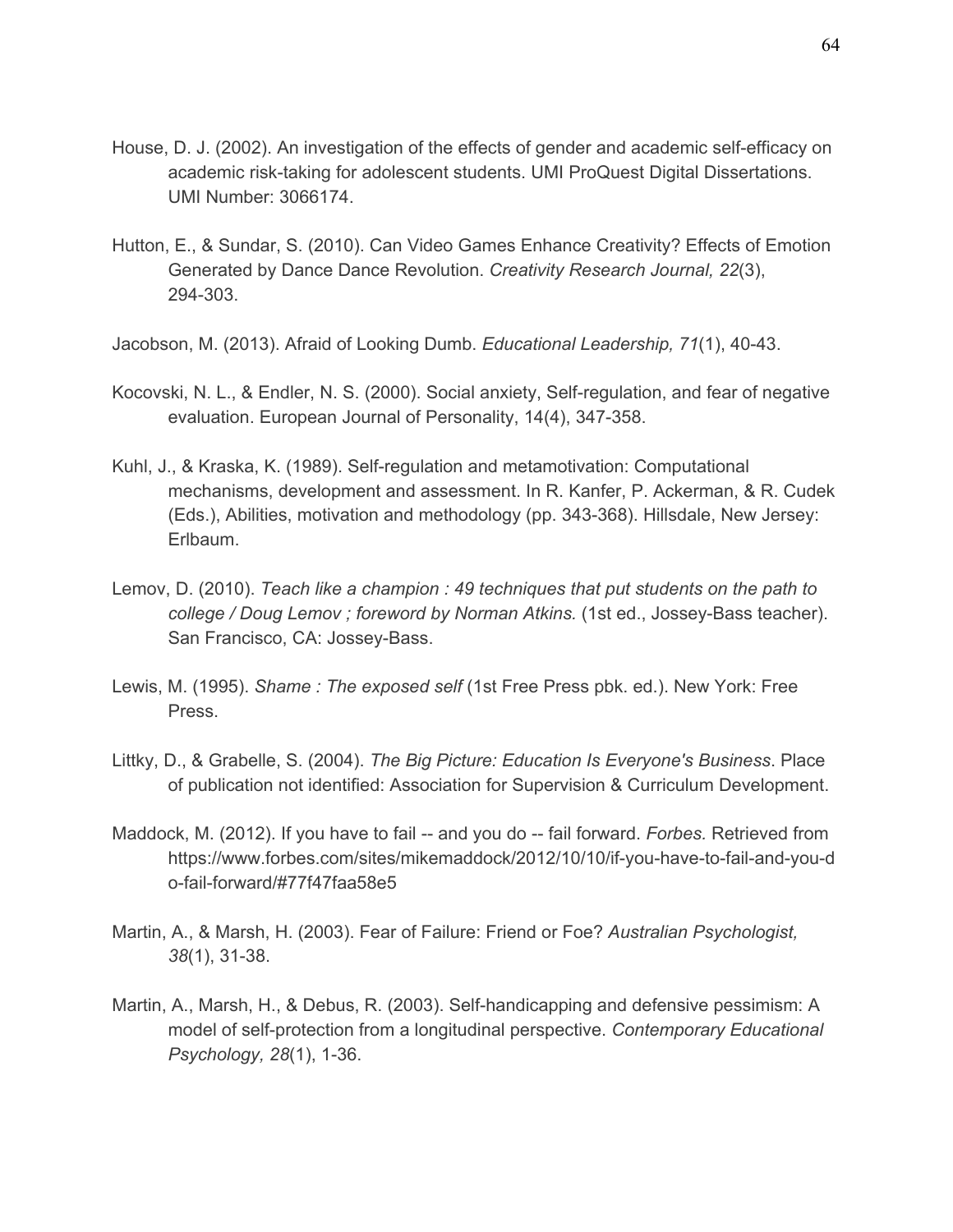House, D. J. (2002). An investigation of the effects of gender and academic self-efficacy on academic risk-taking for adolescent students. UMI ProQuest Digital Dissertations. UMI Number: 3066174.

Hutton, E., & Sundar, S. (2010). Can Video Games Enhance Creativity? Effects of Emotion Generated by Dance Dance Revolution. *Creativity Research Journal, 22*(3), 294-303.

Jacobson, M. (2013). Afraid of Looking Dumb. *Educational Leadership, 71*(1), 40-43.

Kocovski, N. L., & Endler, N. S. (2000). Social anxiety, Self-regulation, and fear of negative evaluation. European Journal of Personality, 14(4), 347-358.

Kuhl, J., & Kraska, K. (1989). Self-regulation and metamotivation: Computational mechanisms, development and assessment. In R. Kanfer, P. Ackerman, & R. Cudek (Eds.), Abilities, motivation and methodology (pp. 343-368). Hillsdale, New Jersey: Erlbaum.

Lemov, D. (2010). *Teach like a champion : 49 techniques that put students on the path to college / Doug Lemov ; foreword by Norman Atkins.* (1st ed., Jossey-Bass teacher). San Francisco, CA: Jossey-Bass.

Lewis, M. (1995). *Shame : The exposed self* (1st Free Press pbk. ed.). New York: Free Press.

Littky, D., & Grabelle, S. (2004). *The Big Picture: Education Is Everyone's Business*. Place of publication not identified: Association for Supervision & Curriculum Development.

Maddock, M. (2012). If you have to fail -- and you do -- fail forward. *Forbes.* Retrieved from https://www.forbes.com/sites/mikemaddock/2012/10/10/if-you-have-to-fail-and-you-do-fail-forward/#77f47faa58e5

Martin, A., & Marsh, H. (2003). Fear of Failure: Friend or Foe? *Australian Psychologist, 38*(1), 31-38.

Martin, A., Marsh, H., & Debus, R. (2003). Self-handicapping and defensive pessimism: A model of self-protection from a longitudinal perspective. *Contemporary Educational Psychology, 28*(1), 1-36.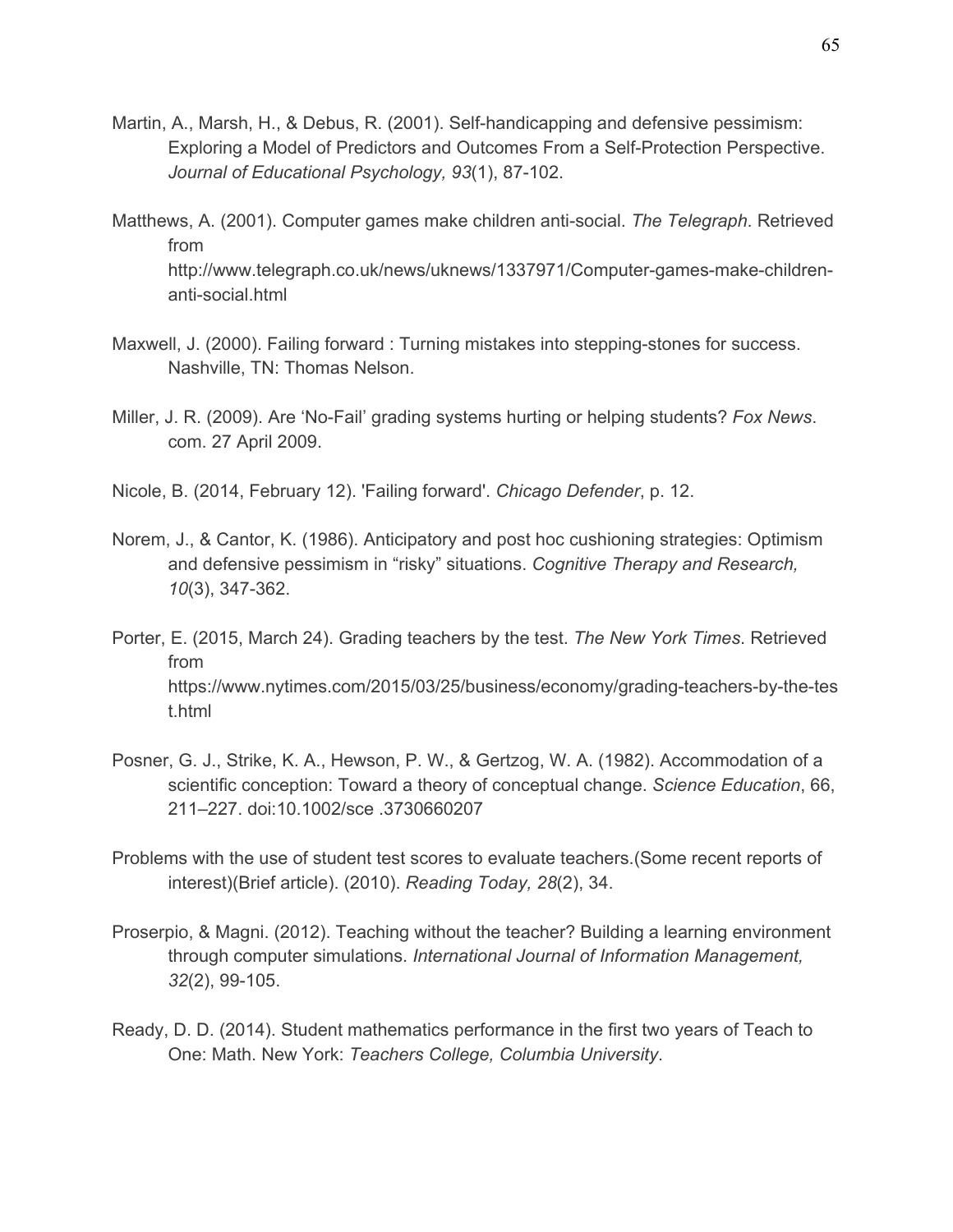Martin, A., Marsh, H., & Debus, R. (2001). Self-handicapping and defensive pessimism: Exploring a Model of Predictors and Outcomes From a Self-Protection Perspective. *Journal of Educational Psychology, 93*(1), 87-102.

Matthews, A. (2001). Computer games make children anti-social. *The Telegraph*. Retrieved from http://www.telegraph.co.uk/news/uknews/1337971/Computer-games-make-children-anti-social.html

Maxwell, J. (2000). Failing forward : Turning mistakes into stepping-stones for success. Nashville, TN: Thomas Nelson.

Miller, J. R. (2009). Are 'No-Fail' grading systems hurting or helping students? *Fox News*. com. 27 April 2009.

Nicole, B. (2014, February 12). 'Failing forward'. *Chicago Defender*, p. 12.

Norem, J., & Cantor, K. (1986). Anticipatory and post hoc cushioning strategies: Optimism and defensive pessimism in "risky" situations. *Cognitive Therapy and Research, 10*(3), 347-362.

Porter, E. (2015, March 24). Grading teachers by the test. *The New York Times*. Retrieved from https://www.nytimes.com/2015/03/25/business/economy/grading-teachers-by-the-test.html

Posner, G. J., Strike, K. A., Hewson, P. W., & Gertzog, W. A. (1982). Accommodation of a scientific conception: Toward a theory of conceptual change. *Science Education*, 66, 211–227. doi:10.1002/sce .3730660207

Problems with the use of student test scores to evaluate teachers.(Some recent reports of interest)(Brief article). (2010). *Reading Today, 28*(2), 34.

Proserpio, & Magni. (2012). Teaching without the teacher? Building a learning environment through computer simulations. *International Journal of Information Management, 32*(2), 99-105.

Ready, D. D. (2014). Student mathematics performance in the first two years of Teach to One: Math. New York: *Teachers College, Columbia University*.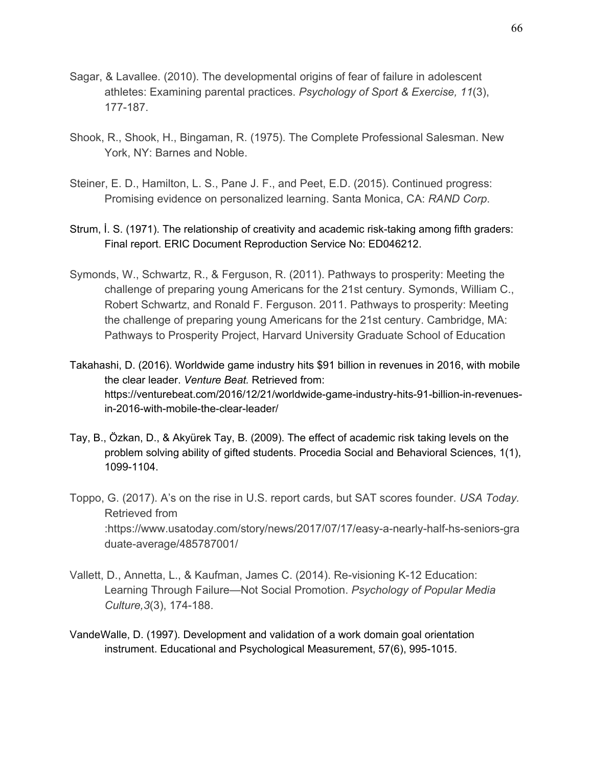Sagar, & Lavallee. (2010). The developmental origins of fear of failure in adolescent athletes: Examining parental practices. *Psychology of Sport & Exercise, 11*(3), 177-187.

Shook, R., Shook, H., Bingaman, R. (1975). The Complete Professional Salesman. New York, NY: Barnes and Noble.

Steiner, E. D., Hamilton, L. S., Pane J. F., and Peet, E.D. (2015). Continued progress: Promising evidence on personalized learning. Santa Monica, CA: *RAND Corp*.

Strum, İ. S. (1971). The relationship of creativity and academic risk-taking among fifth graders: Final report. ERIC Document Reproduction Service No: ED046212.

Symonds, W., Schwartz, R., & Ferguson, R. (2011). Pathways to prosperity: Meeting the challenge of preparing young Americans for the 21st century. Symonds, William C., Robert Schwartz, and Ronald F. Ferguson. 2011. Pathways to prosperity: Meeting the challenge of preparing young Americans for the 21st century. Cambridge, MA: Pathways to Prosperity Project, Harvard University Graduate School of Education

Takahashi, D. (2016). Worldwide game industry hits $91 billion in revenues in 2016, with mobile the clear leader. *Venture Beat.* Retrieved from: https://venturebeat.com/2016/12/21/worldwide-game-industry-hits-91-billion-in-revenues-in-2016-with-mobile-the-clear-leader/

Tay, B., Özkan, D., & Akyürek Tay, B. (2009). The effect of academic risk taking levels on the problem solving ability of gifted students. Procedia Social and Behavioral Sciences, 1(1), 1099-1104.

Toppo, G. (2017). A's on the rise in U.S. report cards, but SAT scores founder. *USA Today.* Retrieved from :https://www.usatoday.com/story/news/2017/07/17/easy-a-nearly-half-hs-seniors-graduate-average/485787001/

Vallett, D., Annetta, L., & Kaufman, James C. (2014). Re-visioning K-12 Education: Learning Through Failure—Not Social Promotion. *Psychology of Popular Media Culture,3*(3), 174-188.

VandeWalle, D. (1997). Development and validation of a work domain goal orientation instrument. Educational and Psychological Measurement, 57(6), 995-1015.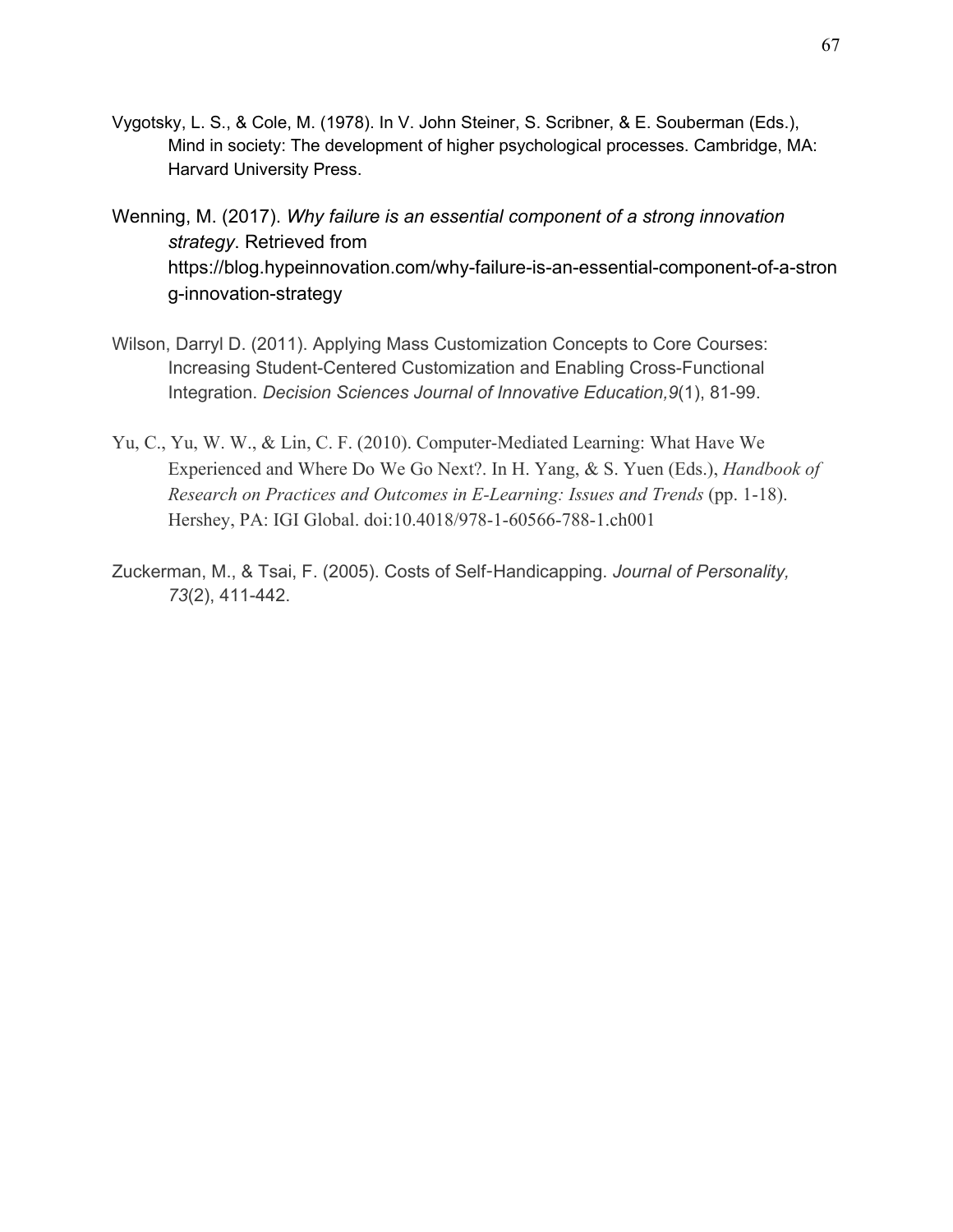Vygotsky, L. S., & Cole, M. (1978). In V. John Steiner, S. Scribner, & E. Souberman (Eds.), Mind in society: The development of higher psychological processes. Cambridge, MA: Harvard University Press.

Wenning, M. (2017). *Why failure is an essential component of a strong innovation strategy*. Retrieved from https://blog.hypeinnovation.com/why-failure-is-an-essential-component-of-a-strong-innovation-strategy

Wilson, Darryl D. (2011). Applying Mass Customization Concepts to Core Courses: Increasing Student-Centered Customization and Enabling Cross-Functional Integration. *Decision Sciences Journal of Innovative Education,9*(1), 81-99.

Yu, C., Yu, W. W., & Lin, C. F. (2010). Computer-Mediated Learning: What Have We Experienced and Where Do We Go Next?. In H. Yang, & S. Yuen (Eds.), *Handbook of Research on Practices and Outcomes in E-Learning: Issues and Trends* (pp. 1-18). Hershey, PA: IGI Global. doi:10.4018/978-1-60566-788-1.ch001

Zuckerman, M., & Tsai, F. (2005). Costs of Self‐Handicapping. *Journal of Personality, 73*(2), 411-442.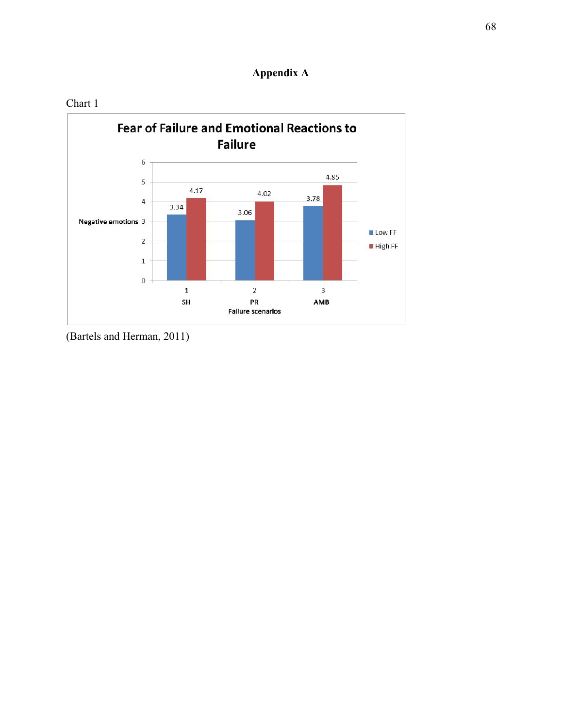# Appendix A

Chart 1

Fear of Failure and Emotional Reactions to Failure

6
5
4
3
2
1
0

Negative emotions

3.34
4.17
3.06
4.02
3.78
4.85

1
SH
2
PR
3
AMB

Failure scenarios

Low FF
High FF

(Bartels and Herman, 2011)